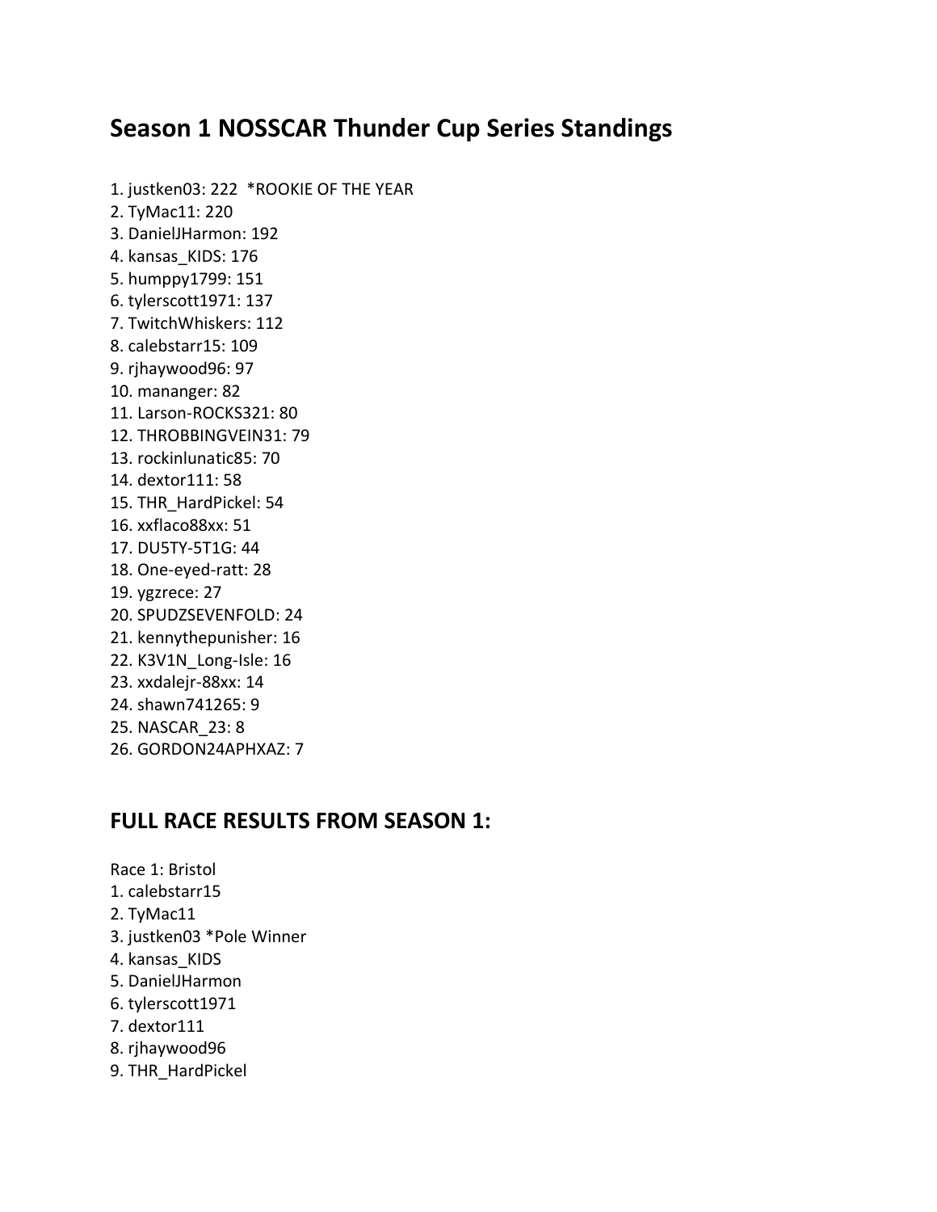## Season 1 NOSSCAR Thunder Cup Series Standings

1. justken03: 222  *ROOKIE OF THE YEAR
2. TyMac11: 220
3. DanielJHarmon: 192
4. kansas_KIDS: 176
5. humppy1799: 151
6. tylerscott1971: 137
7. TwitchWhiskers: 112
8. calebstarr15: 109
9. rjhaywood96: 97
10. mananger: 82
11. Larson-ROCKS321: 80
12. THROBBINGVEIN31: 79
13. rockinlunatic85: 70
14. dextor111: 58
15. THR_HardPickel: 54
16. xxflaco88xx: 51
17. DU5TY-5T1G: 44
18. One-eyed-ratt: 28
19. ygzrece: 27
20. SPUDZSEVENFOLD: 24
21. kennythepunisher: 16
22. K3V1N_Long-Isle: 16
23. xxdalejr-88xx: 14
24. shawn741265: 9
25. NASCAR_23: 8
26. GORDON24APHXAZ: 7

## FULL RACE RESULTS FROM SEASON 1:

Race 1: Bristol

1. calebstarr15
2. TyMac11
3. justken03 *Pole Winner
4. kansas_KIDS
5. DanielJHarmon
6. tylerscott1971
7. dextor111
8. rjhaywood96
9. THR_HardPickel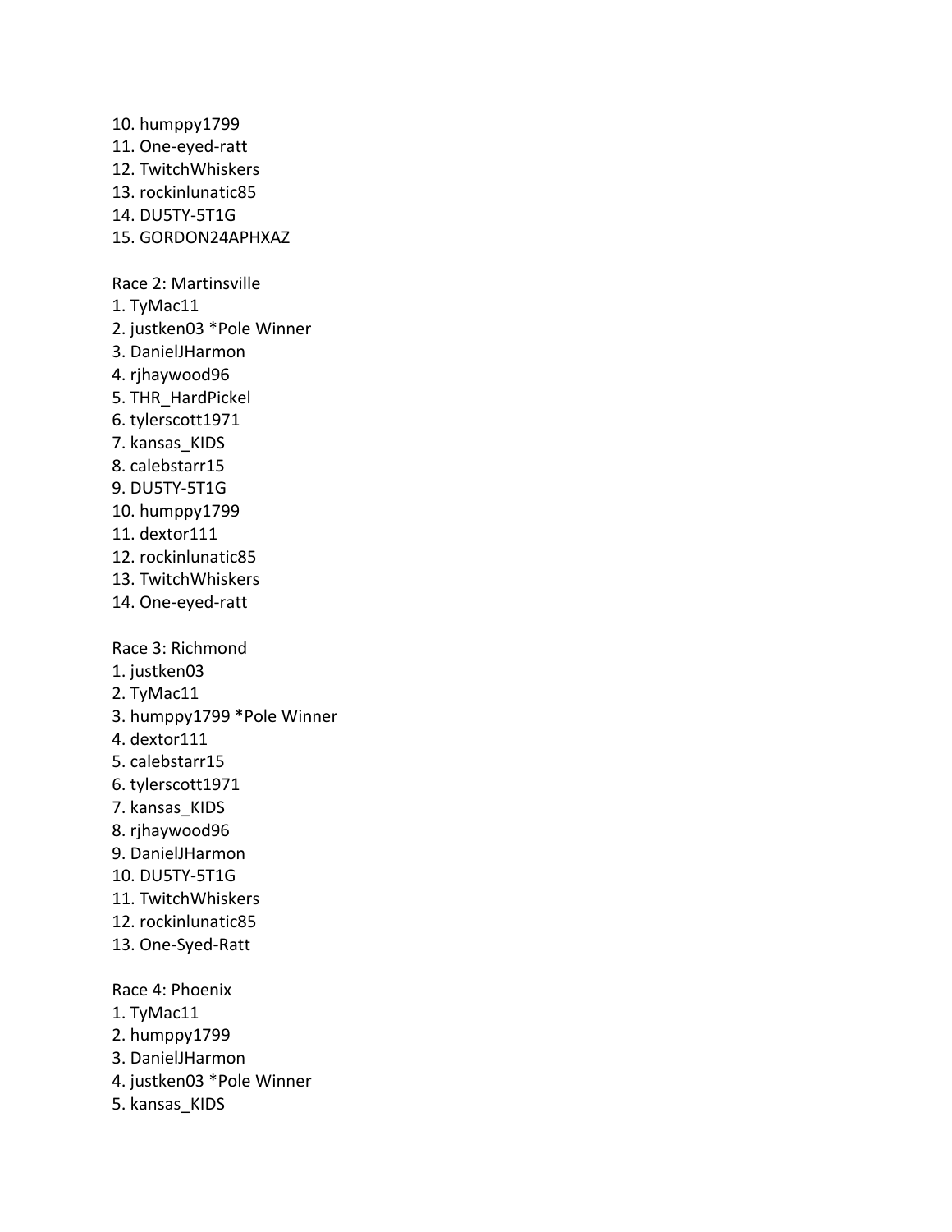10. humppy1799
11. One-eyed-ratt
12. TwitchWhiskers
13. rockinlunatic85
14. DU5TY-5T1G
15. GORDON24APHXAZ

Race 2: Martinsville
1. TyMac11
2. justken03 *Pole Winner
3. DanielJHarmon
4. rjhaywood96
5. THR_HardPickel
6. tylerscott1971
7. kansas_KIDS
8. calebstarr15
9. DU5TY-5T1G
10. humppy1799
11. dextor111
12. rockinlunatic85
13. TwitchWhiskers
14. One-eyed-ratt

Race 3: Richmond
1. justken03
2. TyMac11
3. humppy1799 *Pole Winner
4. dextor111
5. calebstarr15
6. tylerscott1971
7. kansas_KIDS
8. rjhaywood96
9. DanielJHarmon
10. DU5TY-5T1G
11. TwitchWhiskers
12. rockinlunatic85
13. One-Syed-Ratt

Race 4: Phoenix
1. TyMac11
2. humppy1799
3. DanielJHarmon
4. justken03 *Pole Winner
5. kansas_KIDS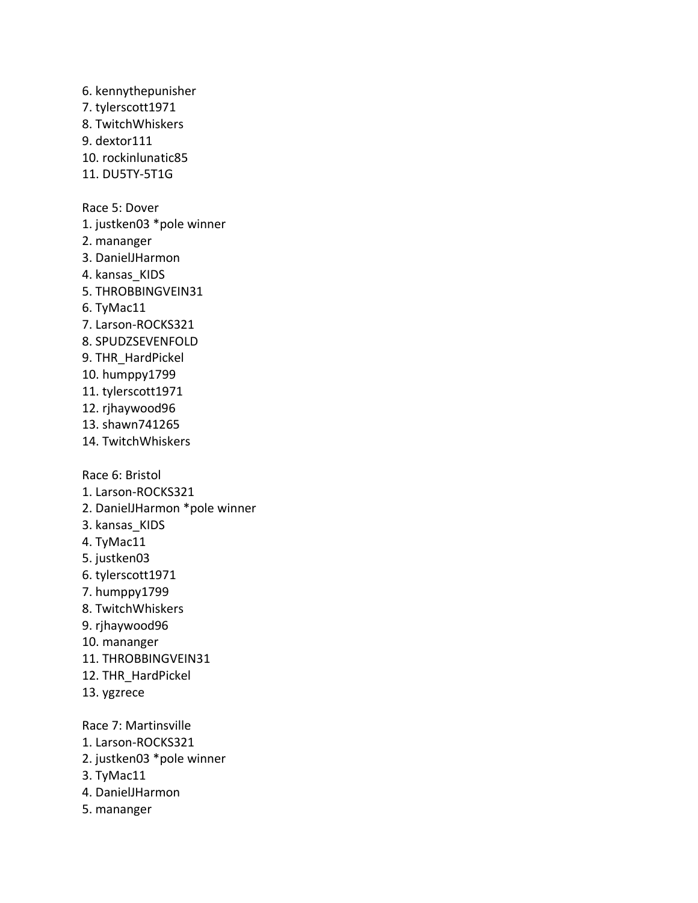6. kennythepunisher
7. tylerscott1971
8. TwitchWhiskers
9. dextor111
10. rockinlunatic85
11. DU5TY-5T1G

Race 5: Dover
1. justken03 *pole winner
2. mananger
3. DanielJHarmon
4. kansas_KIDS
5. THROBBINGVEIN31
6. TyMac11
7. Larson-ROCKS321
8. SPUDZSEVENFOLD
9. THR_HardPickel
10. humppy1799
11. tylerscott1971
12. rjhaywood96
13. shawn741265
14. TwitchWhiskers

Race 6: Bristol
1. Larson-ROCKS321
2. DanielJHarmon *pole winner
3. kansas_KIDS
4. TyMac11
5. justken03
6. tylerscott1971
7. humppy1799
8. TwitchWhiskers
9. rjhaywood96
10. mananger
11. THROBBINGVEIN31
12. THR_HardPickel
13. ygzrece

Race 7: Martinsville
1. Larson-ROCKS321
2. justken03 *pole winner
3. TyMac11
4. DanielJHarmon
5. mananger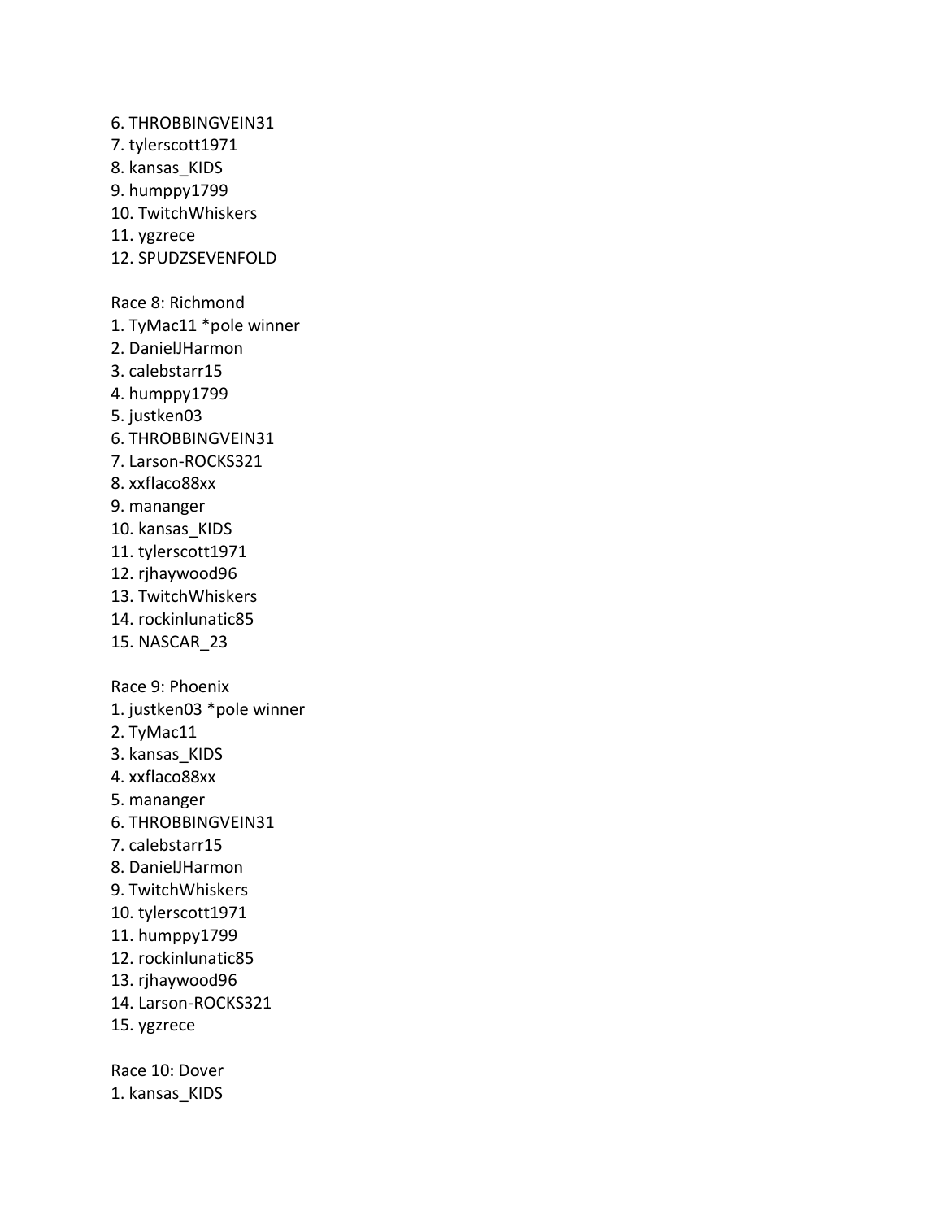6. THROBBINGVEIN31
7. tylerscott1971
8. kansas_KIDS
9. humppy1799
10. TwitchWhiskers
11. ygzrece
12. SPUDZSEVENFOLD

Race 8: Richmond
1. TyMac11 *pole winner
2. DanielJHarmon
3. calebstarr15
4. humppy1799
5. justken03
6. THROBBINGVEIN31
7. Larson-ROCKS321
8. xxflaco88xx
9. mananger
10. kansas_KIDS
11. tylerscott1971
12. rjhaywood96
13. TwitchWhiskers
14. rockinlunatic85
15. NASCAR_23

Race 9: Phoenix
1. justken03 *pole winner
2. TyMac11
3. kansas_KIDS
4. xxflaco88xx
5. mananger
6. THROBBINGVEIN31
7. calebstarr15
8. DanielJHarmon
9. TwitchWhiskers
10. tylerscott1971
11. humppy1799
12. rockinlunatic85
13. rjhaywood96
14. Larson-ROCKS321
15. ygzrece

Race 10: Dover
1. kansas_KIDS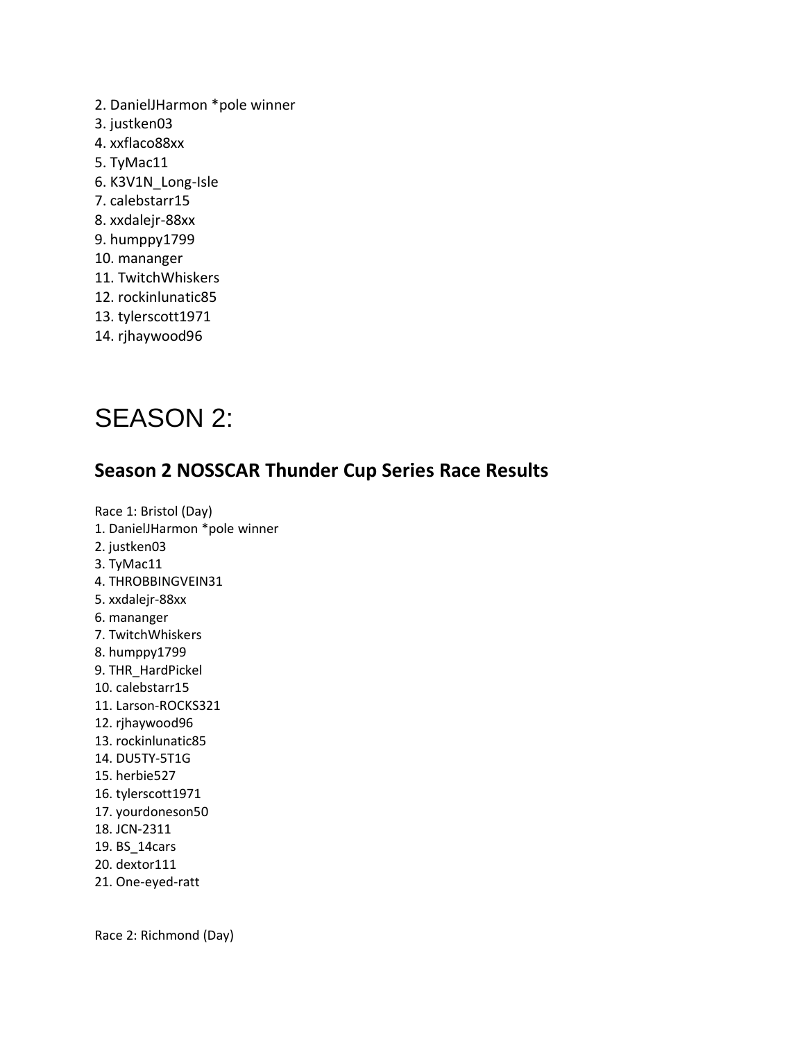2. DanielJHarmon *pole winner
3. justken03
4. xxflaco88xx
5. TyMac11
6. K3V1N_Long-Isle
7. calebstarr15
8. xxdalejr-88xx
9. humppy1799
10. mananger
11. TwitchWhiskers
12. rockinlunatic85
13. tylerscott1971
14. rjhaywood96

# SEASON 2:

## Season 2 NOSSCAR Thunder Cup Series Race Results

Race 1: Bristol (Day)
1. DanielJHarmon *pole winner
2. justken03
3. TyMac11
4. THROBBINGVEIN31
5. xxdalejr-88xx
6. mananger
7. TwitchWhiskers
8. humppy1799
9. THR_HardPickel
10. calebstarr15
11. Larson-ROCKS321
12. rjhaywood96
13. rockinlunatic85
14. DU5TY-5T1G
15. herbie527
16. tylerscott1971
17. yourdoneson50
18. JCN-2311
19. BS_14cars
20. dextor111
21. One-eyed-ratt

Race 2: Richmond (Day)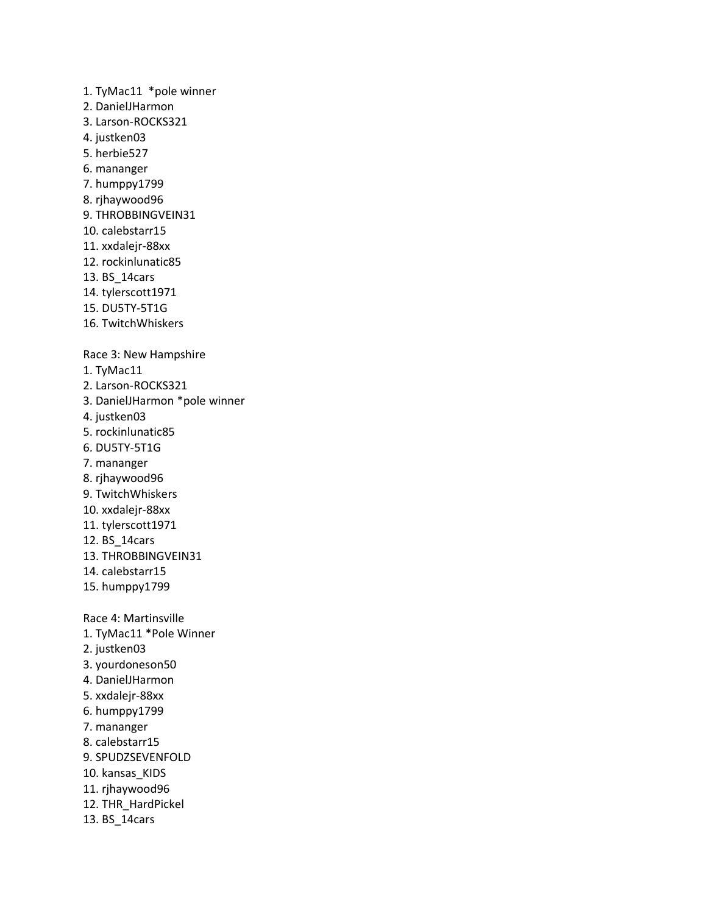1. TyMac11  *pole winner
2. DanielJHarmon
3. Larson-ROCKS321
4. justken03
5. herbie527
6. mananger
7. humppy1799
8. rjhaywood96
9. THROBBINGVEIN31
10. calebstarr15
11. xxdalejr-88xx
12. rockinlunatic85
13. BS_14cars
14. tylerscott1971
15. DU5TY-5T1G
16. TwitchWhiskers

Race 3: New Hampshire

1. TyMac11
2. Larson-ROCKS321
3. DanielJHarmon *pole winner
4. justken03
5. rockinlunatic85
6. DU5TY-5T1G
7. mananger
8. rjhaywood96
9. TwitchWhiskers
10. xxdalejr-88xx
11. tylerscott1971
12. BS_14cars
13. THROBBINGVEIN31
14. calebstarr15
15. humppy1799

Race 4: Martinsville

1. TyMac11 *Pole Winner
2. justken03
3. yourdoneson50
4. DanielJHarmon
5. xxdalejr-88xx
6. humppy1799
7. mananger
8. calebstarr15
9. SPUDZSEVENFOLD
10. kansas_KIDS
11. rjhaywood96
12. THR_HardPickel
13. BS_14cars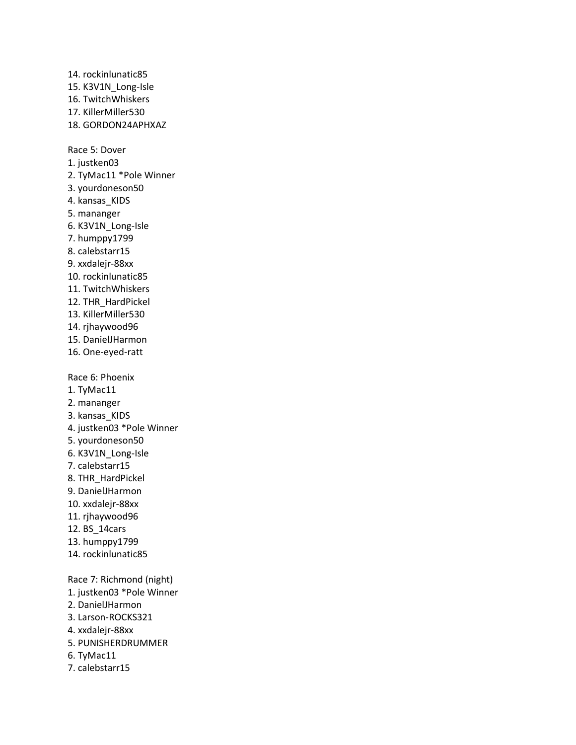14. rockinlunatic85
15. K3V1N_Long-Isle
16. TwitchWhiskers
17. KillerMiller530
18. GORDON24APHXAZ

Race 5: Dover
1. justken03
2. TyMac11 *Pole Winner
3. yourdoneson50
4. kansas_KIDS
5. mananger
6. K3V1N_Long-Isle
7. humppy1799
8. calebstarr15
9. xxdalejr-88xx
10. rockinlunatic85
11. TwitchWhiskers
12. THR_HardPickel
13. KillerMiller530
14. rjhaywood96
15. DanielJHarmon
16. One-eyed-ratt

Race 6: Phoenix
1. TyMac11
2. mananger
3. kansas_KIDS
4. justken03 *Pole Winner
5. yourdoneson50
6. K3V1N_Long-Isle
7. calebstarr15
8. THR_HardPickel
9. DanielJHarmon
10. xxdalejr-88xx
11. rjhaywood96
12. BS_14cars
13. humppy1799
14. rockinlunatic85

Race 7: Richmond (night)
1. justken03 *Pole Winner
2. DanielJHarmon
3. Larson-ROCKS321
4. xxdalejr-88xx
5. PUNISHERDRUMMER
6. TyMac11
7. calebstarr15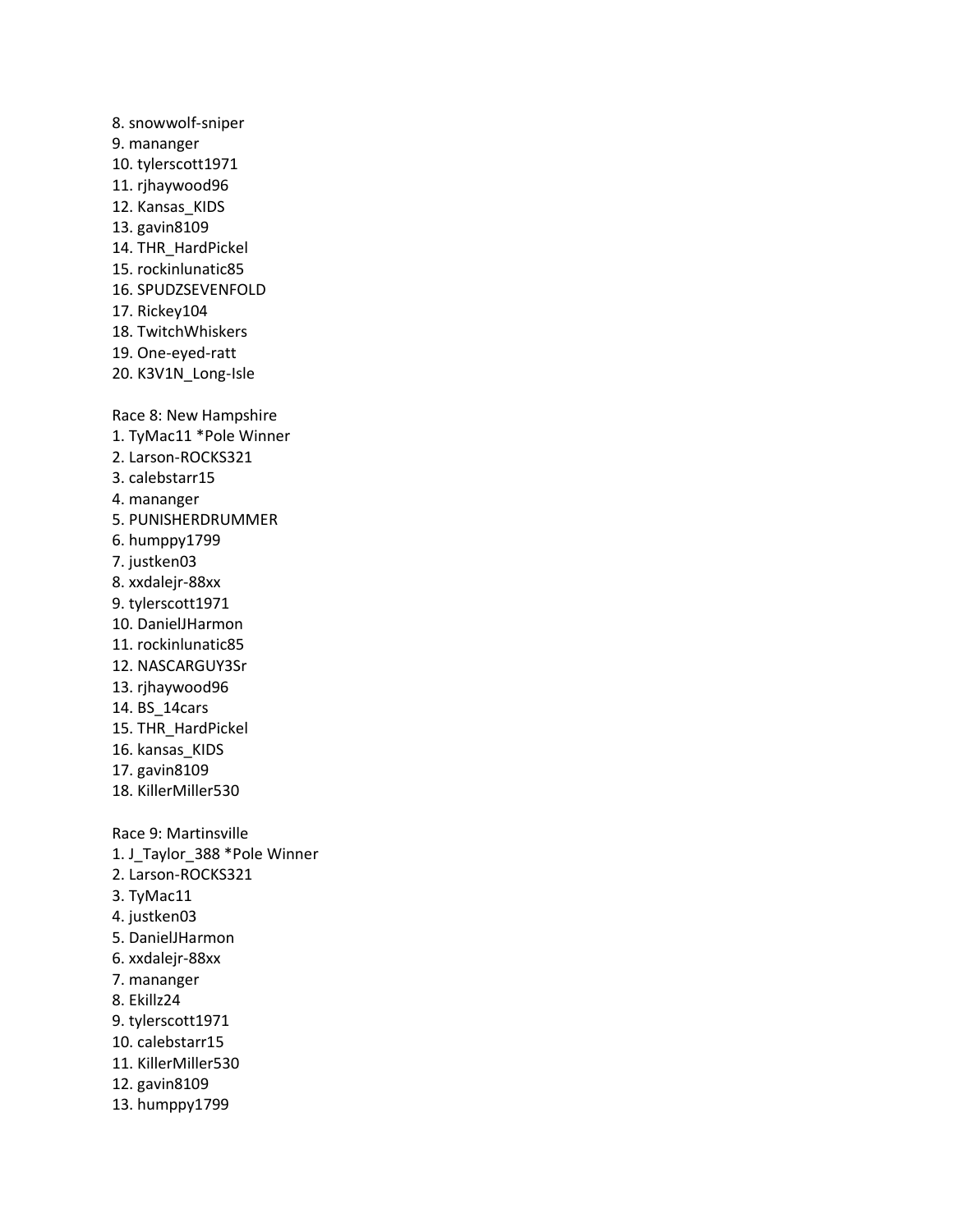8. snowwolf-sniper
9. mananger
10. tylerscott1971
11. rjhaywood96
12. Kansas_KIDS
13. gavin8109
14. THR_HardPickel
15. rockinlunatic85
16. SPUDZSEVENFOLD
17. Rickey104
18. TwitchWhiskers
19. One-eyed-ratt
20. K3V1N_Long-Isle

Race 8: New Hampshire
1. TyMac11 *Pole Winner
2. Larson-ROCKS321
3. calebstarr15
4. mananger
5. PUNISHERDRUMMER
6. humppy1799
7. justken03
8. xxdalejr-88xx
9. tylerscott1971
10. DanielJHarmon
11. rockinlunatic85
12. NASCARGUY3Sr
13. rjhaywood96
14. BS_14cars
15. THR_HardPickel
16. kansas_KIDS
17. gavin8109
18. KillerMiller530

Race 9: Martinsville
1. J_Taylor_388 *Pole Winner
2. Larson-ROCKS321
3. TyMac11
4. justken03
5. DanielJHarmon
6. xxdalejr-88xx
7. mananger
8. Ekillz24
9. tylerscott1971
10. calebstarr15
11. KillerMiller530
12. gavin8109
13. humppy1799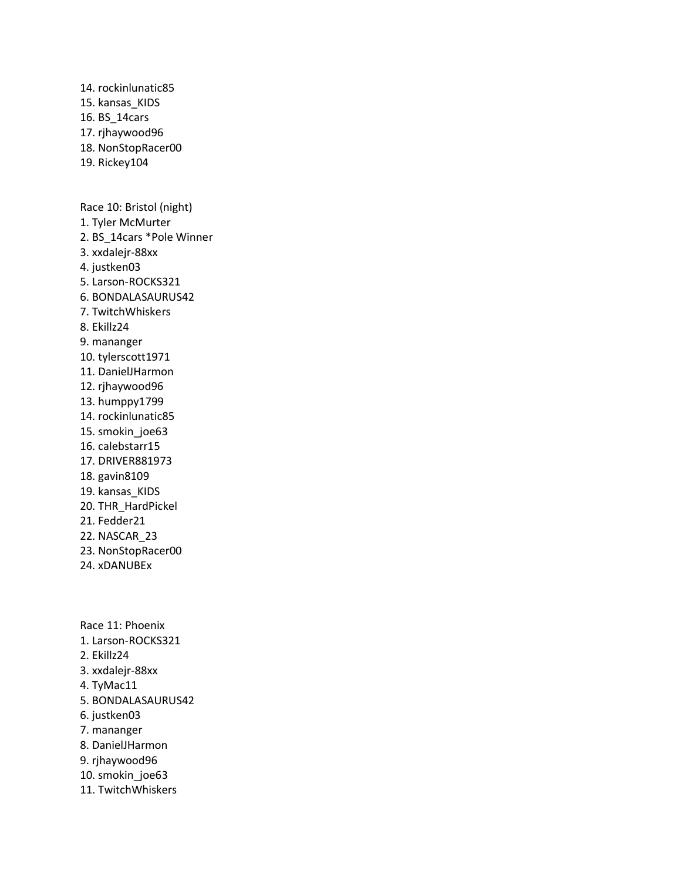14. rockinlunatic85
15. kansas_KIDS
16. BS_14cars
17. rjhaywood96
18. NonStopRacer00
19. Rickey104

Race 10: Bristol (night)

1. Tyler McMurter
2. BS_14cars *Pole Winner
3. xxdalejr-88xx
4. justken03
5. Larson-ROCKS321
6. BONDALASAURUS42
7. TwitchWhiskers
8. Ekillz24
9. mananger
10. tylerscott1971
11. DanielJHarmon
12. rjhaywood96
13. humppy1799
14. rockinlunatic85
15. smokin_joe63
16. calebstarr15
17. DRIVER881973
18. gavin8109
19. kansas_KIDS
20. THR_HardPickel
21. Fedder21
22. NASCAR_23
23. NonStopRacer00
24. xDANUBEx

Race 11: Phoenix

1. Larson-ROCKS321
2. Ekillz24
3. xxdalejr-88xx
4. TyMac11
5. BONDALASAURUS42
6. justken03
7. mananger
8. DanielJHarmon
9. rjhaywood96
10. smokin_joe63
11. TwitchWhiskers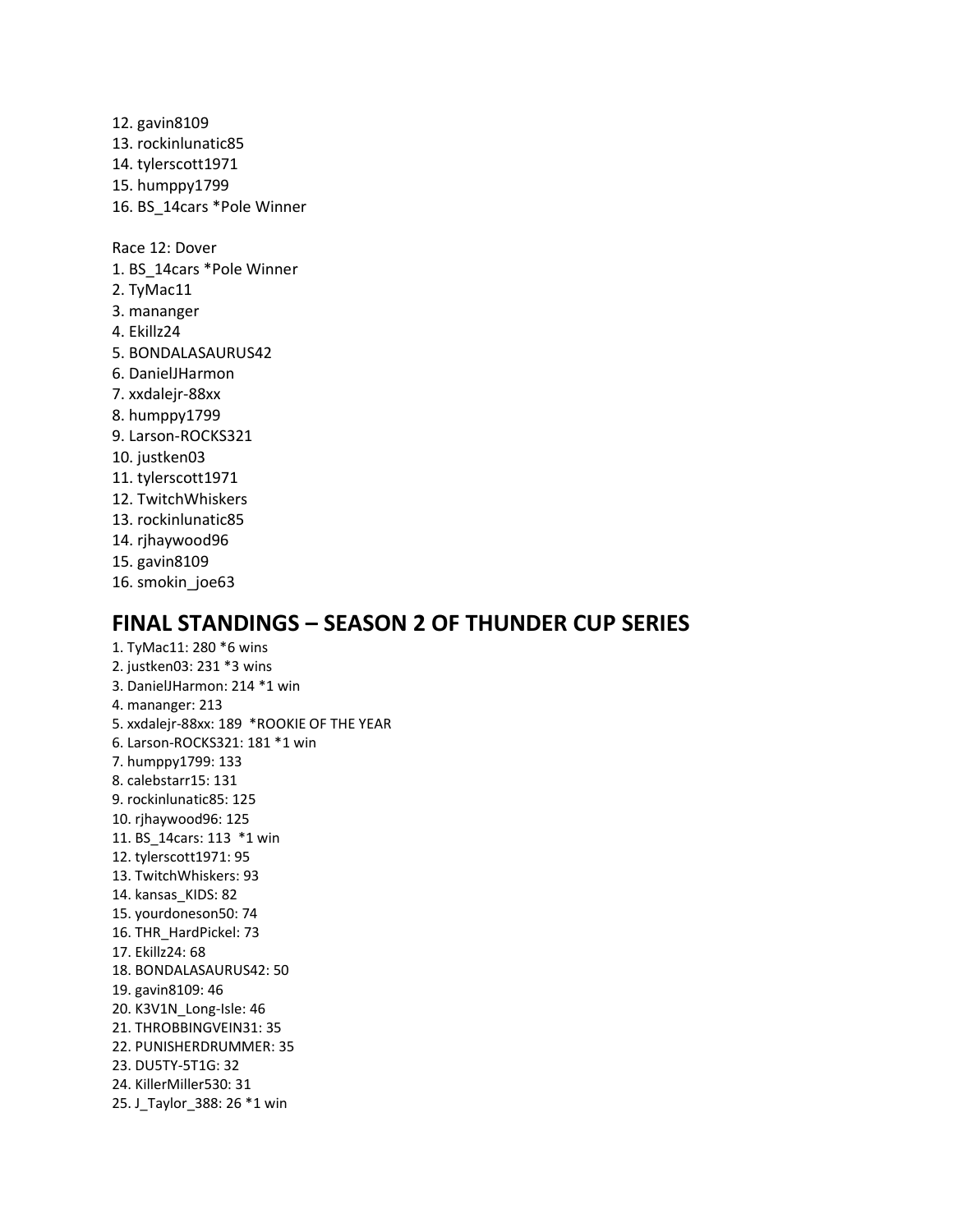12. gavin8109
13. rockinlunatic85
14. tylerscott1971
15. humppy1799
16. BS_14cars *Pole Winner

Race 12: Dover
1. BS_14cars *Pole Winner
2. TyMac11
3. mananger
4. Ekillz24
5. BONDALASAURUS42
6. DanielJHarmon
7. xxdalejr-88xx
8. humppy1799
9. Larson-ROCKS321
10. justken03
11. tylerscott1971
12. TwitchWhiskers
13. rockinlunatic85
14. rjhaywood96
15. gavin8109
16. smokin_joe63

## FINAL STANDINGS – SEASON 2 OF THUNDER CUP SERIES

1. TyMac11: 280 *6 wins
2. justken03: 231 *3 wins
3. DanielJHarmon: 214 *1 win
4. mananger: 213
5. xxdalejr-88xx: 189 *ROOKIE OF THE YEAR
6. Larson-ROCKS321: 181 *1 win
7. humppy1799: 133
8. calebstarr15: 131
9. rockinlunatic85: 125
10. rjhaywood96: 125
11. BS_14cars: 113 *1 win
12. tylerscott1971: 95
13. TwitchWhiskers: 93
14. kansas_KIDS: 82
15. yourdoneson50: 74
16. THR_HardPickel: 73
17. Ekillz24: 68
18. BONDALASAURUS42: 50
19. gavin8109: 46
20. K3V1N_Long-Isle: 46
21. THROBBINGVEIN31: 35
22. PUNISHERDRUMMER: 35
23. DU5TY-5T1G: 32
24. KillerMiller530: 31
25. J_Taylor_388: 26 *1 win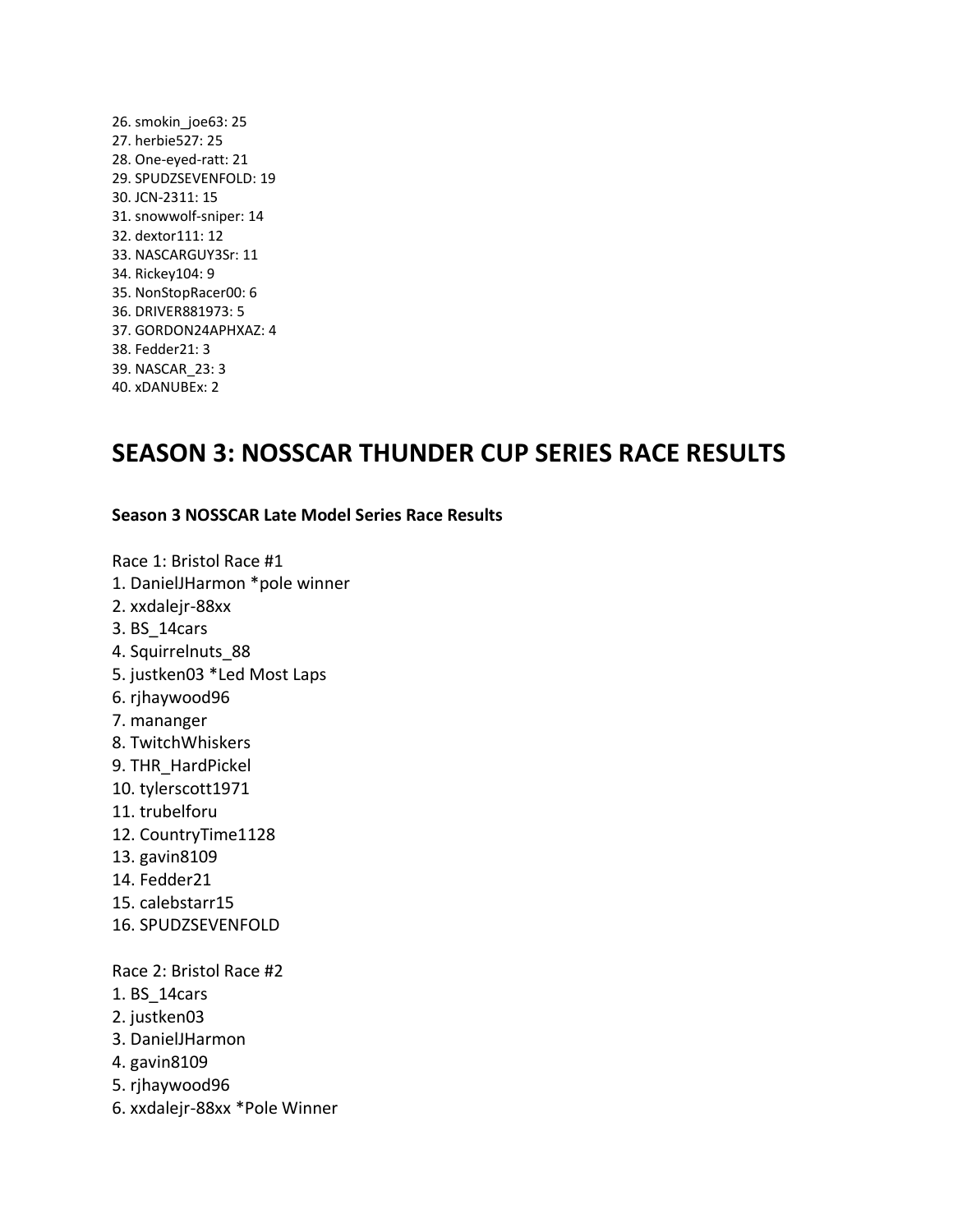26. smokin_joe63: 25
27. herbie527: 25
28. One-eyed-ratt: 21
29. SPUDZSEVENFOLD: 19
30. JCN-2311: 15
31. snowwolf-sniper: 14
32. dextor111: 12
33. NASCARGUY3Sr: 11
34. Rickey104: 9
35. NonStopRacer00: 6
36. DRIVER881973: 5
37. GORDON24APHXAZ: 4
38. Fedder21: 3
39. NASCAR_23: 3
40. xDANUBEx: 2

# SEASON 3: NOSSCAR THUNDER CUP SERIES RACE RESULTS

**Season 3 NOSSCAR Late Model Series Race Results**

Race 1: Bristol Race #1
1. DanielJHarmon *pole winner
2. xxdalejr-88xx
3. BS_14cars
4. Squirrelnuts_88
5. justken03 *Led Most Laps
6. rjhaywood96
7. mananger
8. TwitchWhiskers
9. THR_HardPickel
10. tylerscott1971
11. trubelforu
12. CountryTime1128
13. gavin8109
14. Fedder21
15. calebstarr15
16. SPUDZSEVENFOLD

Race 2: Bristol Race #2
1. BS_14cars
2. justken03
3. DanielJHarmon
4. gavin8109
5. rjhaywood96
6. xxdalejr-88xx *Pole Winner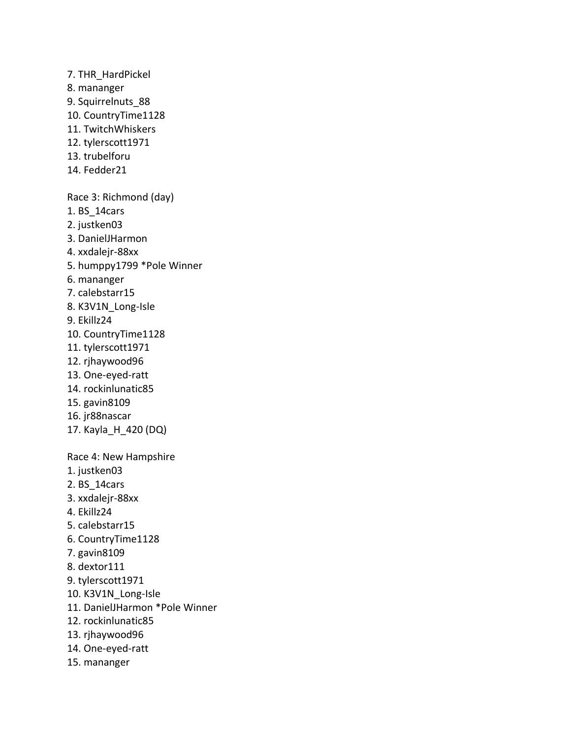7. THR_HardPickel
8. mananger
9. Squirrelnuts_88
10. CountryTime1128
11. TwitchWhiskers
12. tylerscott1971
13. trubelforu
14. Fedder21

Race 3: Richmond (day)
1. BS_14cars
2. justken03
3. DanielJHarmon
4. xxdalejr-88xx
5. humppy1799 *Pole Winner
6. mananger
7. calebstarr15
8. K3V1N_Long-Isle
9. Ekillz24
10. CountryTime1128
11. tylerscott1971
12. rjhaywood96
13. One-eyed-ratt
14. rockinlunatic85
15. gavin8109
16. jr88nascar
17. Kayla_H_420 (DQ)

Race 4: New Hampshire
1. justken03
2. BS_14cars
3. xxdalejr-88xx
4. Ekillz24
5. calebstarr15
6. CountryTime1128
7. gavin8109
8. dextor111
9. tylerscott1971
10. K3V1N_Long-Isle
11. DanielJHarmon *Pole Winner
12. rockinlunatic85
13. rjhaywood96
14. One-eyed-ratt
15. mananger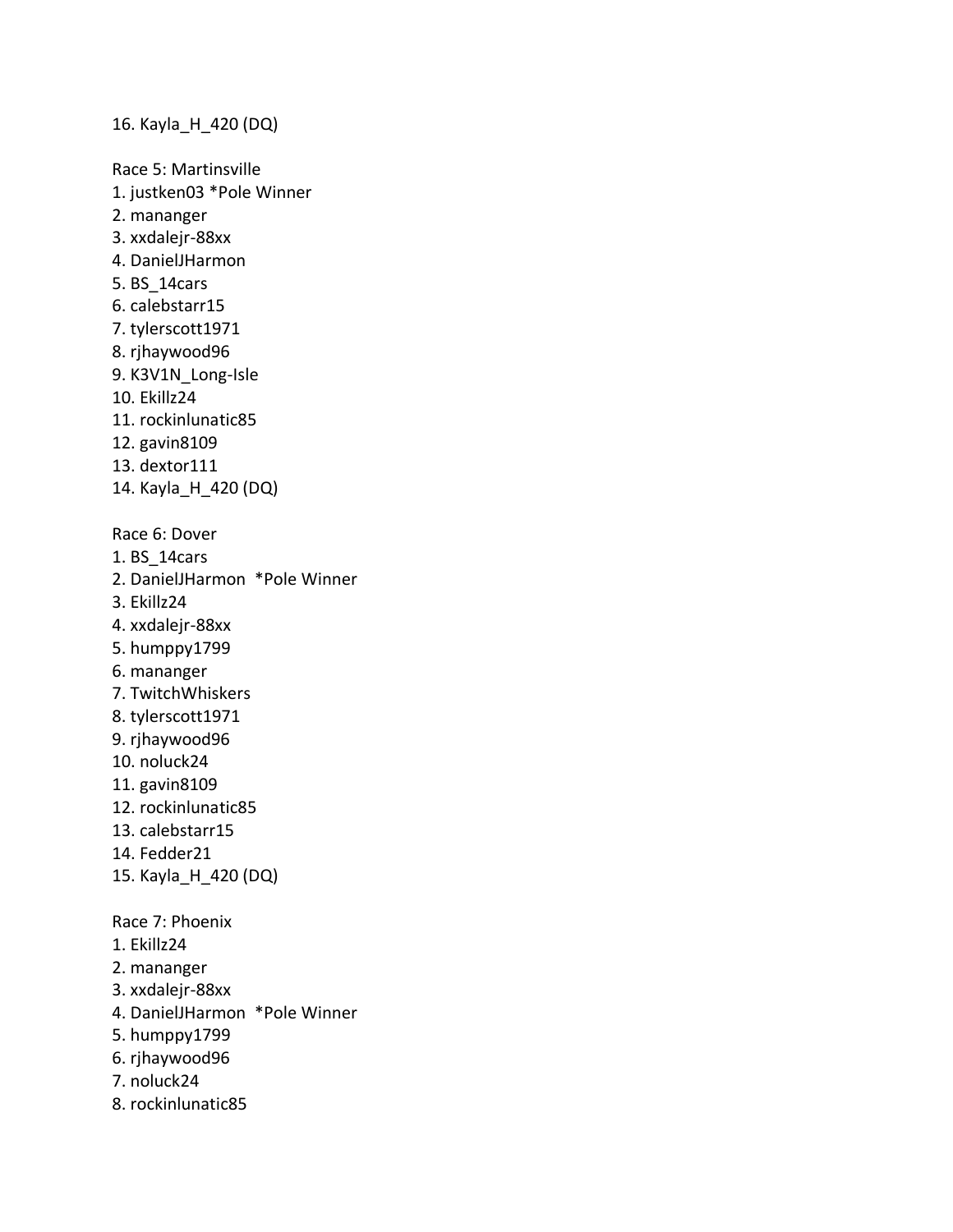16. Kayla_H_420 (DQ)

Race 5: Martinsville

1. justken03 *Pole Winner
2. mananger
3. xxdalejr-88xx
4. DanielJHarmon
5. BS_14cars
6. calebstarr15
7. tylerscott1971
8. rjhaywood96
9. K3V1N_Long-Isle
10. Ekillz24
11. rockinlunatic85
12. gavin8109
13. dextor111
14. Kayla_H_420 (DQ)

Race 6: Dover

1. BS_14cars
2. DanielJHarmon *Pole Winner
3. Ekillz24
4. xxdalejr-88xx
5. humppy1799
6. mananger
7. TwitchWhiskers
8. tylerscott1971
9. rjhaywood96
10. noluck24
11. gavin8109
12. rockinlunatic85
13. calebstarr15
14. Fedder21
15. Kayla_H_420 (DQ)

Race 7: Phoenix

1. Ekillz24
2. mananger
3. xxdalejr-88xx
4. DanielJHarmon *Pole Winner
5. humppy1799
6. rjhaywood96
7. noluck24
8. rockinlunatic85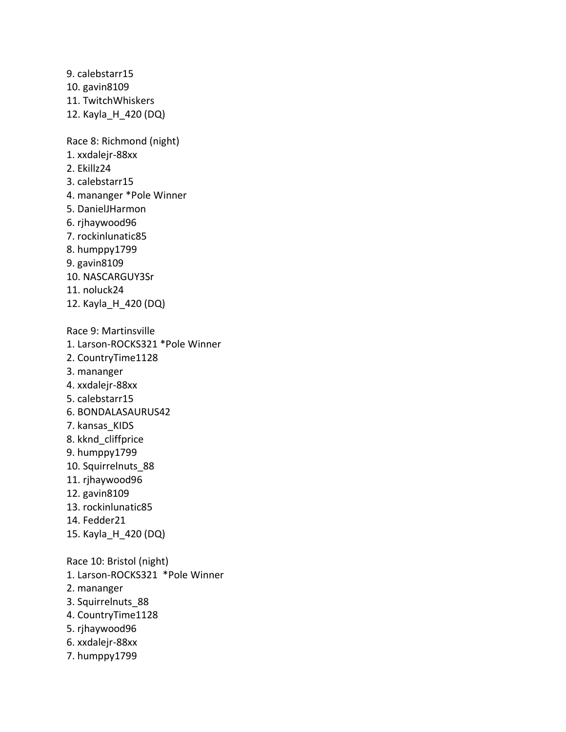9. calebstarr15
10. gavin8109
11. TwitchWhiskers
12. Kayla_H_420 (DQ)

Race 8: Richmond (night)
1. xxdalejr-88xx
2. Ekillz24
3. calebstarr15
4. mananger *Pole Winner
5. DanielJHarmon
6. rjhaywood96
7. rockinlunatic85
8. humppy1799
9. gavin8109
10. NASCARGUY3Sr
11. noluck24
12. Kayla_H_420 (DQ)

Race 9: Martinsville
1. Larson-ROCKS321 *Pole Winner
2. CountryTime1128
3. mananger
4. xxdalejr-88xx
5. calebstarr15
6. BONDALASAURUS42
7. kansas_KIDS
8. kknd_cliffprice
9. humppy1799
10. Squirrelnuts_88
11. rjhaywood96
12. gavin8109
13. rockinlunatic85
14. Fedder21
15. Kayla_H_420 (DQ)

Race 10: Bristol (night)
1. Larson-ROCKS321 *Pole Winner
2. mananger
3. Squirrelnuts_88
4. CountryTime1128
5. rjhaywood96
6. xxdalejr-88xx
7. humppy1799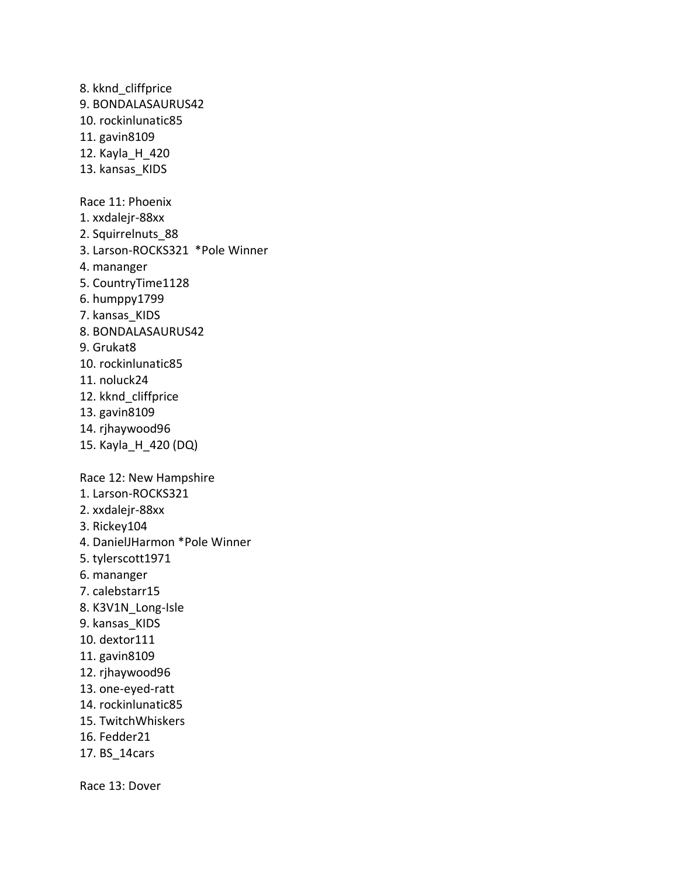8. kknd_cliffprice
9. BONDALASAURUS42
10. rockinlunatic85
11. gavin8109
12. Kayla_H_420
13. kansas_KIDS

Race 11: Phoenix
1. xxdalejr-88xx
2. Squirrelnuts_88
3. Larson-ROCKS321 *Pole Winner
4. mananger
5. CountryTime1128
6. humppy1799
7. kansas_KIDS
8. BONDALASAURUS42
9. Grukat8
10. rockinlunatic85
11. noluck24
12. kknd_cliffprice
13. gavin8109
14. rjhaywood96
15. Kayla_H_420 (DQ)

Race 12: New Hampshire
1. Larson-ROCKS321
2. xxdalejr-88xx
3. Rickey104
4. DanielJHarmon *Pole Winner
5. tylerscott1971
6. mananger
7. calebstarr15
8. K3V1N_Long-Isle
9. kansas_KIDS
10. dextor111
11. gavin8109
12. rjhaywood96
13. one-eyed-ratt
14. rockinlunatic85
15. TwitchWhiskers
16. Fedder21
17. BS_14cars

Race 13: Dover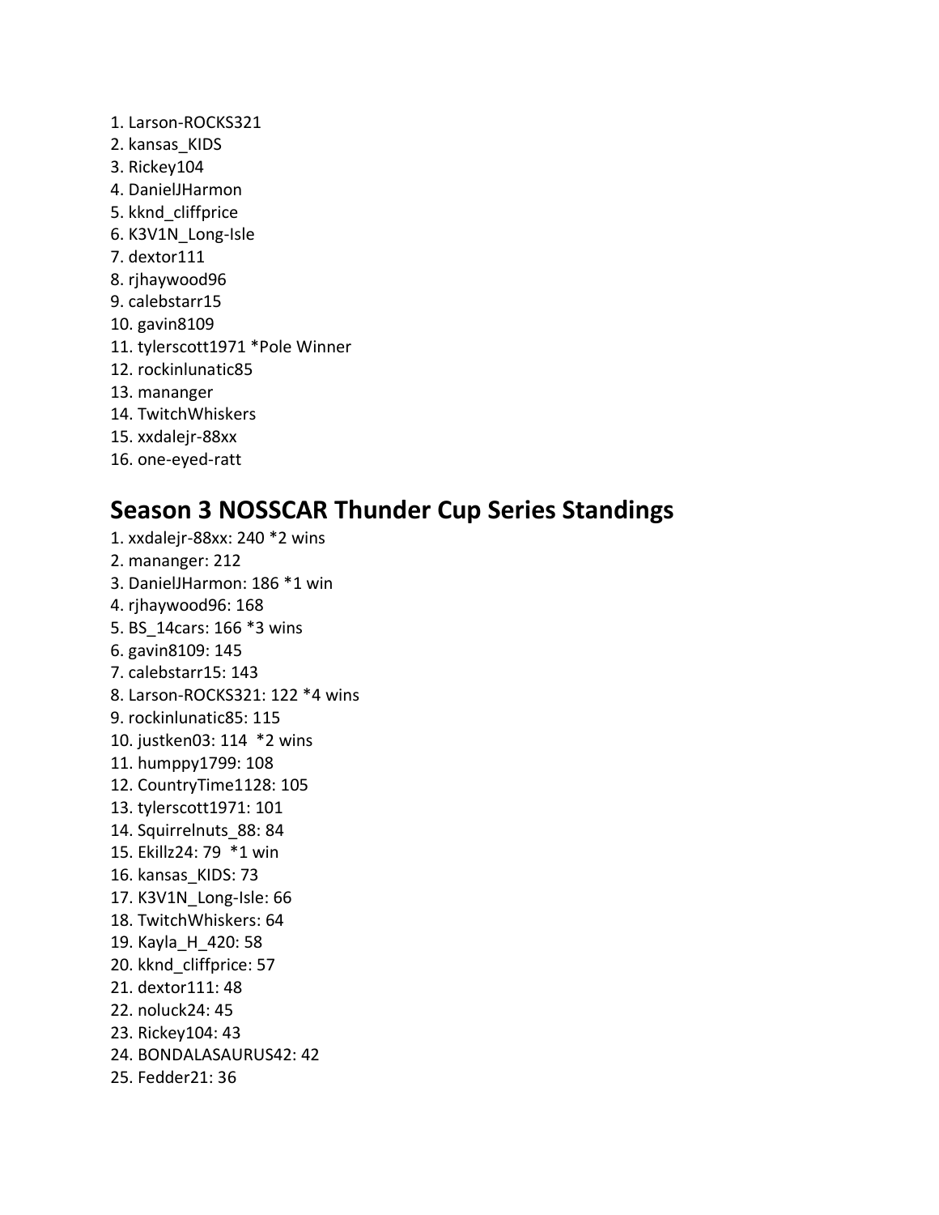1. Larson-ROCKS321
2. kansas_KIDS
3. Rickey104
4. DanielJHarmon
5. kknd_cliffprice
6. K3V1N_Long-Isle
7. dextor111
8. rjhaywood96
9. calebstarr15
10. gavin8109
11. tylerscott1971 *Pole Winner
12. rockinlunatic85
13. mananger
14. TwitchWhiskers
15. xxdalejr-88xx
16. one-eyed-ratt

## Season 3 NOSSCAR Thunder Cup Series Standings

1. xxdalejr-88xx: 240 *2 wins
2. mananger: 212
3. DanielJHarmon: 186 *1 win
4. rjhaywood96: 168
5. BS_14cars: 166 *3 wins
6. gavin8109: 145
7. calebstarr15: 143
8. Larson-ROCKS321: 122 *4 wins
9. rockinlunatic85: 115
10. justken03: 114 *2 wins
11. humppy1799: 108
12. CountryTime1128: 105
13. tylerscott1971: 101
14. Squirrelnuts_88: 84
15. Ekillz24: 79 *1 win
16. kansas_KIDS: 73
17. K3V1N_Long-Isle: 66
18. TwitchWhiskers: 64
19. Kayla_H_420: 58
20. kknd_cliffprice: 57
21. dextor111: 48
22. noluck24: 45
23. Rickey104: 43
24. BONDALASAURUS42: 42
25. Fedder21: 36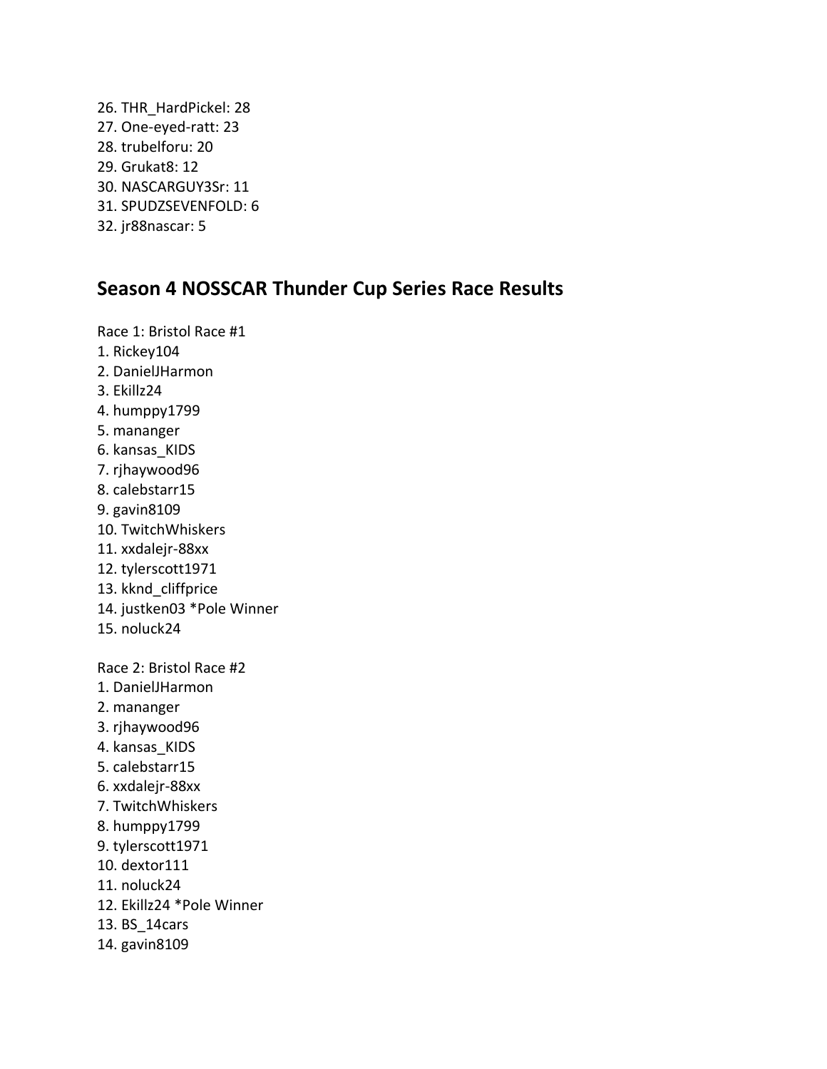26. THR_HardPickel: 28
27. One-eyed-ratt: 23
28. trubelforu: 20
29. Grukat8: 12
30. NASCARGUY3Sr: 11
31. SPUDZSEVENFOLD: 6
32. jr88nascar: 5

## Season 4 NOSSCAR Thunder Cup Series Race Results

Race 1: Bristol Race #1

1. Rickey104
2. DanielJHarmon
3. Ekillz24
4. humppy1799
5. mananger
6. kansas_KIDS
7. rjhaywood96
8. calebstarr15
9. gavin8109
10. TwitchWhiskers
11. xxdalejr-88xx
12. tylerscott1971
13. kknd_cliffprice
14. justken03 *Pole Winner
15. noluck24

Race 2: Bristol Race #2

1. DanielJHarmon
2. mananger
3. rjhaywood96
4. kansas_KIDS
5. calebstarr15
6. xxdalejr-88xx
7. TwitchWhiskers
8. humppy1799
9. tylerscott1971
10. dextor111
11. noluck24
12. Ekillz24 *Pole Winner
13. BS_14cars
14. gavin8109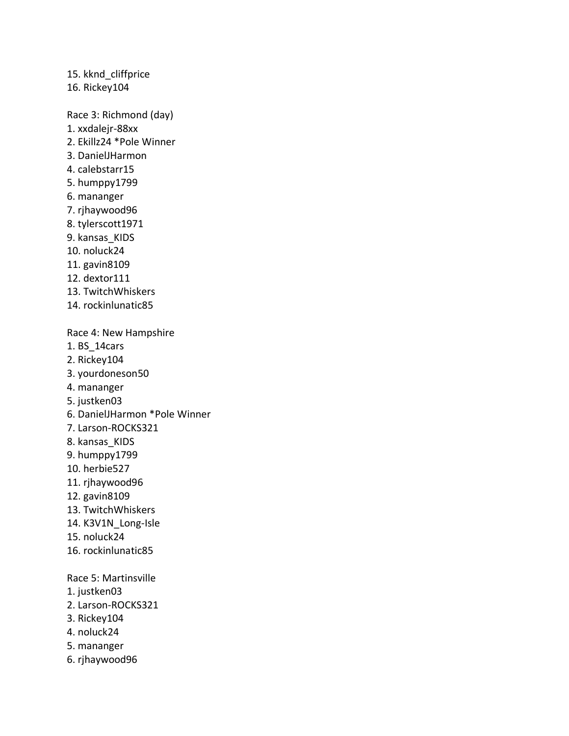15. kknd_cliffprice
16. Rickey104

Race 3: Richmond (day)
1. xxdalejr-88xx
2. Ekillz24 *Pole Winner
3. DanielJHarmon
4. calebstarr15
5. humppy1799
6. mananger
7. rjhaywood96
8. tylerscott1971
9. kansas_KIDS
10. noluck24
11. gavin8109
12. dextor111
13. TwitchWhiskers
14. rockinlunatic85

Race 4: New Hampshire
1. BS_14cars
2. Rickey104
3. yourdoneson50
4. mananger
5. justken03
6. DanielJHarmon *Pole Winner
7. Larson-ROCKS321
8. kansas_KIDS
9. humppy1799
10. herbie527
11. rjhaywood96
12. gavin8109
13. TwitchWhiskers
14. K3V1N_Long-Isle
15. noluck24
16. rockinlunatic85

Race 5: Martinsville
1. justken03
2. Larson-ROCKS321
3. Rickey104
4. noluck24
5. mananger
6. rjhaywood96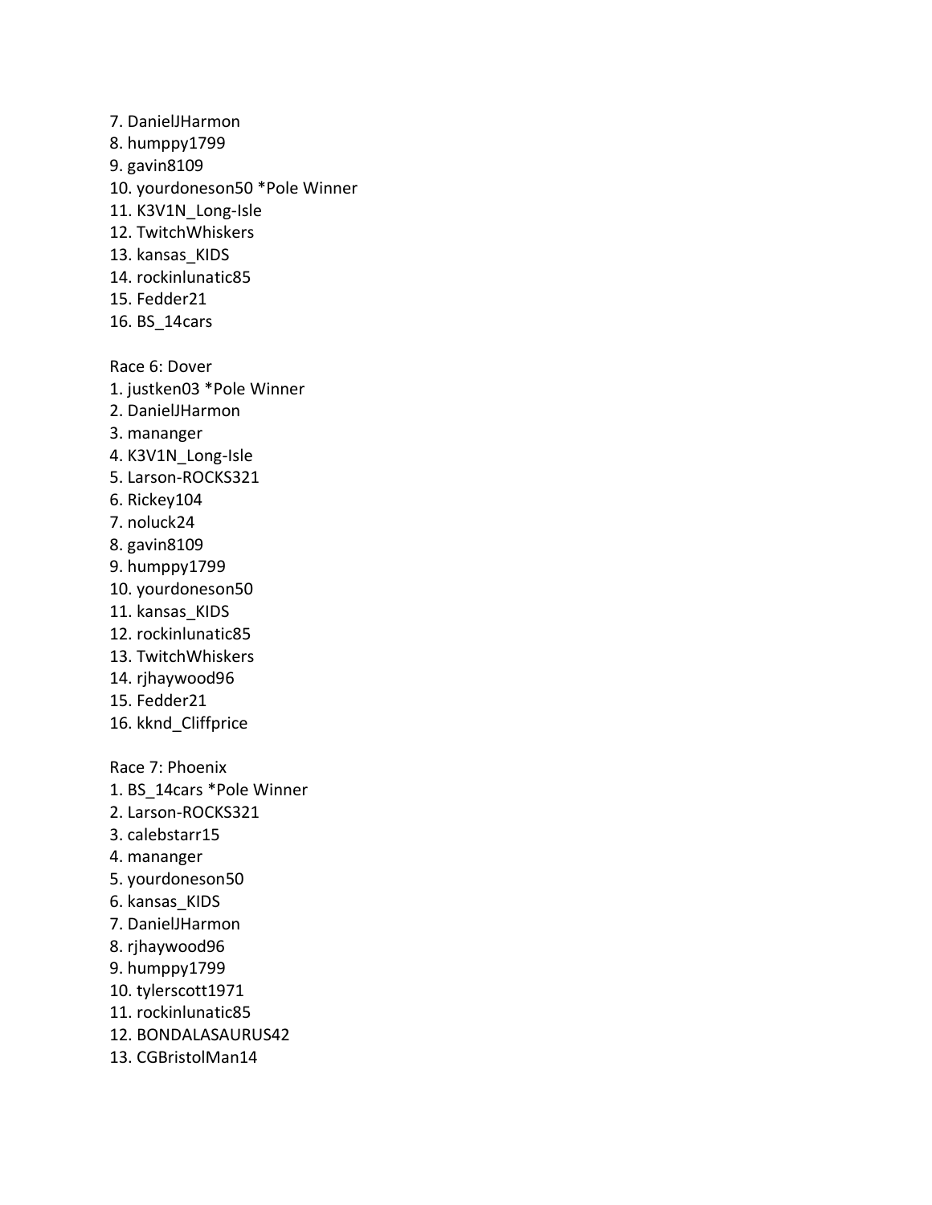7. DanielJHarmon
8. humppy1799
9. gavin8109
10. yourdoneson50 *Pole Winner
11. K3V1N_Long-Isle
12. TwitchWhiskers
13. kansas_KIDS
14. rockinlunatic85
15. Fedder21
16. BS_14cars

Race 6: Dover
1. justken03 *Pole Winner
2. DanielJHarmon
3. mananger
4. K3V1N_Long-Isle
5. Larson-ROCKS321
6. Rickey104
7. noluck24
8. gavin8109
9. humppy1799
10. yourdoneson50
11. kansas_KIDS
12. rockinlunatic85
13. TwitchWhiskers
14. rjhaywood96
15. Fedder21
16. kknd_Cliffprice

Race 7: Phoenix
1. BS_14cars *Pole Winner
2. Larson-ROCKS321
3. calebstarr15
4. mananger
5. yourdoneson50
6. kansas_KIDS
7. DanielJHarmon
8. rjhaywood96
9. humppy1799
10. tylerscott1971
11. rockinlunatic85
12. BONDALASAURUS42
13. CGBristolMan14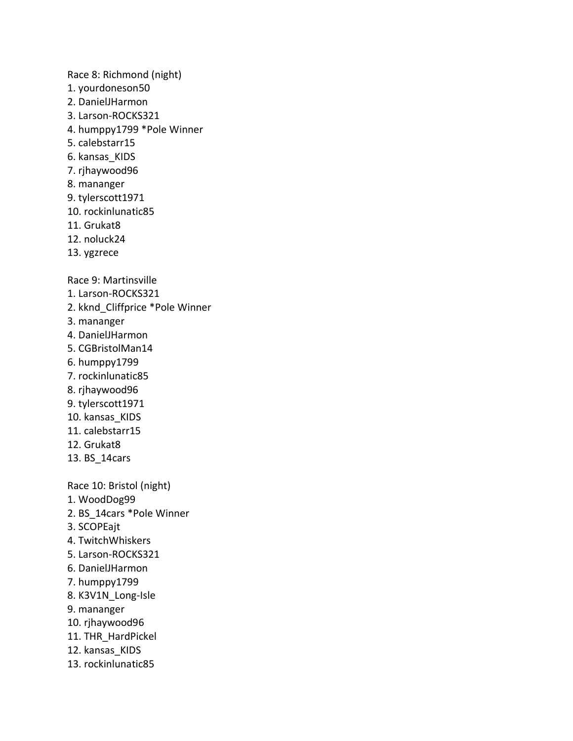Race 8: Richmond (night)

1. yourdoneson50
2. DanielJHarmon
3. Larson-ROCKS321
4. humppy1799 *Pole Winner
5. calebstarr15
6. kansas_KIDS
7. rjhaywood96
8. mananger
9. tylerscott1971
10. rockinlunatic85
11. Grukat8
12. noluck24
13. ygzrece

Race 9: Martinsville

1. Larson-ROCKS321
2. kknd_Cliffprice *Pole Winner
3. mananger
4. DanielJHarmon
5. CGBristolMan14
6. humppy1799
7. rockinlunatic85
8. rjhaywood96
9. tylerscott1971
10. kansas_KIDS
11. calebstarr15
12. Grukat8
13. BS_14cars

Race 10: Bristol (night)

1. WoodDog99
2. BS_14cars *Pole Winner
3. SCOPEajt
4. TwitchWhiskers
5. Larson-ROCKS321
6. DanielJHarmon
7. humppy1799
8. K3V1N_Long-Isle
9. mananger
10. rjhaywood96
11. THR_HardPickel
12. kansas_KIDS
13. rockinlunatic85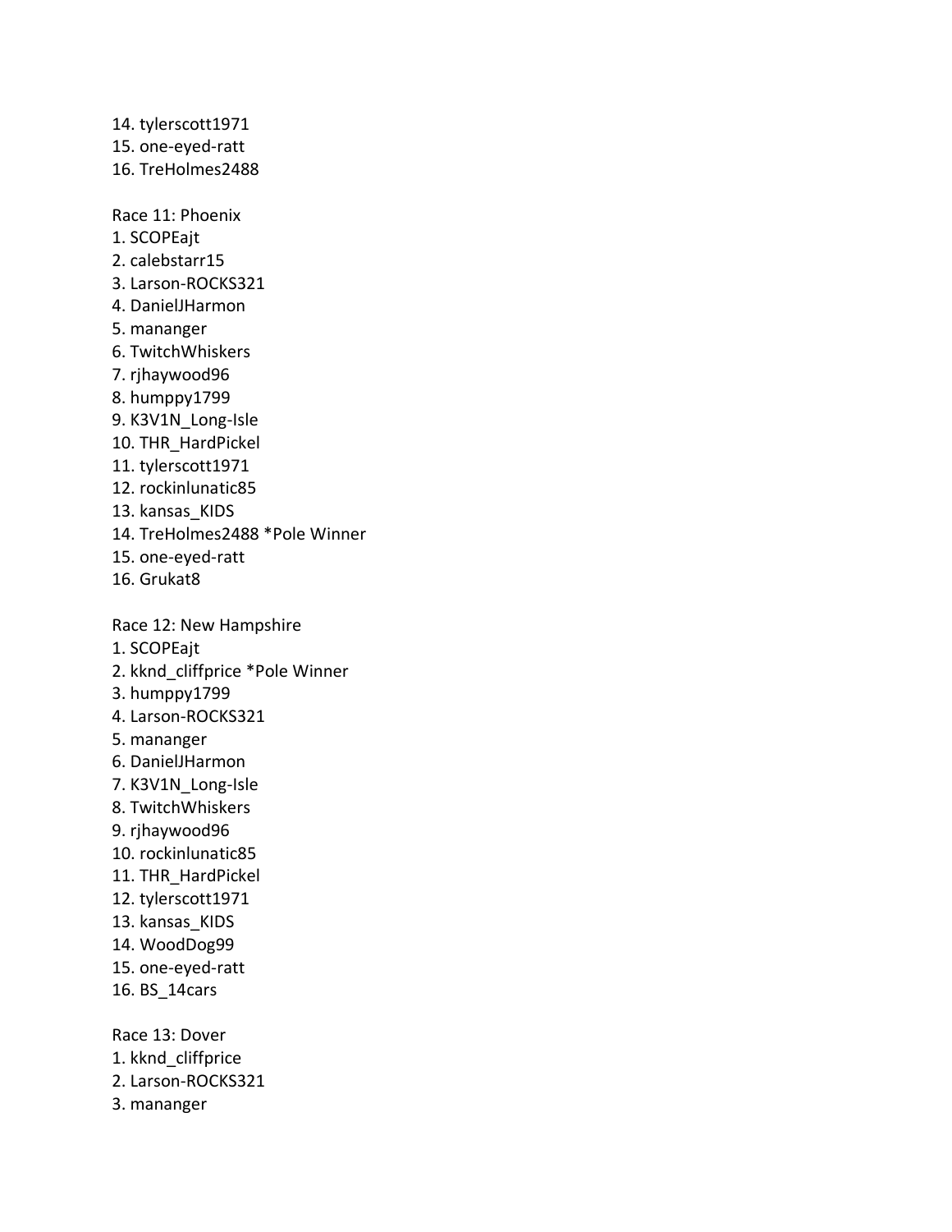14. tylerscott1971
15. one-eyed-ratt
16. TreHolmes2488

Race 11: Phoenix
1. SCOPEajt
2. calebstarr15
3. Larson-ROCKS321
4. DanielJHarmon
5. mananger
6. TwitchWhiskers
7. rjhaywood96
8. humppy1799
9. K3V1N_Long-Isle
10. THR_HardPickel
11. tylerscott1971
12. rockinlunatic85
13. kansas_KIDS
14. TreHolmes2488 *Pole Winner
15. one-eyed-ratt
16. Grukat8

Race 12: New Hampshire
1. SCOPEajt
2. kknd_cliffprice *Pole Winner
3. humppy1799
4. Larson-ROCKS321
5. mananger
6. DanielJHarmon
7. K3V1N_Long-Isle
8. TwitchWhiskers
9. rjhaywood96
10. rockinlunatic85
11. THR_HardPickel
12. tylerscott1971
13. kansas_KIDS
14. WoodDog99
15. one-eyed-ratt
16. BS_14cars

Race 13: Dover
1. kknd_cliffprice
2. Larson-ROCKS321
3. mananger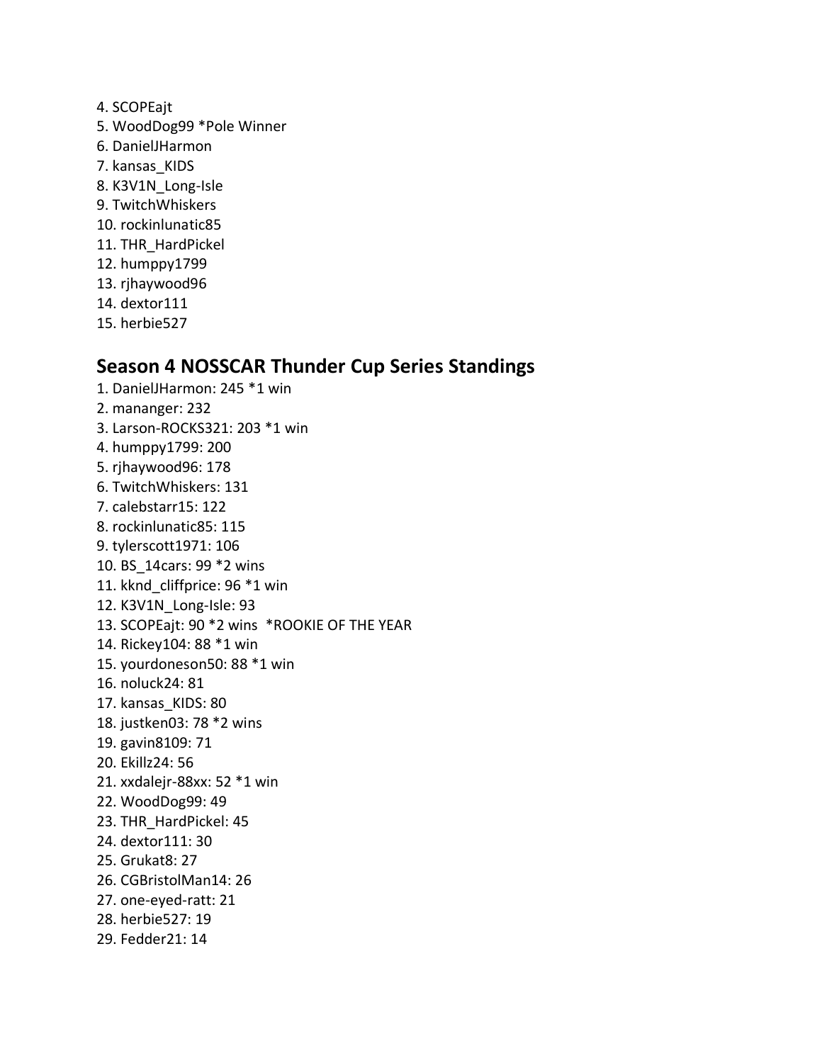4. SCOPEajt
5. WoodDog99 *Pole Winner
6. DanielJHarmon
7. kansas_KIDS
8. K3V1N_Long-Isle
9. TwitchWhiskers
10. rockinlunatic85
11. THR_HardPickel
12. humppy1799
13. rjhaywood96
14. dextor111
15. herbie527

## Season 4 NOSSCAR Thunder Cup Series Standings

1. DanielJHarmon: 245 *1 win
2. mananger: 232
3. Larson-ROCKS321: 203 *1 win
4. humppy1799: 200
5. rjhaywood96: 178
6. TwitchWhiskers: 131
7. calebstarr15: 122
8. rockinlunatic85: 115
9. tylerscott1971: 106
10. BS_14cars: 99 *2 wins
11. kknd_cliffprice: 96 *1 win
12. K3V1N_Long-Isle: 93
13. SCOPEajt: 90 *2 wins *ROOKIE OF THE YEAR
14. Rickey104: 88 *1 win
15. yourdoneson50: 88 *1 win
16. noluck24: 81
17. kansas_KIDS: 80
18. justken03: 78 *2 wins
19. gavin8109: 71
20. Ekillz24: 56
21. xxdalejr-88xx: 52 *1 win
22. WoodDog99: 49
23. THR_HardPickel: 45
24. dextor111: 30
25. Grukat8: 27
26. CGBristolMan14: 26
27. one-eyed-ratt: 21
28. herbie527: 19
29. Fedder21: 14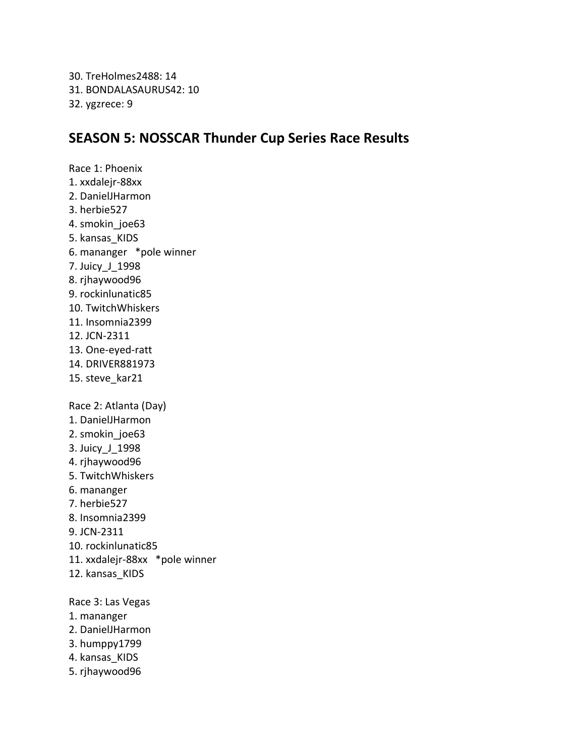30. TreHolmes2488: 14
31. BONDALASAURUS42: 10
32. ygzrece: 9

## SEASON 5: NOSSCAR Thunder Cup Series Race Results

Race 1: Phoenix
1. xxdalejr-88xx
2. DanielJHarmon
3. herbie527
4. smokin_joe63
5. kansas_KIDS
6. mananger   *pole winner
7. Juicy_J_1998
8. rjhaywood96
9. rockinlunatic85
10. TwitchWhiskers
11. Insomnia2399
12. JCN-2311
13. One-eyed-ratt
14. DRIVER881973
15. steve_kar21

Race 2: Atlanta (Day)
1. DanielJHarmon
2. smokin_joe63
3. Juicy_J_1998
4. rjhaywood96
5. TwitchWhiskers
6. mananger
7. herbie527
8. Insomnia2399
9. JCN-2311
10. rockinlunatic85
11. xxdalejr-88xx   *pole winner
12. kansas_KIDS

Race 3: Las Vegas
1. mananger
2. DanielJHarmon
3. humppy1799
4. kansas_KIDS
5. rjhaywood96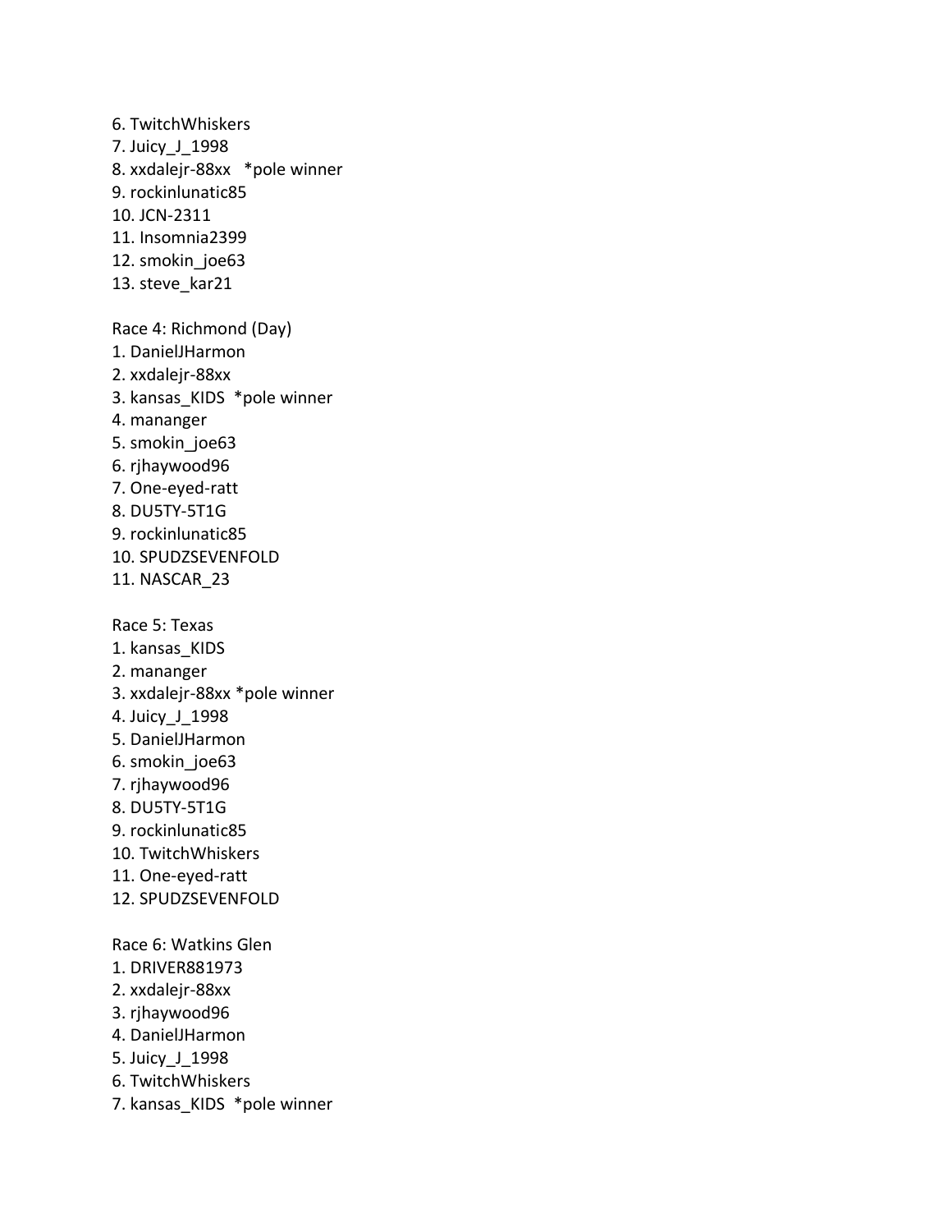6. TwitchWhiskers
7. Juicy_J_1998
8. xxdalejr-88xx *pole winner
9. rockinlunatic85
10. JCN-2311
11. Insomnia2399
12. smokin_joe63
13. steve_kar21

Race 4: Richmond (Day)
1. DanielJHarmon
2. xxdalejr-88xx
3. kansas_KIDS *pole winner
4. mananger
5. smokin_joe63
6. rjhaywood96
7. One-eyed-ratt
8. DU5TY-5T1G
9. rockinlunatic85
10. SPUDZSEVENFOLD
11. NASCAR_23

Race 5: Texas
1. kansas_KIDS
2. mananger
3. xxdalejr-88xx *pole winner
4. Juicy_J_1998
5. DanielJHarmon
6. smokin_joe63
7. rjhaywood96
8. DU5TY-5T1G
9. rockinlunatic85
10. TwitchWhiskers
11. One-eyed-ratt
12. SPUDZSEVENFOLD

Race 6: Watkins Glen
1. DRIVER881973
2. xxdalejr-88xx
3. rjhaywood96
4. DanielJHarmon
5. Juicy_J_1998
6. TwitchWhiskers
7. kansas_KIDS *pole winner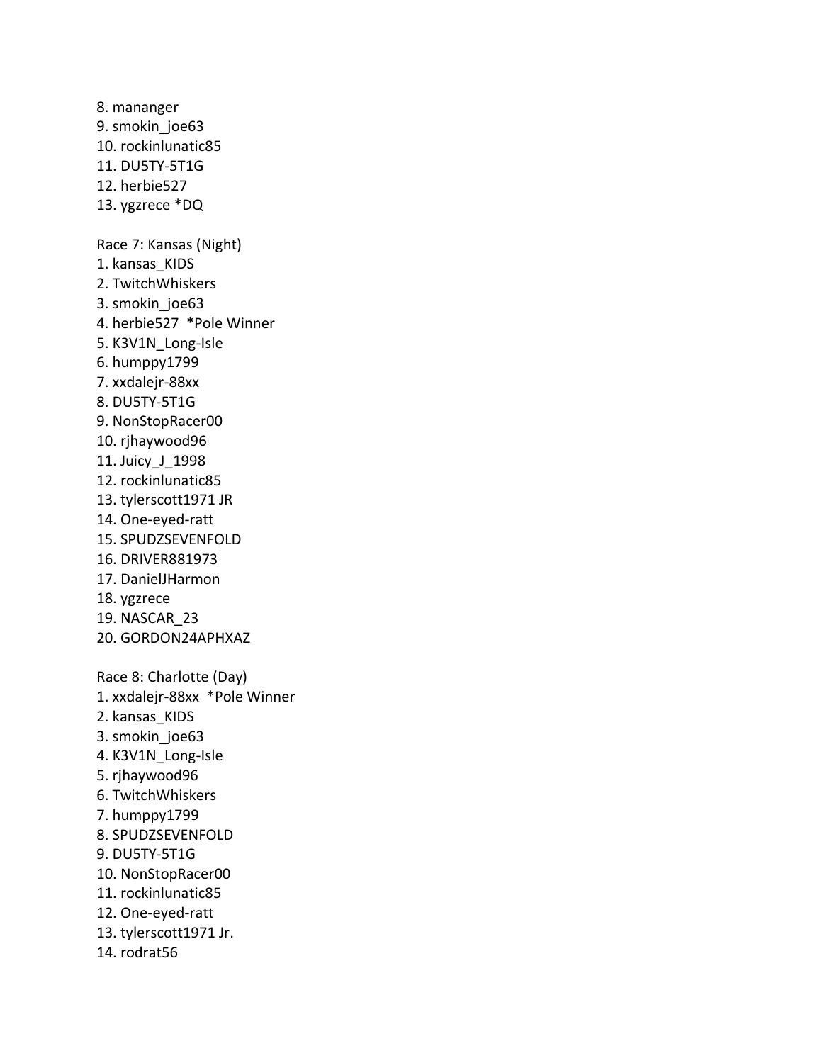8. mananger
9. smokin_joe63
10. rockinlunatic85
11. DU5TY-5T1G
12. herbie527
13. ygzrece *DQ

Race 7: Kansas (Night)
1. kansas_KIDS
2. TwitchWhiskers
3. smokin_joe63
4. herbie527 *Pole Winner
5. K3V1N_Long-Isle
6. humppy1799
7. xxdalejr-88xx
8. DU5TY-5T1G
9. NonStopRacer00
10. rjhaywood96
11. Juicy_J_1998
12. rockinlunatic85
13. tylerscott1971 JR
14. One-eyed-ratt
15. SPUDZSEVENFOLD
16. DRIVER881973
17. DanielJHarmon
18. ygzrece
19. NASCAR_23
20. GORDON24APHXAZ

Race 8: Charlotte (Day)
1. xxdalejr-88xx *Pole Winner
2. kansas_KIDS
3. smokin_joe63
4. K3V1N_Long-Isle
5. rjhaywood96
6. TwitchWhiskers
7. humppy1799
8. SPUDZSEVENFOLD
9. DU5TY-5T1G
10. NonStopRacer00
11. rockinlunatic85
12. One-eyed-ratt
13. tylerscott1971 Jr.
14. rodrat56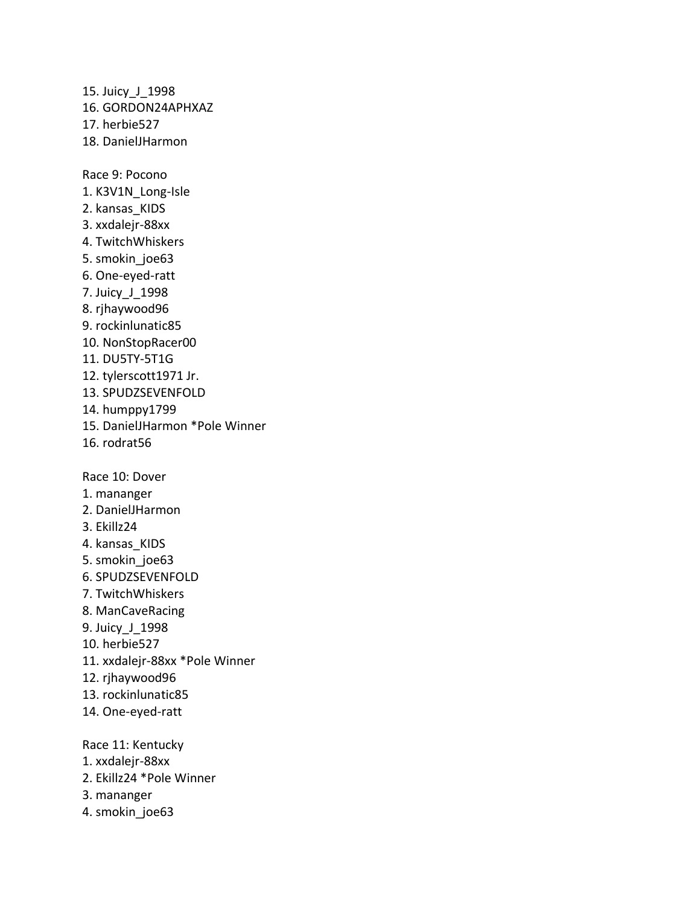15. Juicy_J_1998
16. GORDON24APHXAZ
17. herbie527
18. DanielJHarmon

Race 9: Pocono

1. K3V1N_Long-Isle
2. kansas_KIDS
3. xxdalejr-88xx
4. TwitchWhiskers
5. smokin_joe63
6. One-eyed-ratt
7. Juicy_J_1998
8. rjhaywood96
9. rockinlunatic85
10. NonStopRacer00
11. DU5TY-5T1G
12. tylerscott1971 Jr.
13. SPUDZSEVENFOLD
14. humppy1799
15. DanielJHarmon *Pole Winner
16. rodrat56

Race 10: Dover

1. mananger
2. DanielJHarmon
3. Ekillz24
4. kansas_KIDS
5. smokin_joe63
6. SPUDZSEVENFOLD
7. TwitchWhiskers
8. ManCaveRacing
9. Juicy_J_1998
10. herbie527
11. xxdalejr-88xx *Pole Winner
12. rjhaywood96
13. rockinlunatic85
14. One-eyed-ratt

Race 11: Kentucky

1. xxdalejr-88xx
2. Ekillz24 *Pole Winner
3. mananger
4. smokin_joe63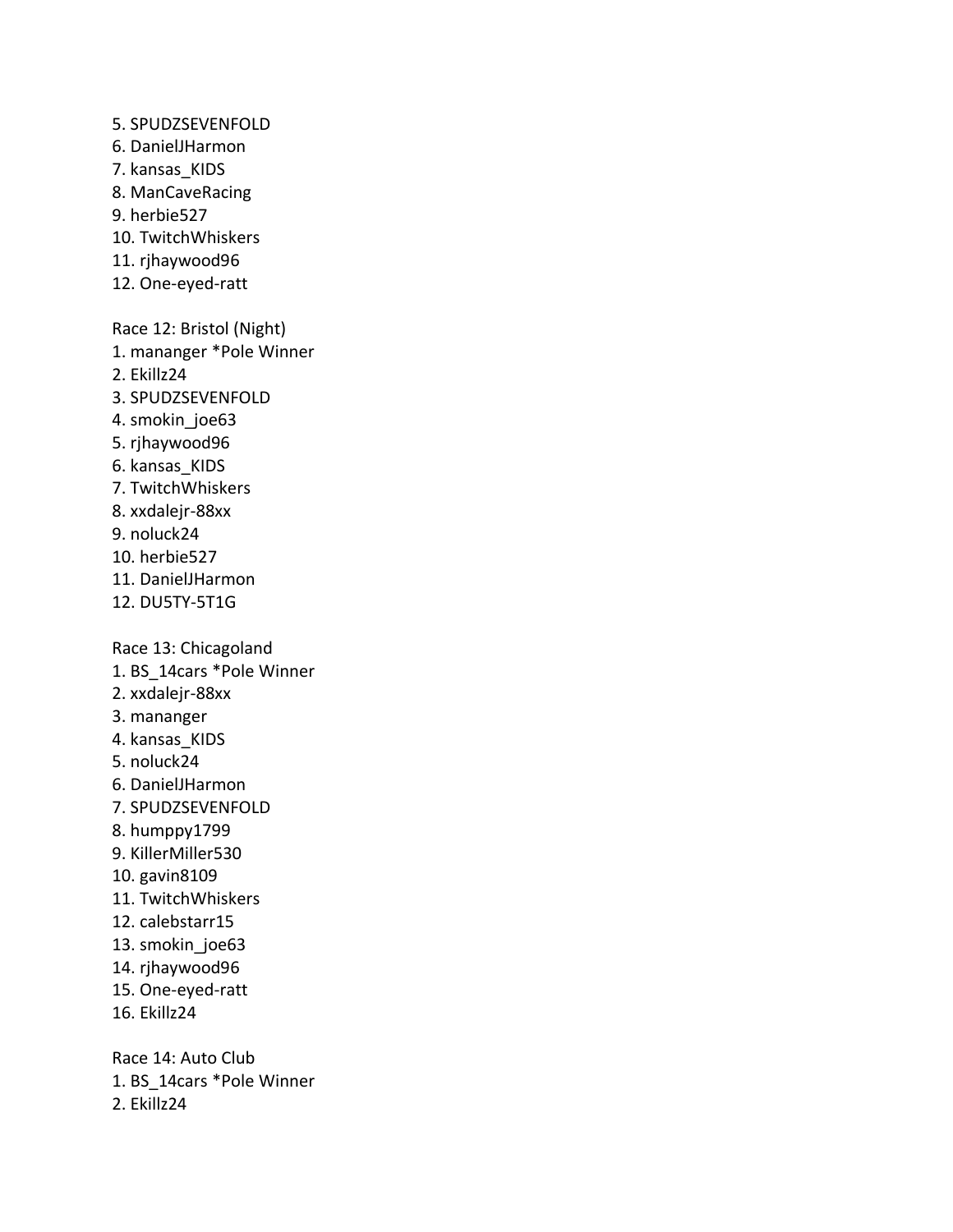5. SPUDZSEVENFOLD
6. DanielJHarmon
7. kansas_KIDS
8. ManCaveRacing
9. herbie527
10. TwitchWhiskers
11. rjhaywood96
12. One-eyed-ratt

Race 12: Bristol (Night)
1. mananger *Pole Winner
2. Ekillz24
3. SPUDZSEVENFOLD
4. smokin_joe63
5. rjhaywood96
6. kansas_KIDS
7. TwitchWhiskers
8. xxdalejr-88xx
9. noluck24
10. herbie527
11. DanielJHarmon
12. DU5TY-5T1G

Race 13: Chicagoland
1. BS_14cars *Pole Winner
2. xxdalejr-88xx
3. mananger
4. kansas_KIDS
5. noluck24
6. DanielJHarmon
7. SPUDZSEVENFOLD
8. humppy1799
9. KillerMiller530
10. gavin8109
11. TwitchWhiskers
12. calebstarr15
13. smokin_joe63
14. rjhaywood96
15. One-eyed-ratt
16. Ekillz24

Race 14: Auto Club
1. BS_14cars *Pole Winner
2. Ekillz24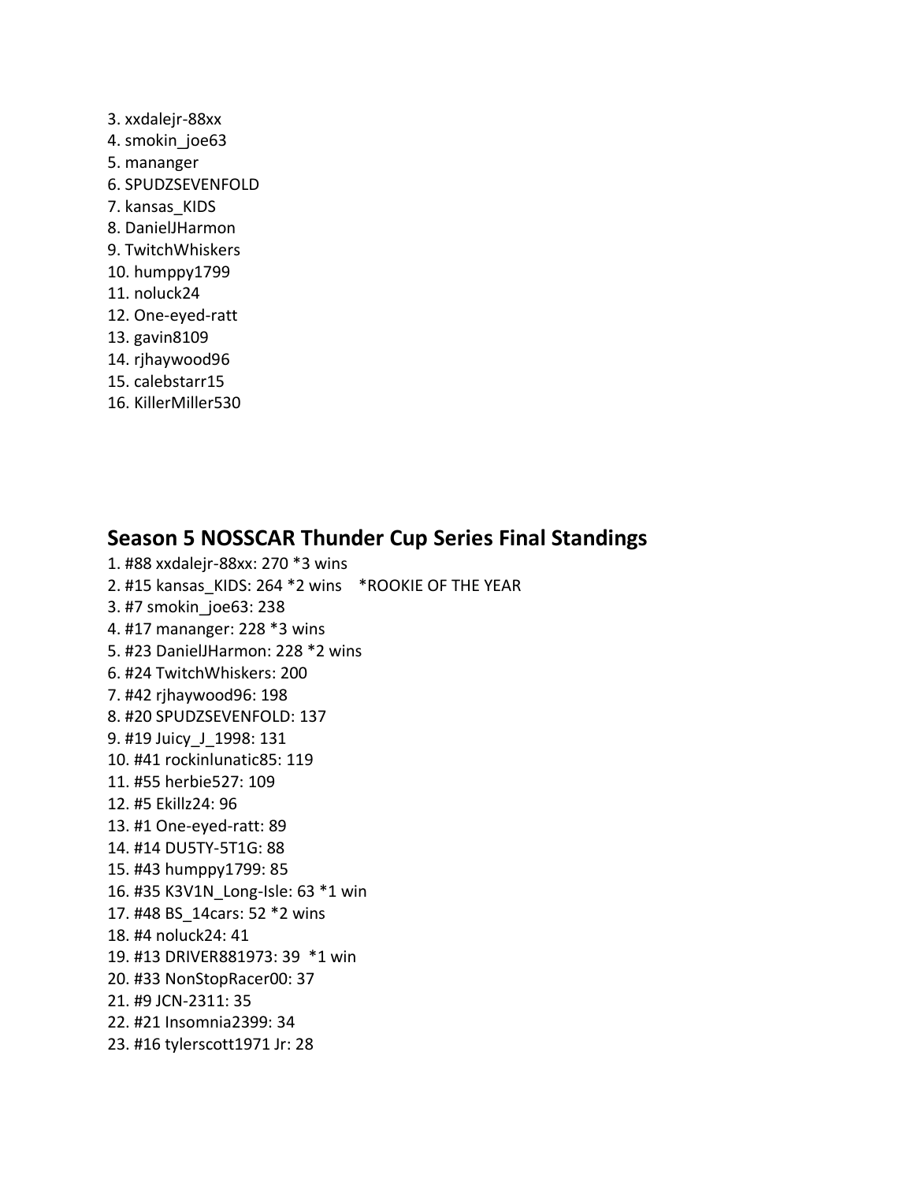3. xxdalejr-88xx
4. smokin_joe63
5. mananger
6. SPUDZSEVENFOLD
7. kansas_KIDS
8. DanielJHarmon
9. TwitchWhiskers
10. humppy1799
11. noluck24
12. One-eyed-ratt
13. gavin8109
14. rjhaywood96
15. calebstarr15
16. KillerMiller530

## Season 5 NOSSCAR Thunder Cup Series Final Standings

1. #88 xxdalejr-88xx: 270 *3 wins
2. #15 kansas_KIDS: 264 *2 wins    *ROOKIE OF THE YEAR
3. #7 smokin_joe63: 238
4. #17 mananger: 228 *3 wins
5. #23 DanielJHarmon: 228 *2 wins
6. #24 TwitchWhiskers: 200
7. #42 rjhaywood96: 198
8. #20 SPUDZSEVENFOLD: 137
9. #19 Juicy_J_1998: 131
10. #41 rockinlunatic85: 119
11. #55 herbie527: 109
12. #5 Ekillz24: 96
13. #1 One-eyed-ratt: 89
14. #14 DU5TY-5T1G: 88
15. #43 humppy1799: 85
16. #35 K3V1N_Long-Isle: 63 *1 win
17. #48 BS_14cars: 52 *2 wins
18. #4 noluck24: 41
19. #13 DRIVER881973: 39  *1 win
20. #33 NonStopRacer00: 37
21. #9 JCN-2311: 35
22. #21 Insomnia2399: 34
23. #16 tylerscott1971 Jr: 28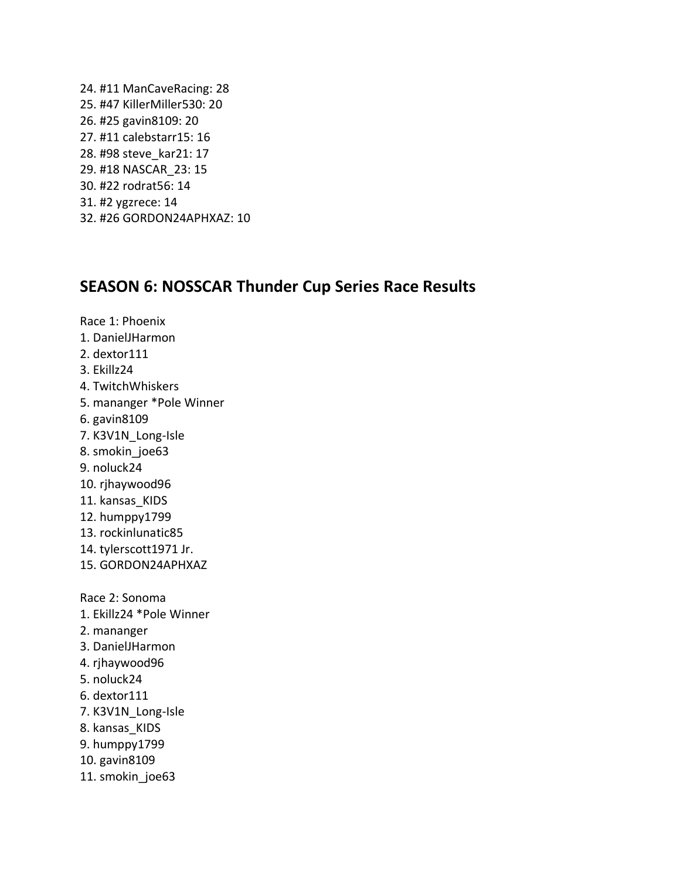24. #11 ManCaveRacing: 28
25. #47 KillerMiller530: 20
26. #25 gavin8109: 20
27. #11 calebstarr15: 16
28. #98 steve_kar21: 17
29. #18 NASCAR_23: 15
30. #22 rodrat56: 14
31. #2 ygzrece: 14
32. #26 GORDON24APHXAZ: 10

## SEASON 6: NOSSCAR Thunder Cup Series Race Results

Race 1: Phoenix

1. DanielJHarmon
2. dextor111
3. Ekillz24
4. TwitchWhiskers
5. mananger *Pole Winner
6. gavin8109
7. K3V1N_Long-Isle
8. smokin_joe63
9. noluck24
10. rjhaywood96
11. kansas_KIDS
12. humppy1799
13. rockinlunatic85
14. tylerscott1971 Jr.
15. GORDON24APHXAZ

Race 2: Sonoma

1. Ekillz24 *Pole Winner
2. mananger
3. DanielJHarmon
4. rjhaywood96
5. noluck24
6. dextor111
7. K3V1N_Long-Isle
8. kansas_KIDS
9. humppy1799
10. gavin8109
11. smokin_joe63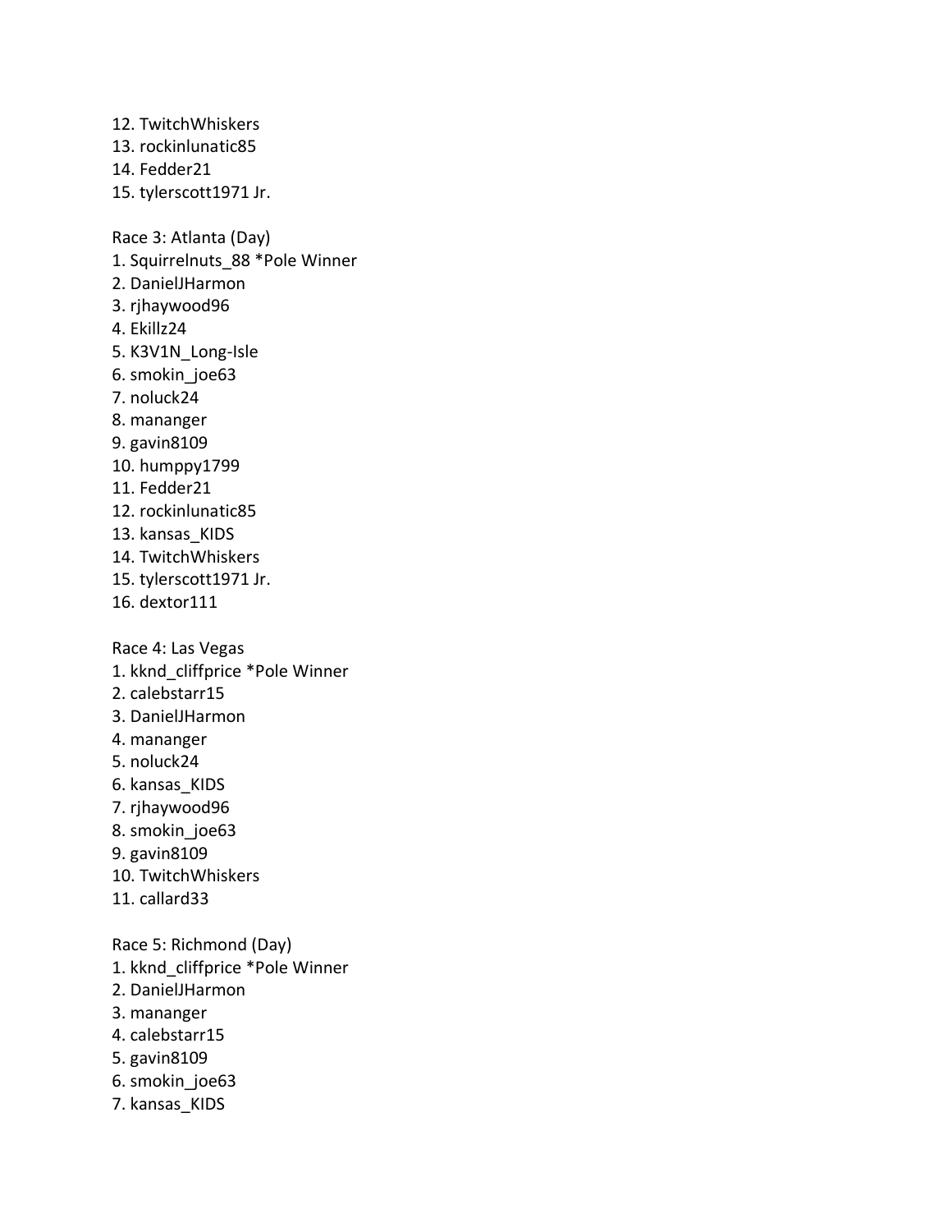12. TwitchWhiskers
13. rockinlunatic85
14. Fedder21
15. tylerscott1971 Jr.

Race 3: Atlanta (Day)
1. Squirrelnuts_88 *Pole Winner
2. DanielJHarmon
3. rjhaywood96
4. Ekillz24
5. K3V1N_Long-Isle
6. smokin_joe63
7. noluck24
8. mananger
9. gavin8109
10. humppy1799
11. Fedder21
12. rockinlunatic85
13. kansas_KIDS
14. TwitchWhiskers
15. tylerscott1971 Jr.
16. dextor111

Race 4: Las Vegas
1. kknd_cliffprice *Pole Winner
2. calebstarr15
3. DanielJHarmon
4. mananger
5. noluck24
6. kansas_KIDS
7. rjhaywood96
8. smokin_joe63
9. gavin8109
10. TwitchWhiskers
11. callard33

Race 5: Richmond (Day)
1. kknd_cliffprice *Pole Winner
2. DanielJHarmon
3. mananger
4. calebstarr15
5. gavin8109
6. smokin_joe63
7. kansas_KIDS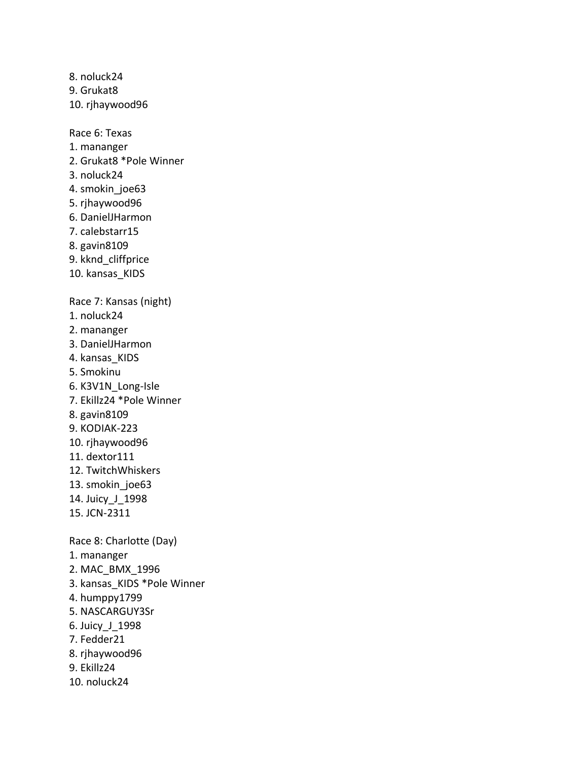8. noluck24
9. Grukat8
10. rjhaywood96

Race 6: Texas
1. mananger
2. Grukat8 *Pole Winner
3. noluck24
4. smokin_joe63
5. rjhaywood96
6. DanielJHarmon
7. calebstarr15
8. gavin8109
9. kknd_cliffprice
10. kansas_KIDS

Race 7: Kansas (night)
1. noluck24
2. mananger
3. DanielJHarmon
4. kansas_KIDS
5. Smokinu
6. K3V1N_Long-Isle
7. Ekillz24 *Pole Winner
8. gavin8109
9. KODIAK-223
10. rjhaywood96
11. dextor111
12. TwitchWhiskers
13. smokin_joe63
14. Juicy_J_1998
15. JCN-2311

Race 8: Charlotte (Day)
1. mananger
2. MAC_BMX_1996
3. kansas_KIDS *Pole Winner
4. humppy1799
5. NASCARGUY3Sr
6. Juicy_J_1998
7. Fedder21
8. rjhaywood96
9. Ekillz24
10. noluck24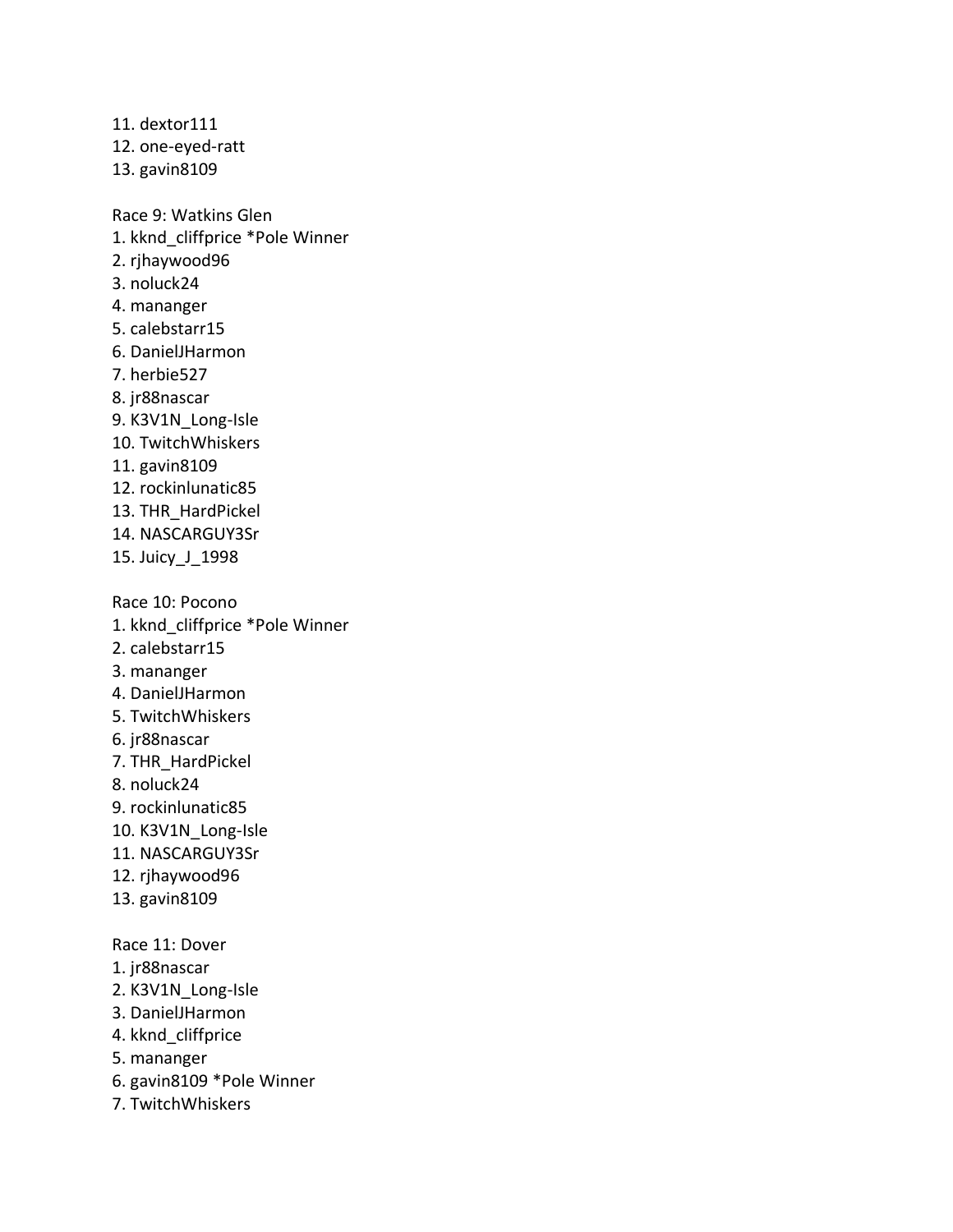11. dextor111
12. one-eyed-ratt
13. gavin8109

Race 9: Watkins Glen
1. kknd_cliffprice *Pole Winner
2. rjhaywood96
3. noluck24
4. mananger
5. calebstarr15
6. DanielJHarmon
7. herbie527
8. jr88nascar
9. K3V1N_Long-Isle
10. TwitchWhiskers
11. gavin8109
12. rockinlunatic85
13. THR_HardPickel
14. NASCARGUY3Sr
15. Juicy_J_1998

Race 10: Pocono
1. kknd_cliffprice *Pole Winner
2. calebstarr15
3. mananger
4. DanielJHarmon
5. TwitchWhiskers
6. jr88nascar
7. THR_HardPickel
8. noluck24
9. rockinlunatic85
10. K3V1N_Long-Isle
11. NASCARGUY3Sr
12. rjhaywood96
13. gavin8109

Race 11: Dover
1. jr88nascar
2. K3V1N_Long-Isle
3. DanielJHarmon
4. kknd_cliffprice
5. mananger
6. gavin8109 *Pole Winner
7. TwitchWhiskers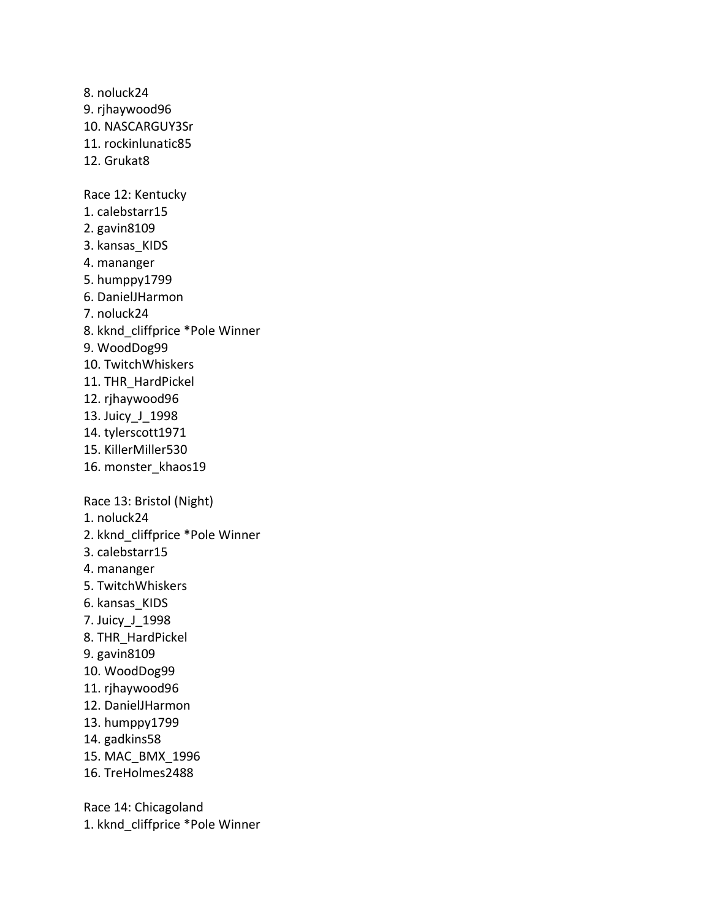8. noluck24
9. rjhaywood96
10. NASCARGUY3Sr
11. rockinlunatic85
12. Grukat8

Race 12: Kentucky
1. calebstarr15
2. gavin8109
3. kansas_KIDS
4. mananger
5. humppy1799
6. DanielJHarmon
7. noluck24
8. kknd_cliffprice *Pole Winner
9. WoodDog99
10. TwitchWhiskers
11. THR_HardPickel
12. rjhaywood96
13. Juicy_J_1998
14. tylerscott1971
15. KillerMiller530
16. monster_khaos19

Race 13: Bristol (Night)
1. noluck24
2. kknd_cliffprice *Pole Winner
3. calebstarr15
4. mananger
5. TwitchWhiskers
6. kansas_KIDS
7. Juicy_J_1998
8. THR_HardPickel
9. gavin8109
10. WoodDog99
11. rjhaywood96
12. DanielJHarmon
13. humppy1799
14. gadkins58
15. MAC_BMX_1996
16. TreHolmes2488

Race 14: Chicagoland
1. kknd_cliffprice *Pole Winner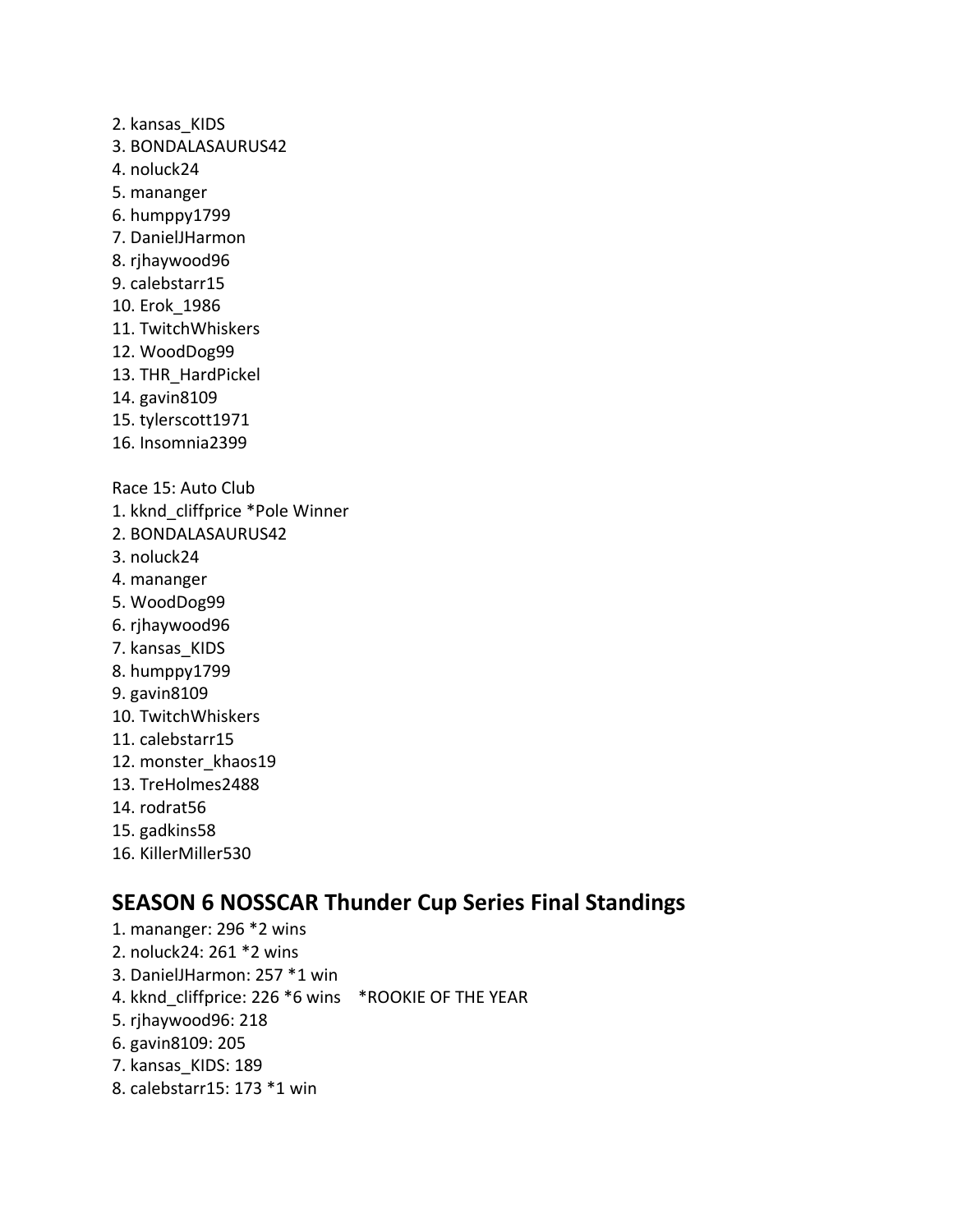2. kansas_KIDS
3. BONDALASAURUS42
4. noluck24
5. mananger
6. humppy1799
7. DanielJHarmon
8. rjhaywood96
9. calebstarr15
10. Erok_1986
11. TwitchWhiskers
12. WoodDog99
13. THR_HardPickel
14. gavin8109
15. tylerscott1971
16. Insomnia2399

Race 15: Auto Club
1. kknd_cliffprice *Pole Winner
2. BONDALASAURUS42
3. noluck24
4. mananger
5. WoodDog99
6. rjhaywood96
7. kansas_KIDS
8. humppy1799
9. gavin8109
10. TwitchWhiskers
11. calebstarr15
12. monster_khaos19
13. TreHolmes2488
14. rodrat56
15. gadkins58
16. KillerMiller530

## SEASON 6 NOSSCAR Thunder Cup Series Final Standings

1. mananger: 296 *2 wins
2. noluck24: 261 *2 wins
3. DanielJHarmon: 257 *1 win
4. kknd_cliffprice: 226 *6 wins *ROOKIE OF THE YEAR
5. rjhaywood96: 218
6. gavin8109: 205
7. kansas_KIDS: 189
8. calebstarr15: 173 *1 win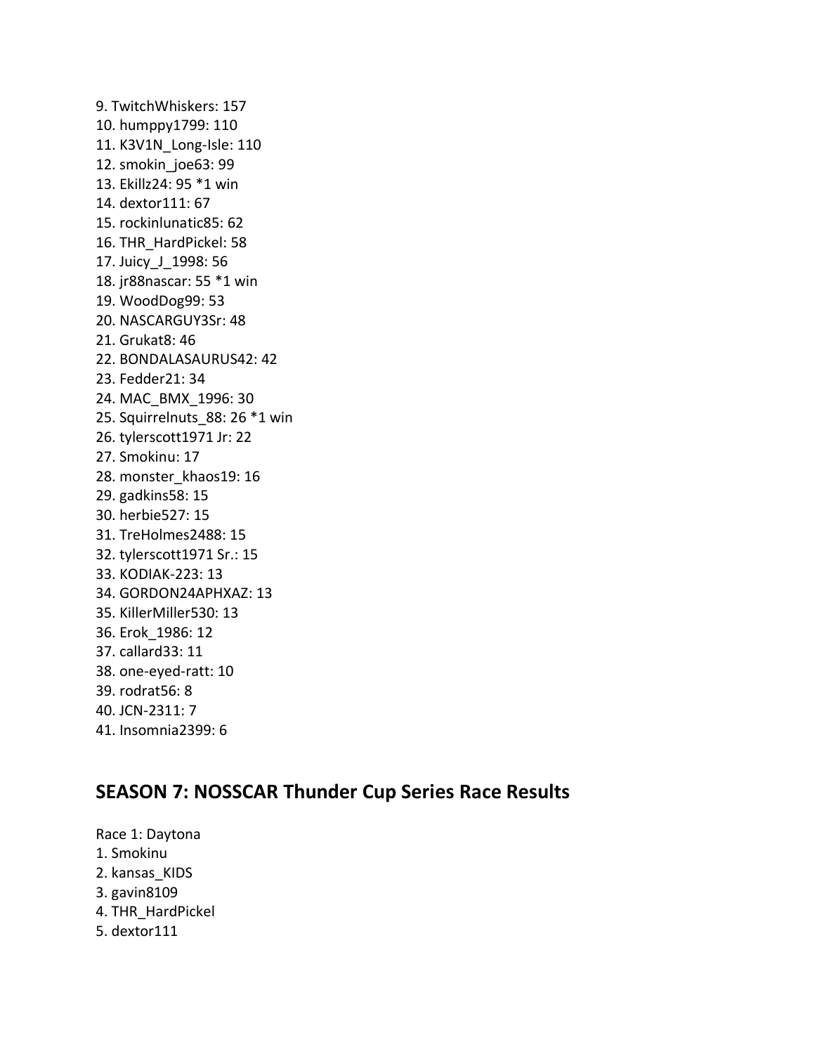9. TwitchWhiskers: 157
10. humppy1799: 110
11. K3V1N_Long-Isle: 110
12. smokin_joe63: 99
13. Ekillz24: 95 *1 win
14. dextor111: 67
15. rockinlunatic85: 62
16. THR_HardPickel: 58
17. Juicy_J_1998: 56
18. jr88nascar: 55 *1 win
19. WoodDog99: 53
20. NASCARGUY3Sr: 48
21. Grukat8: 46
22. BONDALASAURUS42: 42
23. Fedder21: 34
24. MAC_BMX_1996: 30
25. Squirrelnuts_88: 26 *1 win
26. tylerscott1971 Jr: 22
27. Smokinu: 17
28. monster_khaos19: 16
29. gadkins58: 15
30. herbie527: 15
31. TreHolmes2488: 15
32. tylerscott1971 Sr.: 15
33. KODIAK-223: 13
34. GORDON24APHXAZ: 13
35. KillerMiller530: 13
36. Erok_1986: 12
37. callard33: 11
38. one-eyed-ratt: 10
39. rodrat56: 8
40. JCN-2311: 7
41. Insomnia2399: 6

## SEASON 7: NOSSCAR Thunder Cup Series Race Results

Race 1: Daytona
1. Smokinu
2. kansas_KIDS
3. gavin8109
4. THR_HardPickel
5. dextor111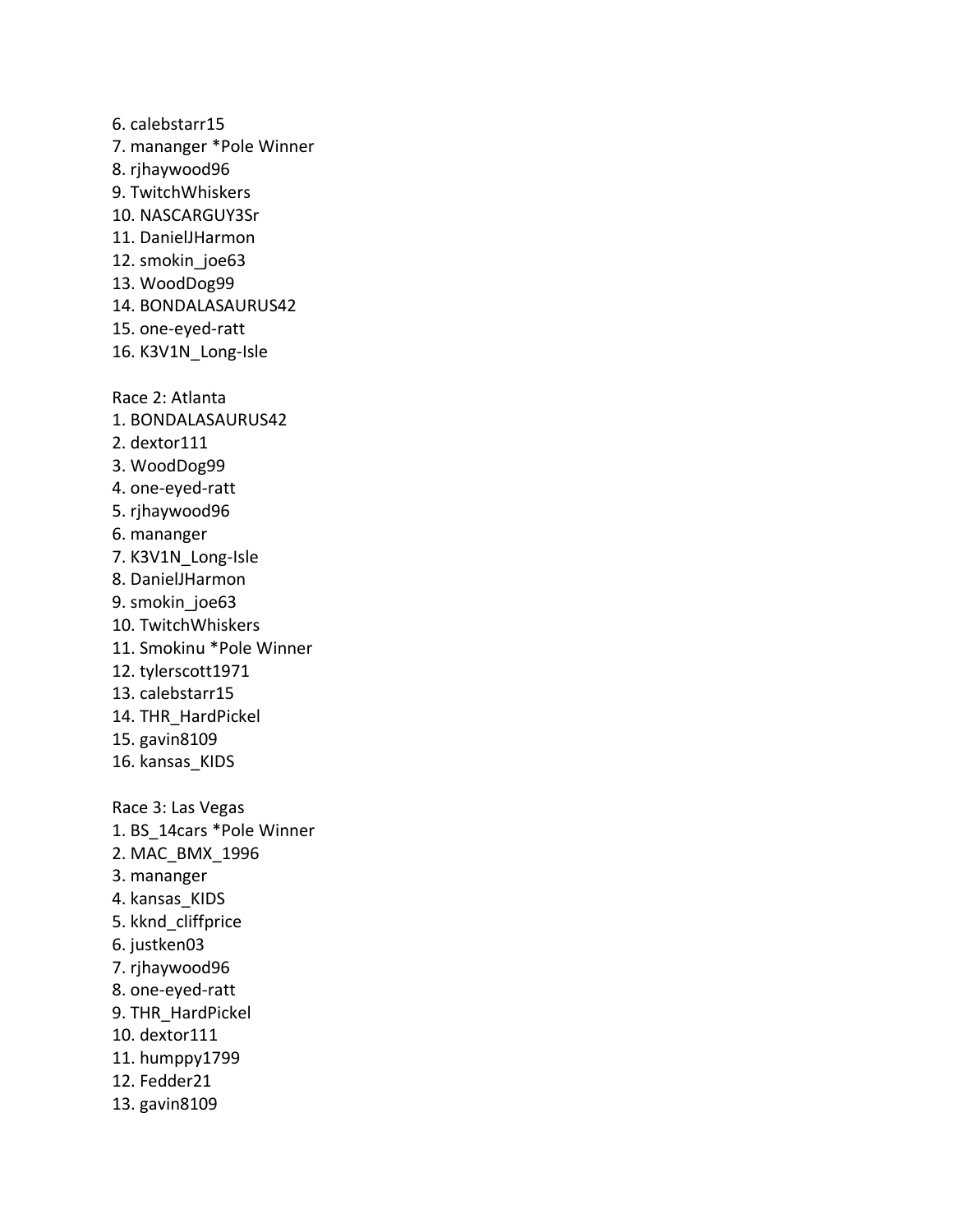6. calebstarr15
7. mananger *Pole Winner
8. rjhaywood96
9. TwitchWhiskers
10. NASCARGUY3Sr
11. DanielJHarmon
12. smokin_joe63
13. WoodDog99
14. BONDALASAURUS42
15. one-eyed-ratt
16. K3V1N_Long-Isle

Race 2: Atlanta
1. BONDALASAURUS42
2. dextor111
3. WoodDog99
4. one-eyed-ratt
5. rjhaywood96
6. mananger
7. K3V1N_Long-Isle
8. DanielJHarmon
9. smokin_joe63
10. TwitchWhiskers
11. Smokinu *Pole Winner
12. tylerscott1971
13. calebstarr15
14. THR_HardPickel
15. gavin8109
16. kansas_KIDS

Race 3: Las Vegas
1. BS_14cars *Pole Winner
2. MAC_BMX_1996
3. mananger
4. kansas_KIDS
5. kknd_cliffprice
6. justken03
7. rjhaywood96
8. one-eyed-ratt
9. THR_HardPickel
10. dextor111
11. humppy1799
12. Fedder21
13. gavin8109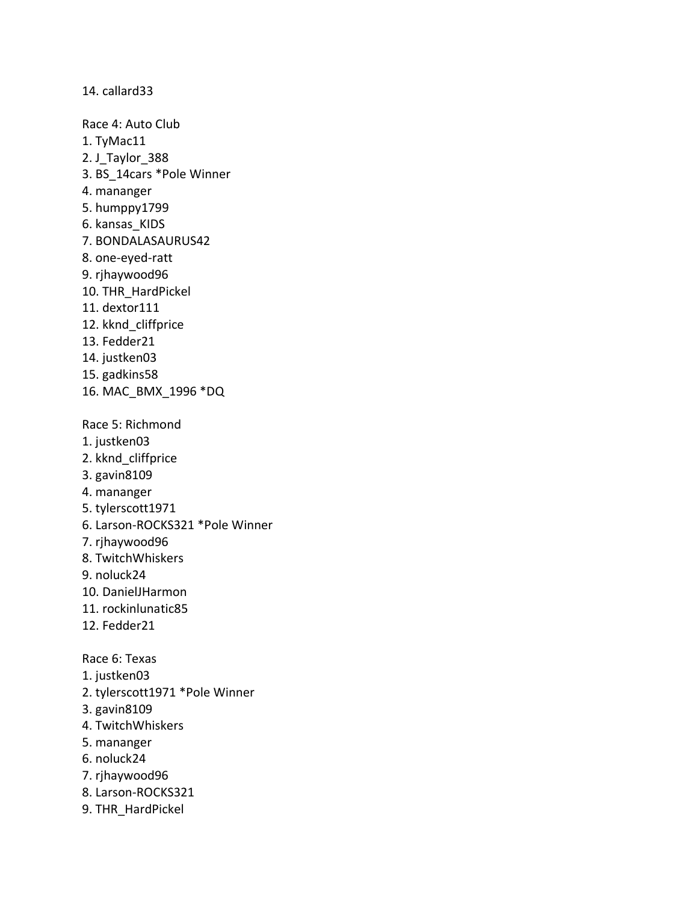14. callard33

Race 4: Auto Club
1. TyMac11
2. J_Taylor_388
3. BS_14cars *Pole Winner
4. mananger
5. humppy1799
6. kansas_KIDS
7. BONDALASAURUS42
8. one-eyed-ratt
9. rjhaywood96
10. THR_HardPickel
11. dextor111
12. kknd_cliffprice
13. Fedder21
14. justken03
15. gadkins58
16. MAC_BMX_1996 *DQ

Race 5: Richmond
1. justken03
2. kknd_cliffprice
3. gavin8109
4. mananger
5. tylerscott1971
6. Larson-ROCKS321 *Pole Winner
7. rjhaywood96
8. TwitchWhiskers
9. noluck24
10. DanielJHarmon
11. rockinlunatic85
12. Fedder21

Race 6: Texas
1. justken03
2. tylerscott1971 *Pole Winner
3. gavin8109
4. TwitchWhiskers
5. mananger
6. noluck24
7. rjhaywood96
8. Larson-ROCKS321
9. THR_HardPickel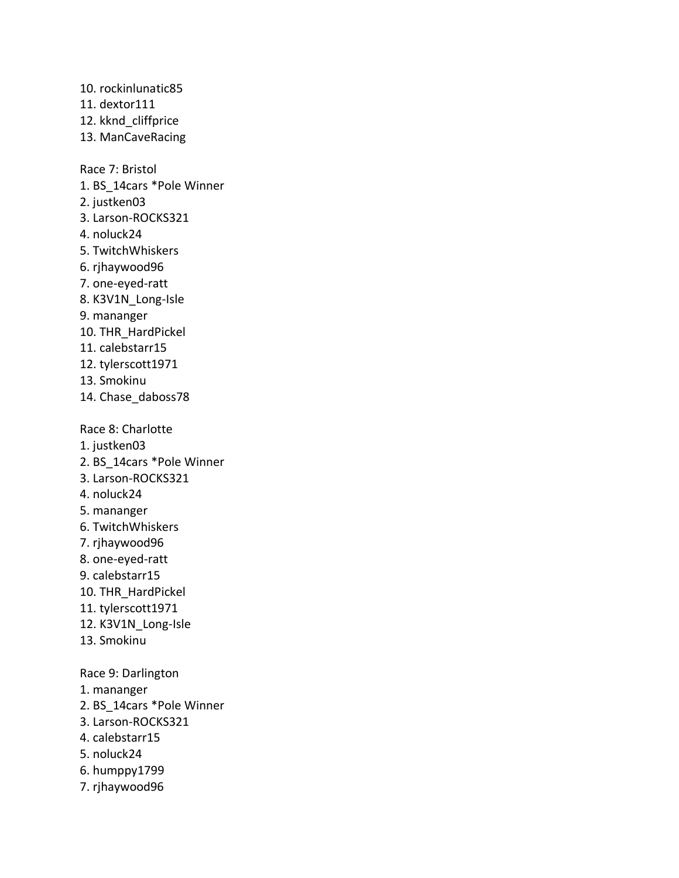10. rockinlunatic85
11. dextor111
12. kknd_cliffprice
13. ManCaveRacing

Race 7: Bristol

1. BS_14cars *Pole Winner
2. justken03
3. Larson-ROCKS321
4. noluck24
5. TwitchWhiskers
6. rjhaywood96
7. one-eyed-ratt
8. K3V1N_Long-Isle
9. mananger
10. THR_HardPickel
11. calebstarr15
12. tylerscott1971
13. Smokinu
14. Chase_daboss78

Race 8: Charlotte

1. justken03
2. BS_14cars *Pole Winner
3. Larson-ROCKS321
4. noluck24
5. mananger
6. TwitchWhiskers
7. rjhaywood96
8. one-eyed-ratt
9. calebstarr15
10. THR_HardPickel
11. tylerscott1971
12. K3V1N_Long-Isle
13. Smokinu

Race 9: Darlington

1. mananger
2. BS_14cars *Pole Winner
3. Larson-ROCKS321
4. calebstarr15
5. noluck24
6. humppy1799
7. rjhaywood96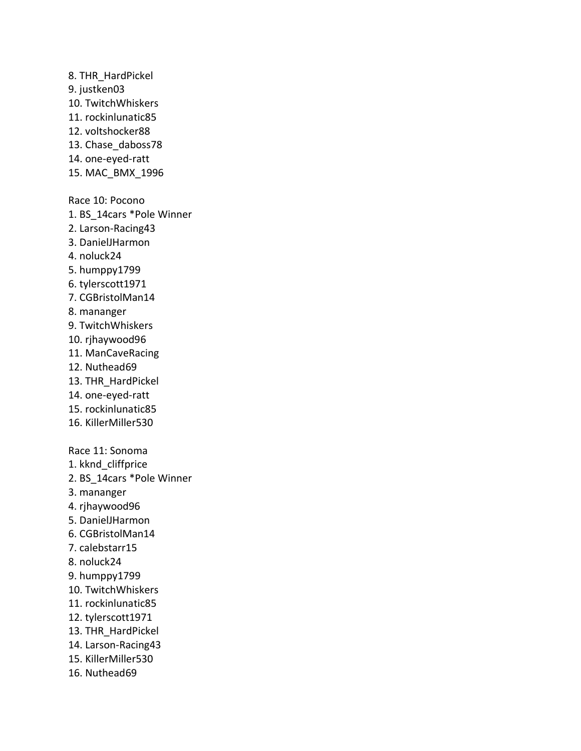8. THR_HardPickel
9. justken03
10. TwitchWhiskers
11. rockinlunatic85
12. voltshocker88
13. Chase_daboss78
14. one-eyed-ratt
15. MAC_BMX_1996

Race 10: Pocono

1. BS_14cars *Pole Winner
2. Larson-Racing43
3. DanielJHarmon
4. noluck24
5. humppy1799
6. tylerscott1971
7. CGBristolMan14
8. mananger
9. TwitchWhiskers
10. rjhaywood96
11. ManCaveRacing
12. Nuthead69
13. THR_HardPickel
14. one-eyed-ratt
15. rockinlunatic85
16. KillerMiller530

Race 11: Sonoma

1. kknd_cliffprice
2. BS_14cars *Pole Winner
3. mananger
4. rjhaywood96
5. DanielJHarmon
6. CGBristolMan14
7. calebstarr15
8. noluck24
9. humppy1799
10. TwitchWhiskers
11. rockinlunatic85
12. tylerscott1971
13. THR_HardPickel
14. Larson-Racing43
15. KillerMiller530
16. Nuthead69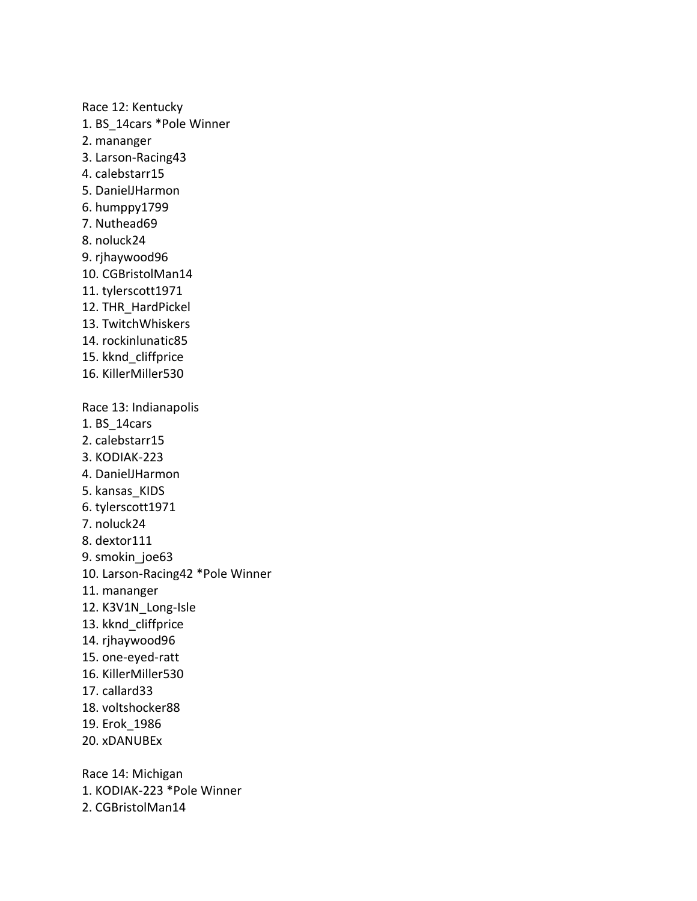Race 12: Kentucky

1. BS_14cars *Pole Winner
2. mananger
3. Larson-Racing43
4. calebstarr15
5. DanielJHarmon
6. humppy1799
7. Nuthead69
8. noluck24
9. rjhaywood96
10. CGBristolMan14
11. tylerscott1971
12. THR_HardPickel
13. TwitchWhiskers
14. rockinlunatic85
15. kknd_cliffprice
16. KillerMiller530

Race 13: Indianapolis

1. BS_14cars
2. calebstarr15
3. KODIAK-223
4. DanielJHarmon
5. kansas_KIDS
6. tylerscott1971
7. noluck24
8. dextor111
9. smokin_joe63
10. Larson-Racing42 *Pole Winner
11. mananger
12. K3V1N_Long-Isle
13. kknd_cliffprice
14. rjhaywood96
15. one-eyed-ratt
16. KillerMiller530
17. callard33
18. voltshocker88
19. Erok_1986
20. xDANUBEx

Race 14: Michigan

1. KODIAK-223 *Pole Winner
2. CGBristolMan14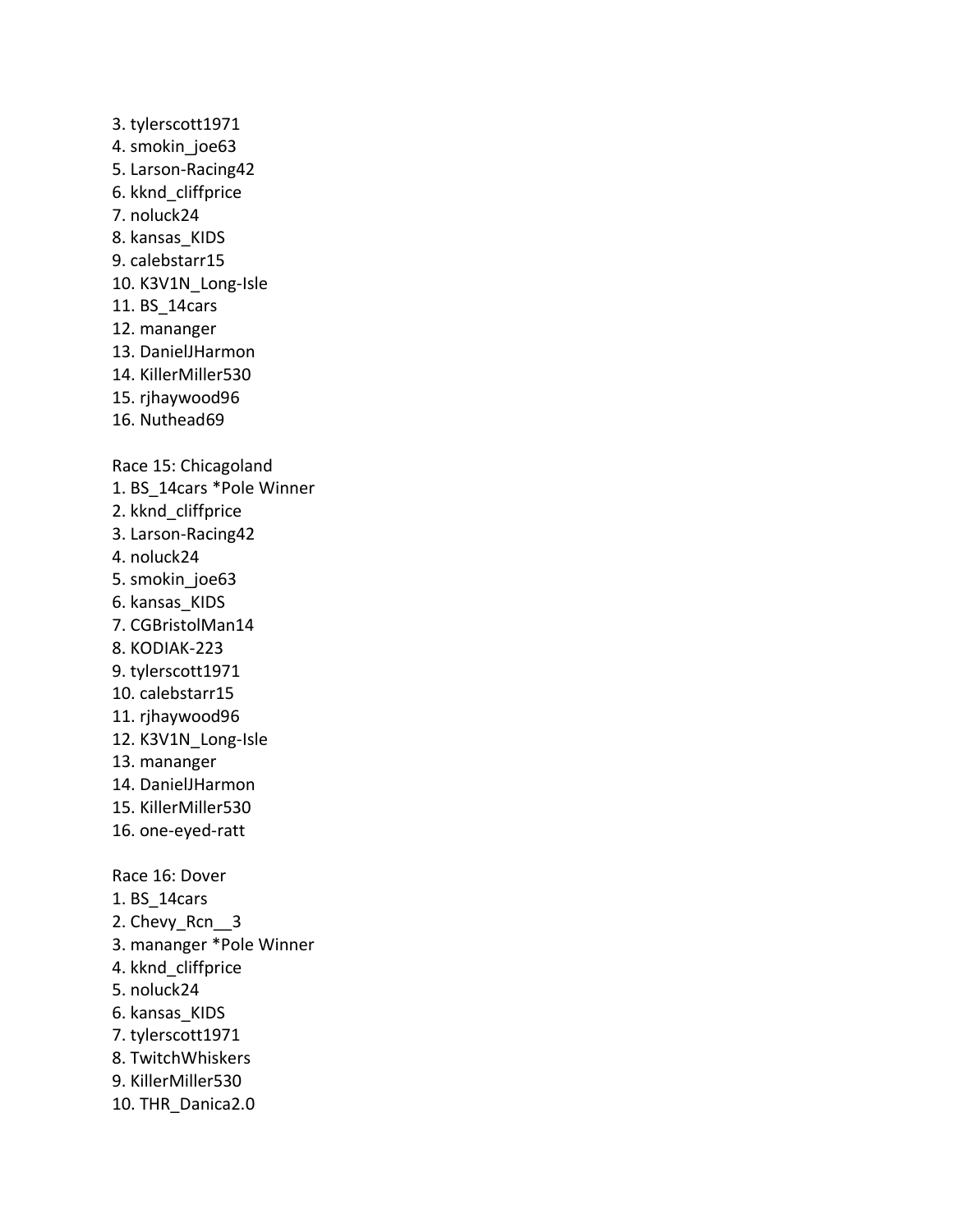3. tylerscott1971
4. smokin_joe63
5. Larson-Racing42
6. kknd_cliffprice
7. noluck24
8. kansas_KIDS
9. calebstarr15
10. K3V1N_Long-Isle
11. BS_14cars
12. mananger
13. DanielJHarmon
14. KillerMiller530
15. rjhaywood96
16. Nuthead69

Race 15: Chicagoland
1. BS_14cars *Pole Winner
2. kknd_cliffprice
3. Larson-Racing42
4. noluck24
5. smokin_joe63
6. kansas_KIDS
7. CGBristolMan14
8. KODIAK-223
9. tylerscott1971
10. calebstarr15
11. rjhaywood96
12. K3V1N_Long-Isle
13. mananger
14. DanielJHarmon
15. KillerMiller530
16. one-eyed-ratt

Race 16: Dover
1. BS_14cars
2. Chevy_Rcn__3
3. mananger *Pole Winner
4. kknd_cliffprice
5. noluck24
6. kansas_KIDS
7. tylerscott1971
8. TwitchWhiskers
9. KillerMiller530
10. THR_Danica2.0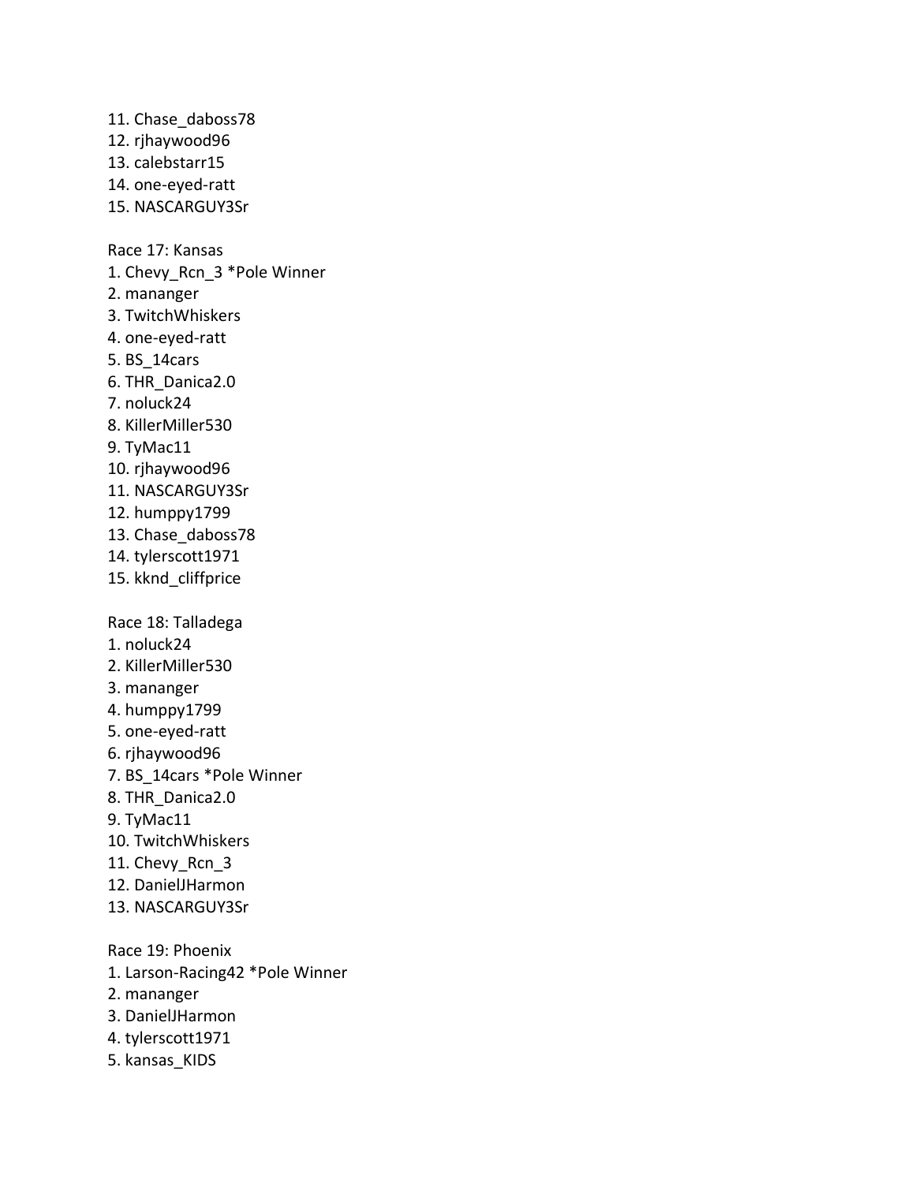11. Chase_daboss78
12. rjhaywood96
13. calebstarr15
14. one-eyed-ratt
15. NASCARGUY3Sr

Race 17: Kansas

1. Chevy_Rcn_3 *Pole Winner
2. mananger
3. TwitchWhiskers
4. one-eyed-ratt
5. BS_14cars
6. THR_Danica2.0
7. noluck24
8. KillerMiller530
9. TyMac11
10. rjhaywood96
11. NASCARGUY3Sr
12. humppy1799
13. Chase_daboss78
14. tylerscott1971
15. kknd_cliffprice

Race 18: Talladega

1. noluck24
2. KillerMiller530
3. mananger
4. humppy1799
5. one-eyed-ratt
6. rjhaywood96
7. BS_14cars *Pole Winner
8. THR_Danica2.0
9. TyMac11
10. TwitchWhiskers
11. Chevy_Rcn_3
12. DanielJHarmon
13. NASCARGUY3Sr

Race 19: Phoenix

1. Larson-Racing42 *Pole Winner
2. mananger
3. DanielJHarmon
4. tylerscott1971
5. kansas_KIDS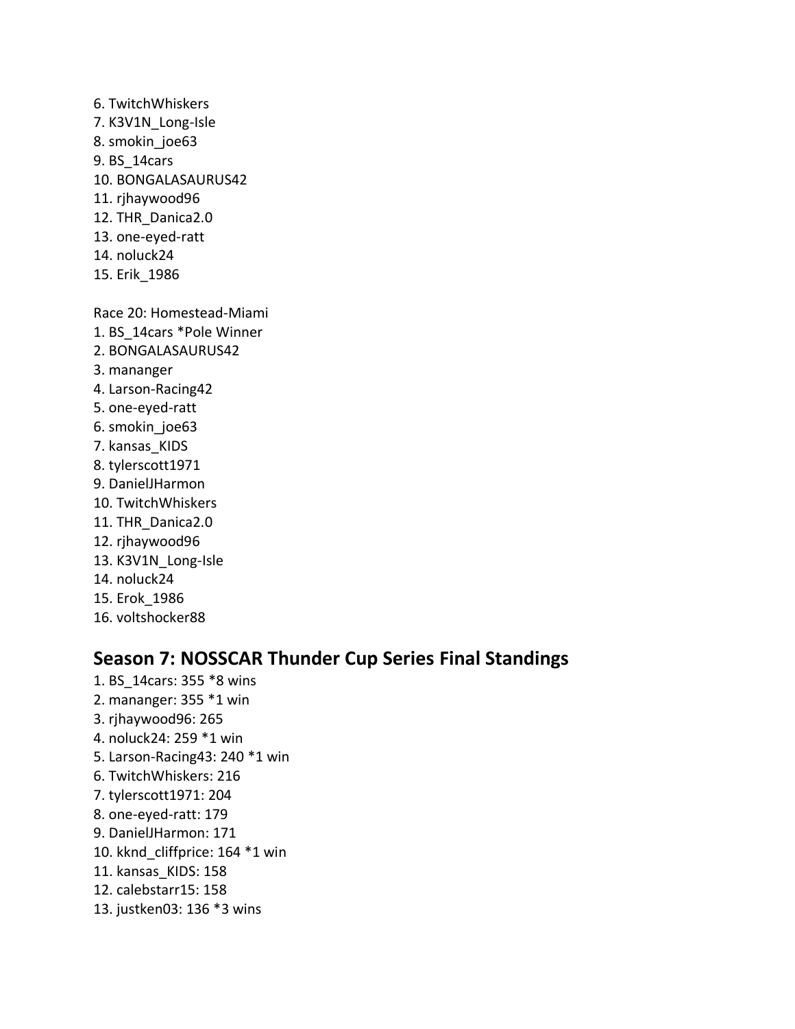6. TwitchWhiskers
7. K3V1N_Long-Isle
8. smokin_joe63
9. BS_14cars
10. BONGALASAURUS42
11. rjhaywood96
12. THR_Danica2.0
13. one-eyed-ratt
14. noluck24
15. Erik_1986

Race 20: Homestead-Miami
1. BS_14cars *Pole Winner
2. BONGALASAURUS42
3. mananger
4. Larson-Racing42
5. one-eyed-ratt
6. smokin_joe63
7. kansas_KIDS
8. tylerscott1971
9. DanielJHarmon
10. TwitchWhiskers
11. THR_Danica2.0
12. rjhaywood96
13. K3V1N_Long-Isle
14. noluck24
15. Erok_1986
16. voltshocker88

## Season 7: NOSSCAR Thunder Cup Series Final Standings

1. BS_14cars: 355 *8 wins
2. mananger: 355 *1 win
3. rjhaywood96: 265
4. noluck24: 259 *1 win
5. Larson-Racing43: 240 *1 win
6. TwitchWhiskers: 216
7. tylerscott1971: 204
8. one-eyed-ratt: 179
9. DanielJHarmon: 171
10. kknd_cliffprice: 164 *1 win
11. kansas_KIDS: 158
12. calebstarr15: 158
13. justken03: 136 *3 wins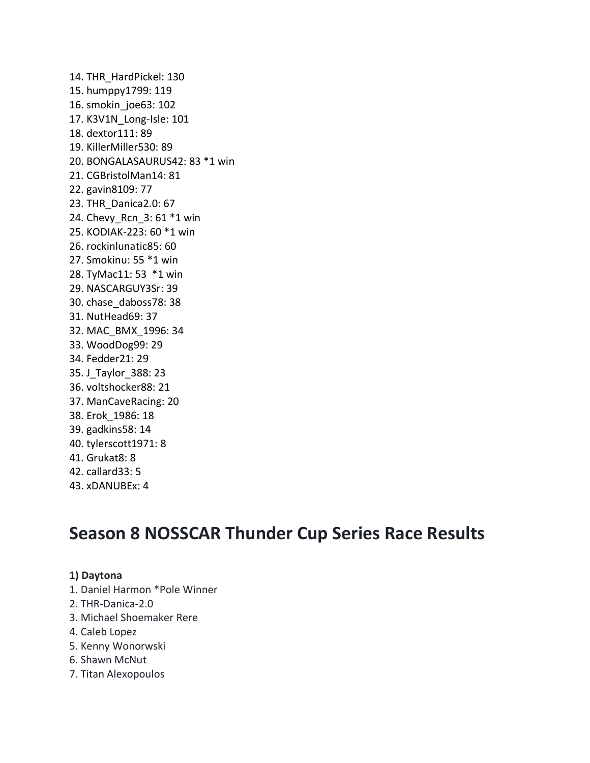14. THR_HardPickel: 130
15. humppy1799: 119
16. smokin_joe63: 102
17. K3V1N_Long-Isle: 101
18. dextor111: 89
19. KillerMiller530: 89
20. BONGALASAURUS42: 83 *1 win
21. CGBristolMan14: 81
22. gavin8109: 77
23. THR_Danica2.0: 67
24. Chevy_Rcn_3: 61 *1 win
25. KODIAK-223: 60 *1 win
26. rockinlunatic85: 60
27. Smokinu: 55 *1 win
28. TyMac11: 53  *1 win
29. NASCARGUY3Sr: 39
30. chase_daboss78: 38
31. NutHead69: 37
32. MAC_BMX_1996: 34
33. WoodDog99: 29
34. Fedder21: 29
35. J_Taylor_388: 23
36. voltshocker88: 21
37. ManCaveRacing: 20
38. Erok_1986: 18
39. gadkins58: 14
40. tylerscott1971: 8
41. Grukat8: 8
42. callard33: 5
43. xDANUBEx: 4

# Season 8 NOSSCAR Thunder Cup Series Race Results

**1) Daytona**

1. Daniel Harmon *Pole Winner
2. THR-Danica-2.0
3. Michael Shoemaker Rere
4. Caleb Lopez
5. Kenny Wonorwski
6. Shawn McNut
7. Titan Alexopoulos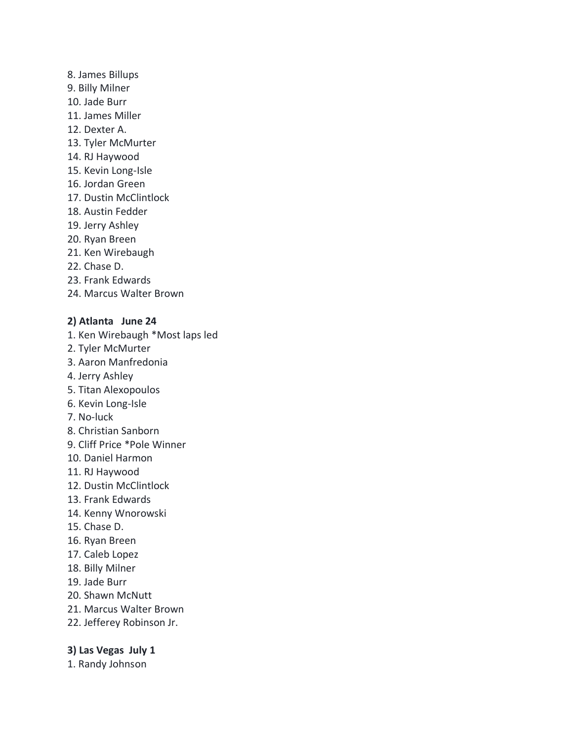8. James Billups
9. Billy Milner
10. Jade Burr
11. James Miller
12. Dexter A.
13. Tyler McMurter
14. RJ Haywood
15. Kevin Long-Isle
16. Jordan Green
17. Dustin McClintlock
18. Austin Fedder
19. Jerry Ashley
20. Ryan Breen
21. Ken Wirebaugh
22. Chase D.
23. Frank Edwards
24. Marcus Walter Brown

**2) Atlanta   June 24**

1. Ken Wirebaugh *Most laps led
2. Tyler McMurter
3. Aaron Manfredonia
4. Jerry Ashley
5. Titan Alexopoulos
6. Kevin Long-Isle
7. No-luck
8. Christian Sanborn
9. Cliff Price *Pole Winner
10. Daniel Harmon
11. RJ Haywood
12. Dustin McClintlock
13. Frank Edwards
14. Kenny Wnorowski
15. Chase D.
16. Ryan Breen
17. Caleb Lopez
18. Billy Milner
19. Jade Burr
20. Shawn McNutt
21. Marcus Walter Brown
22. Jefferey Robinson Jr.

**3) Las Vegas  July 1**

1. Randy Johnson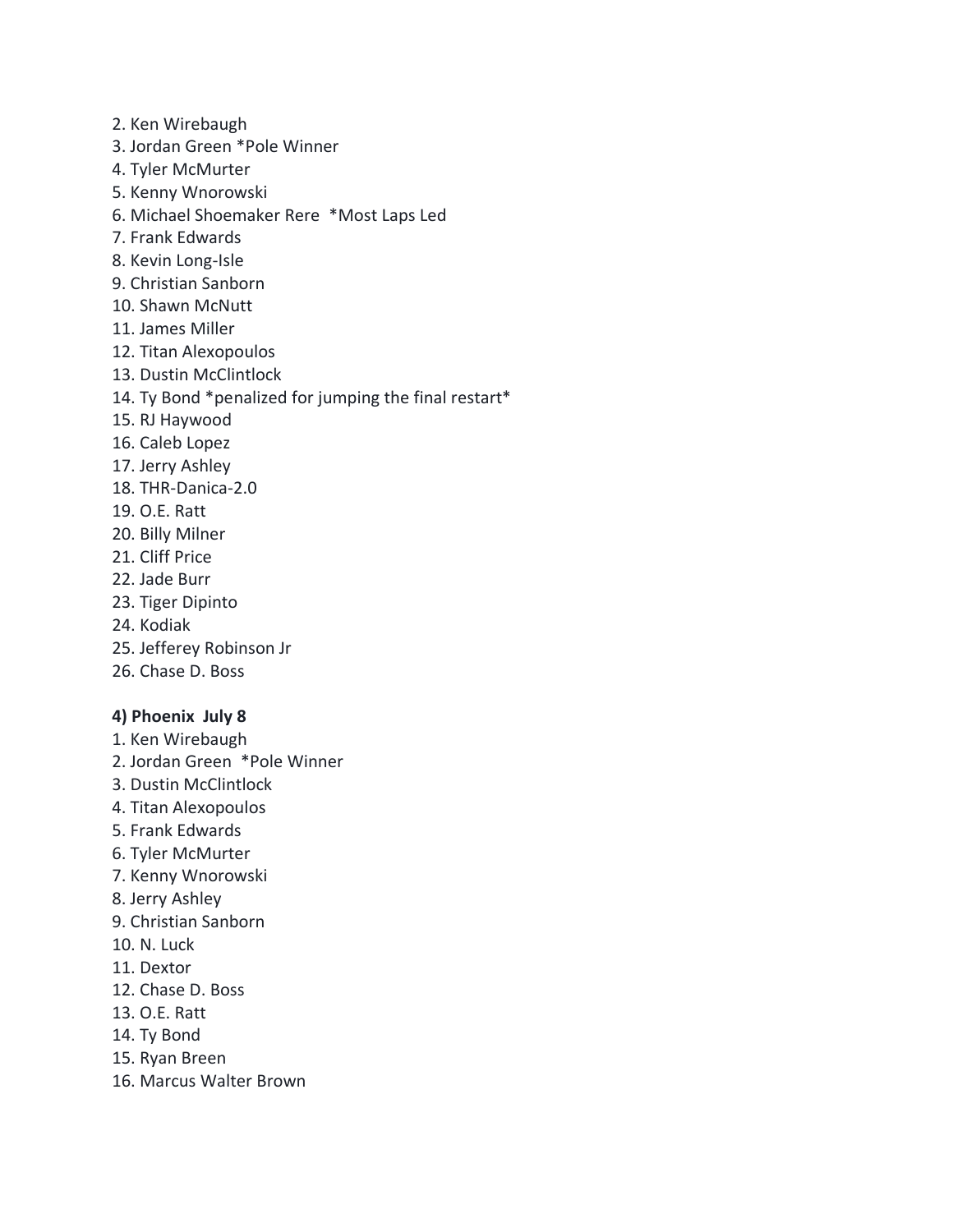2. Ken Wirebaugh
3. Jordan Green *Pole Winner
4. Tyler McMurter
5. Kenny Wnorowski
6. Michael Shoemaker Rere  *Most Laps Led
7. Frank Edwards
8. Kevin Long-Isle
9. Christian Sanborn
10. Shawn McNutt
11. James Miller
12. Titan Alexopoulos
13. Dustin McClintlock
14. Ty Bond *penalized for jumping the final restart*
15. RJ Haywood
16. Caleb Lopez
17. Jerry Ashley
18. THR-Danica-2.0
19. O.E. Ratt
20. Billy Milner
21. Cliff Price
22. Jade Burr
23. Tiger Dipinto
24. Kodiak
25. Jefferey Robinson Jr
26. Chase D. Boss

**4) Phoenix  July 8**

1. Ken Wirebaugh
2. Jordan Green  *Pole Winner
3. Dustin McClintlock
4. Titan Alexopoulos
5. Frank Edwards
6. Tyler McMurter
7. Kenny Wnorowski
8. Jerry Ashley
9. Christian Sanborn
10. N. Luck
11. Dextor
12. Chase D. Boss
13. O.E. Ratt
14. Ty Bond
15. Ryan Breen
16. Marcus Walter Brown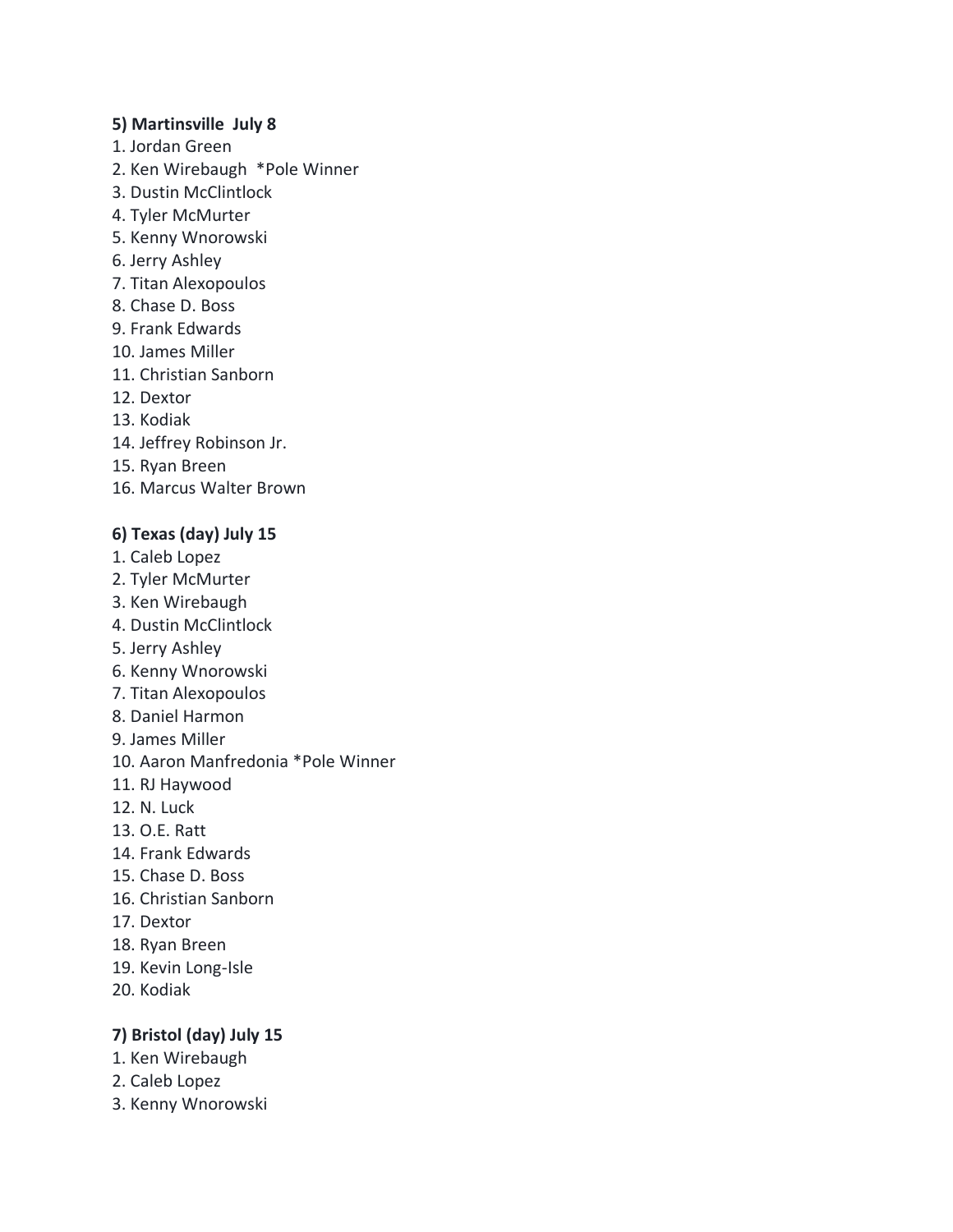**5) Martinsville July 8**

1. Jordan Green
2. Ken Wirebaugh *Pole Winner
3. Dustin McClintlock
4. Tyler McMurter
5. Kenny Wnorowski
6. Jerry Ashley
7. Titan Alexopoulos
8. Chase D. Boss
9. Frank Edwards
10. James Miller
11. Christian Sanborn
12. Dextor
13. Kodiak
14. Jeffrey Robinson Jr.
15. Ryan Breen
16. Marcus Walter Brown

**6) Texas (day) July 15**

1. Caleb Lopez
2. Tyler McMurter
3. Ken Wirebaugh
4. Dustin McClintlock
5. Jerry Ashley
6. Kenny Wnorowski
7. Titan Alexopoulos
8. Daniel Harmon
9. James Miller
10. Aaron Manfredonia *Pole Winner
11. RJ Haywood
12. N. Luck
13. O.E. Ratt
14. Frank Edwards
15. Chase D. Boss
16. Christian Sanborn
17. Dextor
18. Ryan Breen
19. Kevin Long-Isle
20. Kodiak

**7) Bristol (day) July 15**

1. Ken Wirebaugh
2. Caleb Lopez
3. Kenny Wnorowski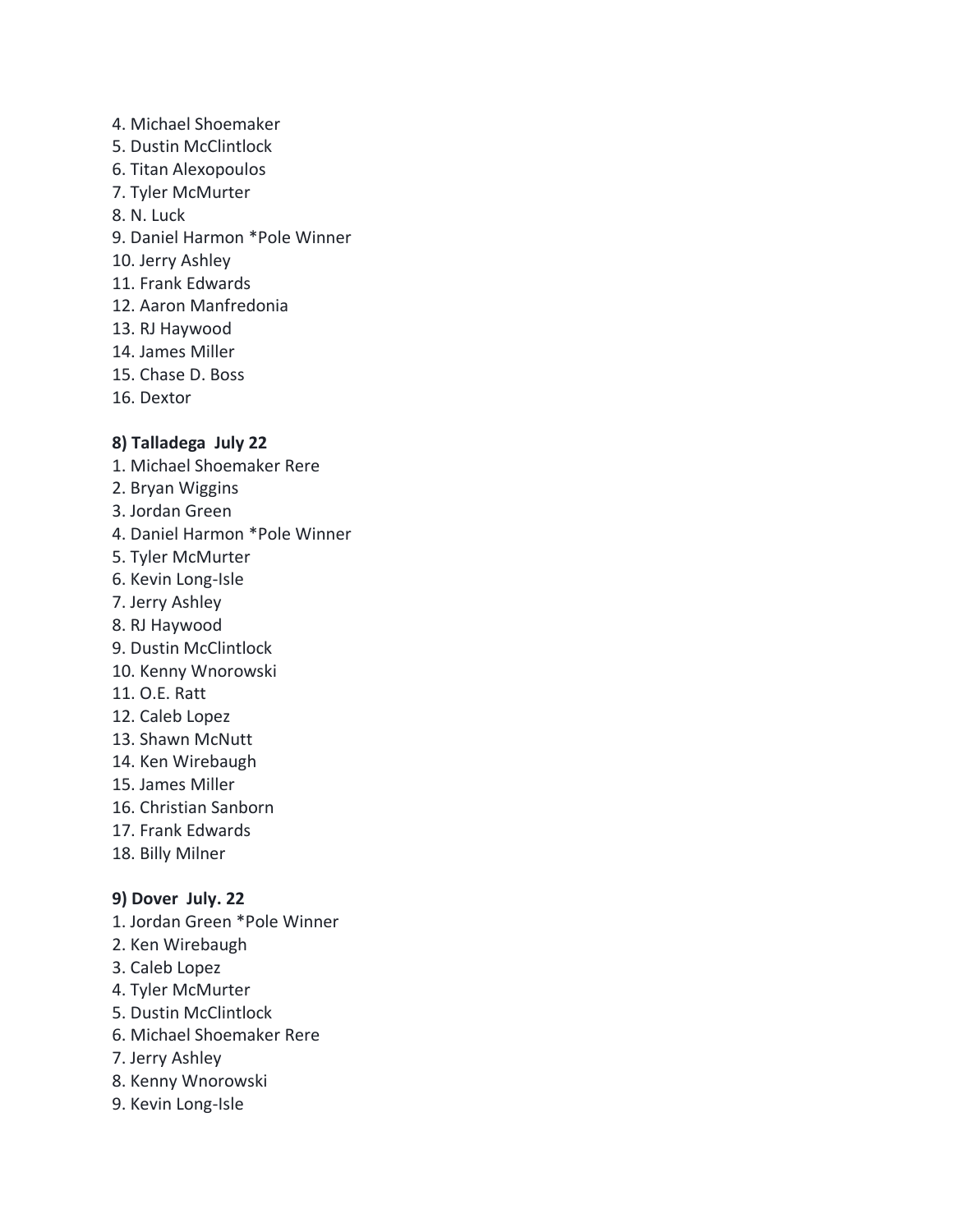4. Michael Shoemaker
5. Dustin McClintlock
6. Titan Alexopoulos
7. Tyler McMurter
8. N. Luck
9. Daniel Harmon *Pole Winner
10. Jerry Ashley
11. Frank Edwards
12. Aaron Manfredonia
13. RJ Haywood
14. James Miller
15. Chase D. Boss
16. Dextor

**8) Talladega July 22**

1. Michael Shoemaker Rere
2. Bryan Wiggins
3. Jordan Green
4. Daniel Harmon *Pole Winner
5. Tyler McMurter
6. Kevin Long-Isle
7. Jerry Ashley
8. RJ Haywood
9. Dustin McClintlock
10. Kenny Wnorowski
11. O.E. Ratt
12. Caleb Lopez
13. Shawn McNutt
14. Ken Wirebaugh
15. James Miller
16. Christian Sanborn
17. Frank Edwards
18. Billy Milner

**9) Dover July. 22**

1. Jordan Green *Pole Winner
2. Ken Wirebaugh
3. Caleb Lopez
4. Tyler McMurter
5. Dustin McClintlock
6. Michael Shoemaker Rere
7. Jerry Ashley
8. Kenny Wnorowski
9. Kevin Long-Isle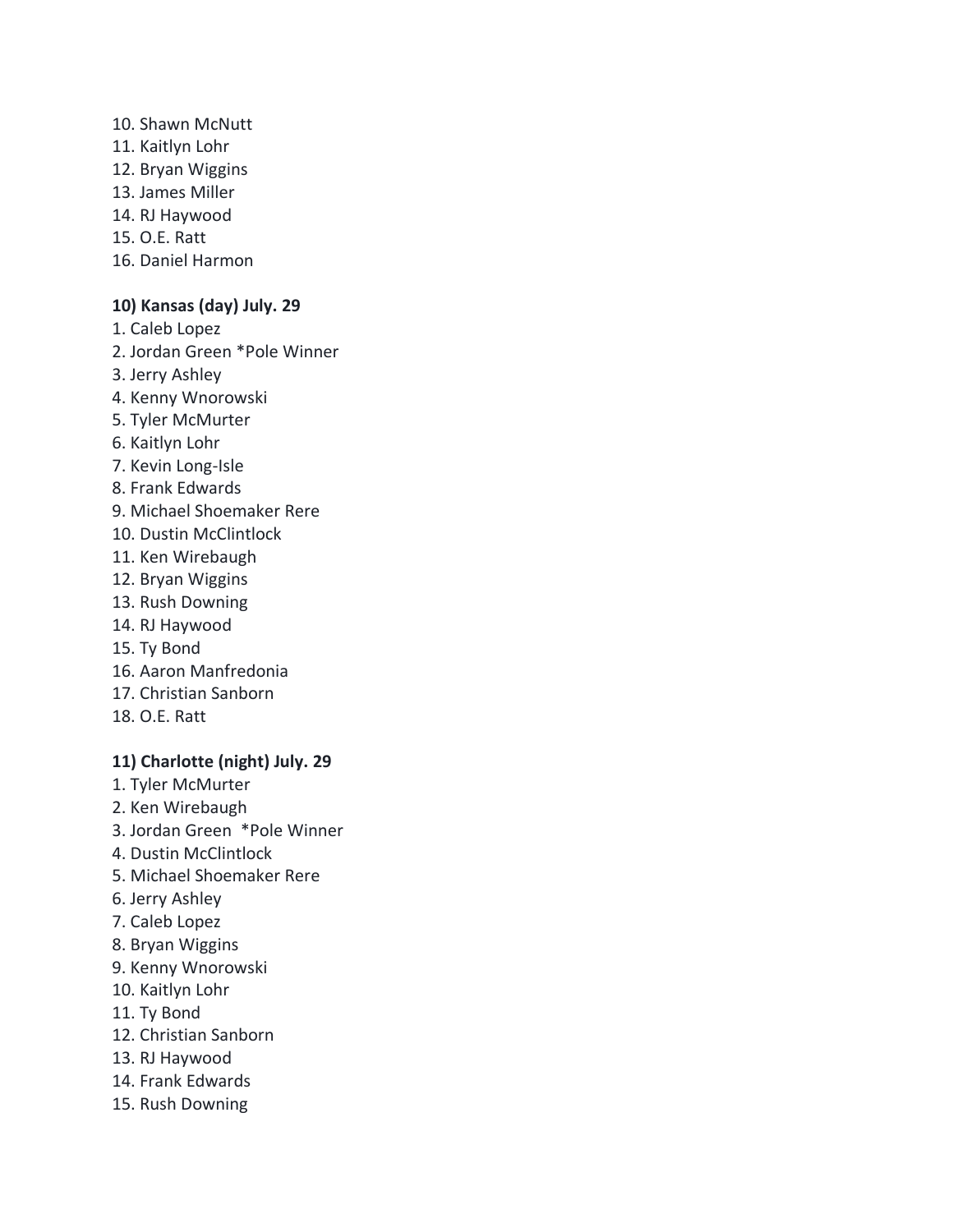10. Shawn McNutt
11. Kaitlyn Lohr
12. Bryan Wiggins
13. James Miller
14. RJ Haywood
15. O.E. Ratt
16. Daniel Harmon

**10) Kansas (day) July. 29**

1. Caleb Lopez
2. Jordan Green *Pole Winner
3. Jerry Ashley
4. Kenny Wnorowski
5. Tyler McMurter
6. Kaitlyn Lohr
7. Kevin Long-Isle
8. Frank Edwards
9. Michael Shoemaker Rere
10. Dustin McClintlock
11. Ken Wirebaugh
12. Bryan Wiggins
13. Rush Downing
14. RJ Haywood
15. Ty Bond
16. Aaron Manfredonia
17. Christian Sanborn
18. O.E. Ratt

**11) Charlotte (night) July. 29**

1. Tyler McMurter
2. Ken Wirebaugh
3. Jordan Green *Pole Winner
4. Dustin McClintlock
5. Michael Shoemaker Rere
6. Jerry Ashley
7. Caleb Lopez
8. Bryan Wiggins
9. Kenny Wnorowski
10. Kaitlyn Lohr
11. Ty Bond
12. Christian Sanborn
13. RJ Haywood
14. Frank Edwards
15. Rush Downing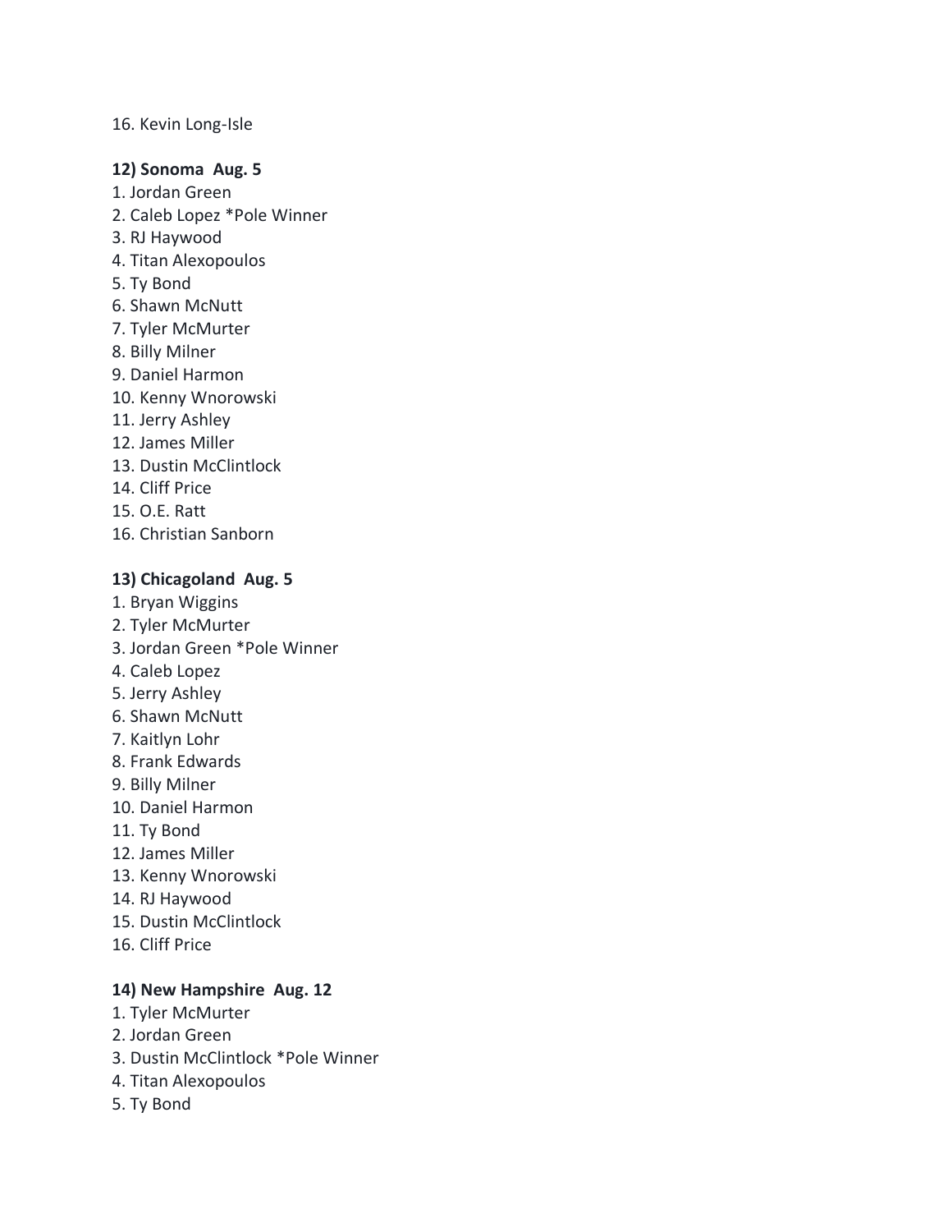16. Kevin Long-Isle

**12) Sonoma Aug. 5**

1. Jordan Green
2. Caleb Lopez *Pole Winner
3. RJ Haywood
4. Titan Alexopoulos
5. Ty Bond
6. Shawn McNutt
7. Tyler McMurter
8. Billy Milner
9. Daniel Harmon
10. Kenny Wnorowski
11. Jerry Ashley
12. James Miller
13. Dustin McClintlock
14. Cliff Price
15. O.E. Ratt
16. Christian Sanborn

**13) Chicagoland Aug. 5**

1. Bryan Wiggins
2. Tyler McMurter
3. Jordan Green *Pole Winner
4. Caleb Lopez
5. Jerry Ashley
6. Shawn McNutt
7. Kaitlyn Lohr
8. Frank Edwards
9. Billy Milner
10. Daniel Harmon
11. Ty Bond
12. James Miller
13. Kenny Wnorowski
14. RJ Haywood
15. Dustin McClintlock
16. Cliff Price

**14) New Hampshire Aug. 12**

1. Tyler McMurter
2. Jordan Green
3. Dustin McClintlock *Pole Winner
4. Titan Alexopoulos
5. Ty Bond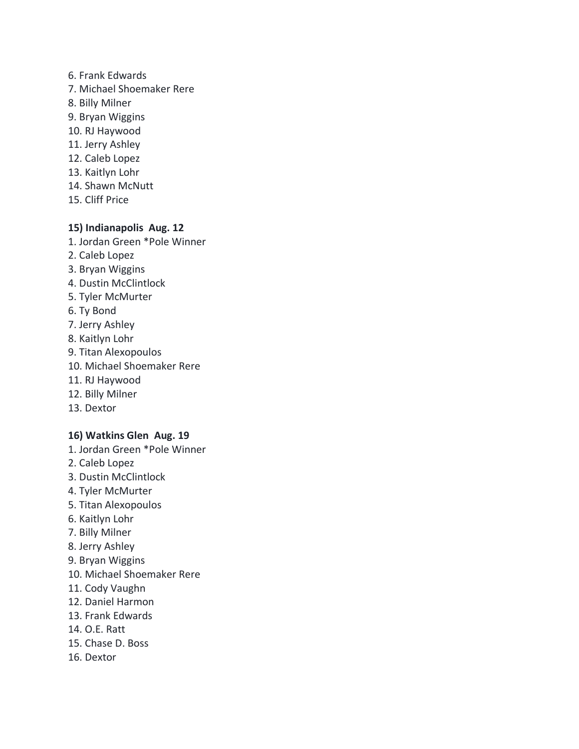6. Frank Edwards
7. Michael Shoemaker Rere
8. Billy Milner
9. Bryan Wiggins
10. RJ Haywood
11. Jerry Ashley
12. Caleb Lopez
13. Kaitlyn Lohr
14. Shawn McNutt
15. Cliff Price

**15) Indianapolis Aug. 12**

1. Jordan Green *Pole Winner
2. Caleb Lopez
3. Bryan Wiggins
4. Dustin McClintlock
5. Tyler McMurter
6. Ty Bond
7. Jerry Ashley
8. Kaitlyn Lohr
9. Titan Alexopoulos
10. Michael Shoemaker Rere
11. RJ Haywood
12. Billy Milner
13. Dextor

**16) Watkins Glen Aug. 19**

1. Jordan Green *Pole Winner
2. Caleb Lopez
3. Dustin McClintlock
4. Tyler McMurter
5. Titan Alexopoulos
6. Kaitlyn Lohr
7. Billy Milner
8. Jerry Ashley
9. Bryan Wiggins
10. Michael Shoemaker Rere
11. Cody Vaughn
12. Daniel Harmon
13. Frank Edwards
14. O.E. Ratt
15. Chase D. Boss
16. Dextor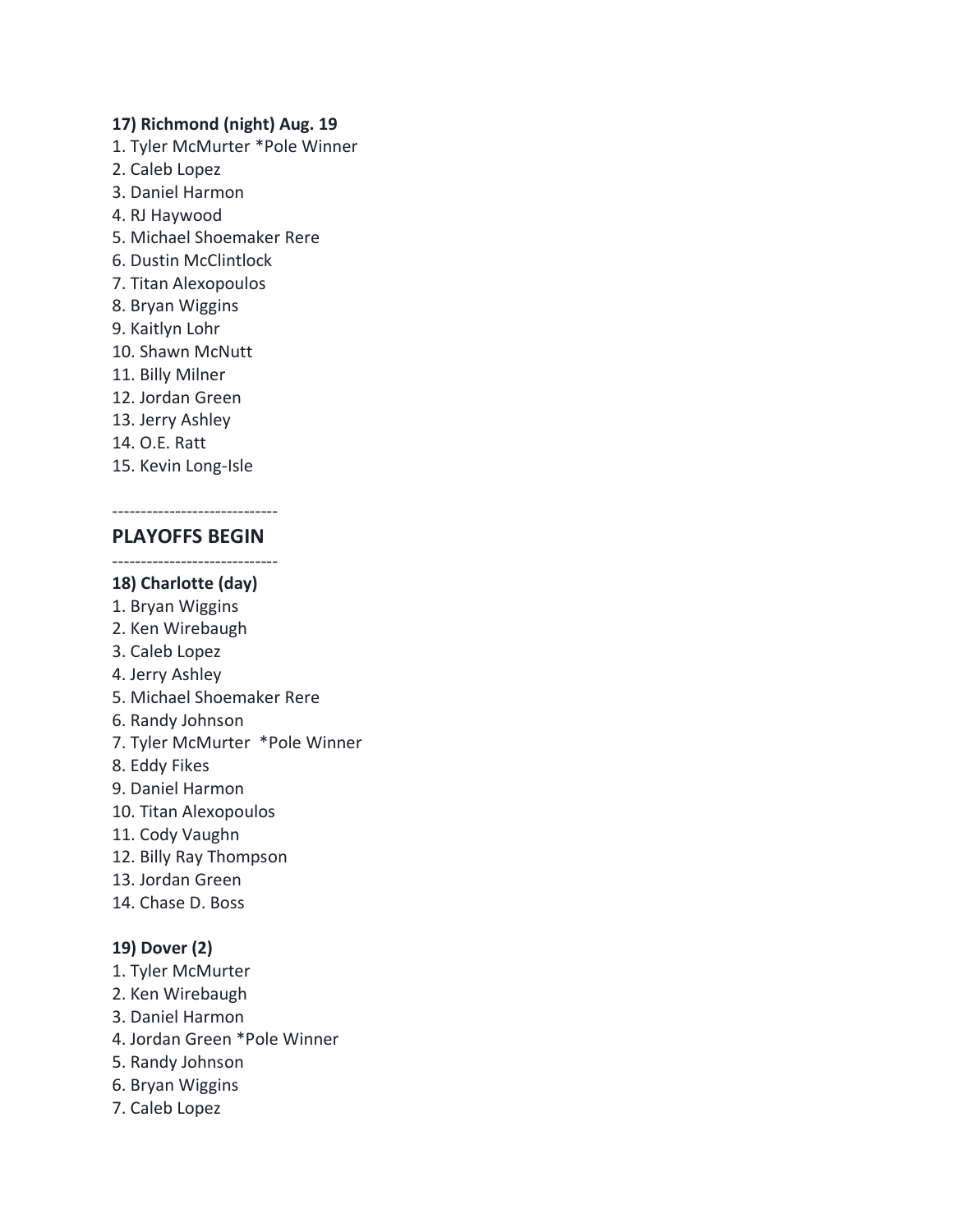**17) Richmond (night) Aug. 19**

1. Tyler McMurter *Pole Winner
2. Caleb Lopez
3. Daniel Harmon
4. RJ Haywood
5. Michael Shoemaker Rere
6. Dustin McClintlock
7. Titan Alexopoulos
8. Bryan Wiggins
9. Kaitlyn Lohr
10. Shawn McNutt
11. Billy Milner
12. Jordan Green
13. Jerry Ashley
14. O.E. Ratt
15. Kevin Long-Isle

-----------------------------

## PLAYOFFS BEGIN

-----------------------------

**18) Charlotte (day)**

1. Bryan Wiggins
2. Ken Wirebaugh
3. Caleb Lopez
4. Jerry Ashley
5. Michael Shoemaker Rere
6. Randy Johnson
7. Tyler McMurter  *Pole Winner
8. Eddy Fikes
9. Daniel Harmon
10. Titan Alexopoulos
11. Cody Vaughn
12. Billy Ray Thompson
13. Jordan Green
14. Chase D. Boss

**19) Dover (2)**

1. Tyler McMurter
2. Ken Wirebaugh
3. Daniel Harmon
4. Jordan Green *Pole Winner
5. Randy Johnson
6. Bryan Wiggins
7. Caleb Lopez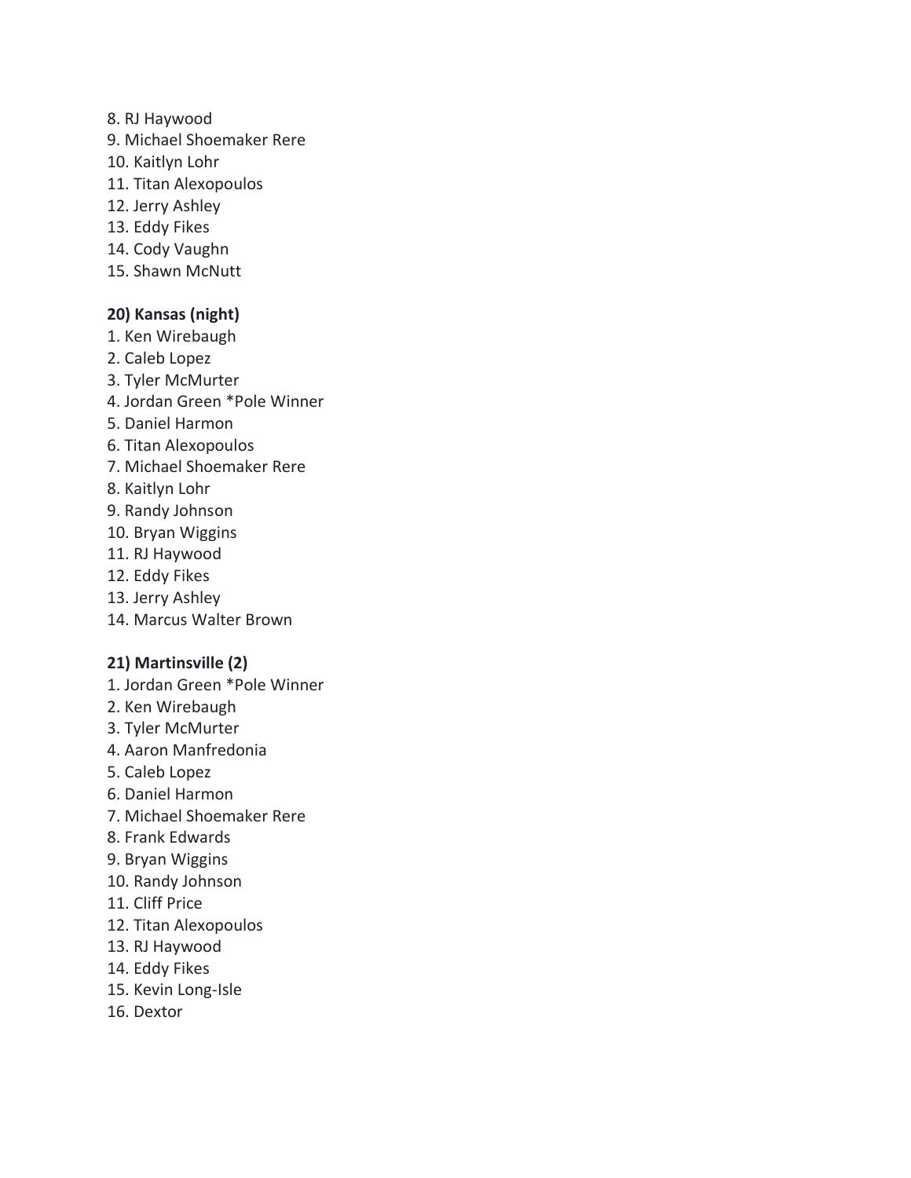8. RJ Haywood
9. Michael Shoemaker Rere
10. Kaitlyn Lohr
11. Titan Alexopoulos
12. Jerry Ashley
13. Eddy Fikes
14. Cody Vaughn
15. Shawn McNutt

**20) Kansas (night)**

1. Ken Wirebaugh
2. Caleb Lopez
3. Tyler McMurter
4. Jordan Green *Pole Winner
5. Daniel Harmon
6. Titan Alexopoulos
7. Michael Shoemaker Rere
8. Kaitlyn Lohr
9. Randy Johnson
10. Bryan Wiggins
11. RJ Haywood
12. Eddy Fikes
13. Jerry Ashley
14. Marcus Walter Brown

**21) Martinsville (2)**

1. Jordan Green *Pole Winner
2. Ken Wirebaugh
3. Tyler McMurter
4. Aaron Manfredonia
5. Caleb Lopez
6. Daniel Harmon
7. Michael Shoemaker Rere
8. Frank Edwards
9. Bryan Wiggins
10. Randy Johnson
11. Cliff Price
12. Titan Alexopoulos
13. RJ Haywood
14. Eddy Fikes
15. Kevin Long-Isle
16. Dextor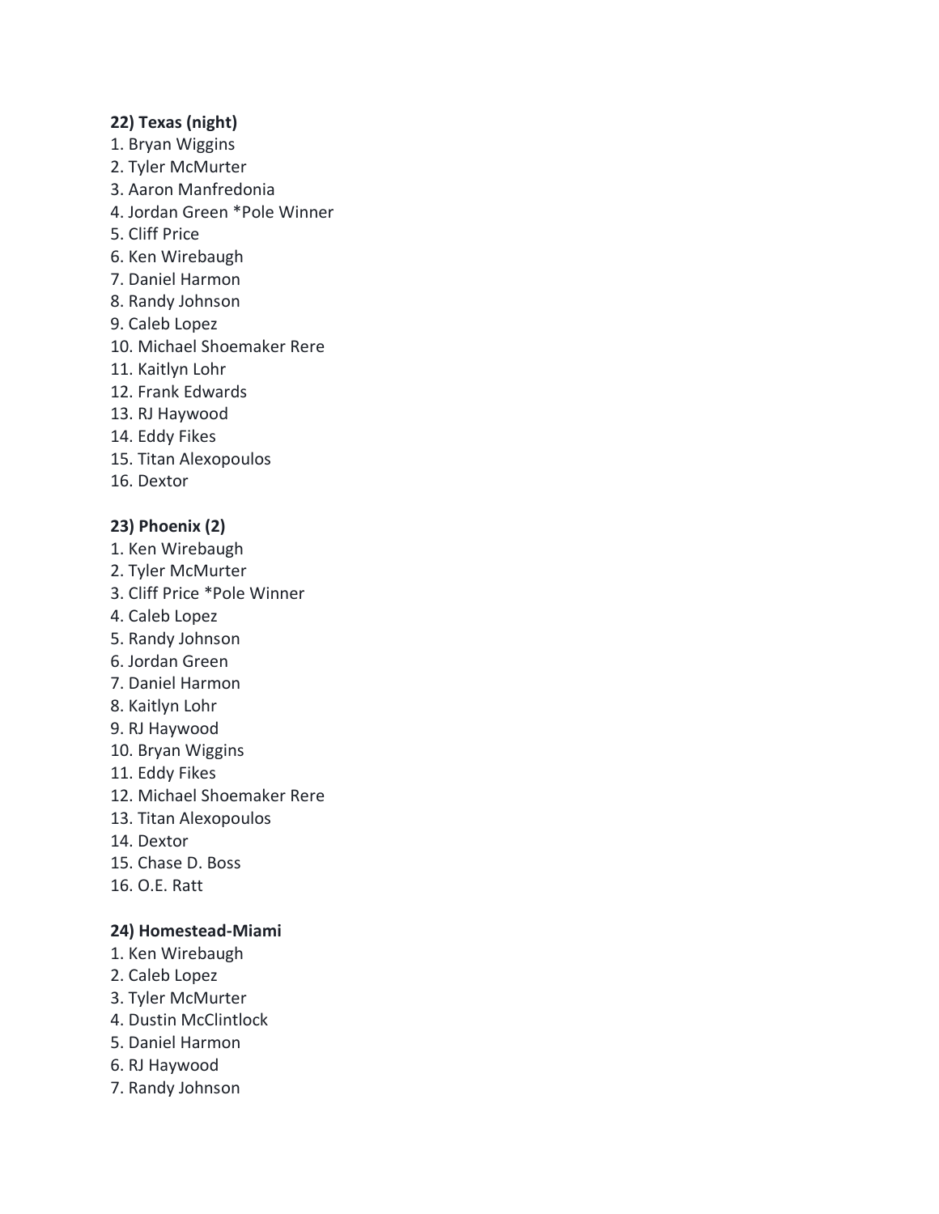**22) Texas (night)**

1. Bryan Wiggins
2. Tyler McMurter
3. Aaron Manfredonia
4. Jordan Green *Pole Winner
5. Cliff Price
6. Ken Wirebaugh
7. Daniel Harmon
8. Randy Johnson
9. Caleb Lopez
10. Michael Shoemaker Rere
11. Kaitlyn Lohr
12. Frank Edwards
13. RJ Haywood
14. Eddy Fikes
15. Titan Alexopoulos
16. Dextor

**23) Phoenix (2)**

1. Ken Wirebaugh
2. Tyler McMurter
3. Cliff Price *Pole Winner
4. Caleb Lopez
5. Randy Johnson
6. Jordan Green
7. Daniel Harmon
8. Kaitlyn Lohr
9. RJ Haywood
10. Bryan Wiggins
11. Eddy Fikes
12. Michael Shoemaker Rere
13. Titan Alexopoulos
14. Dextor
15. Chase D. Boss
16. O.E. Ratt

**24) Homestead-Miami**

1. Ken Wirebaugh
2. Caleb Lopez
3. Tyler McMurter
4. Dustin McClintlock
5. Daniel Harmon
6. RJ Haywood
7. Randy Johnson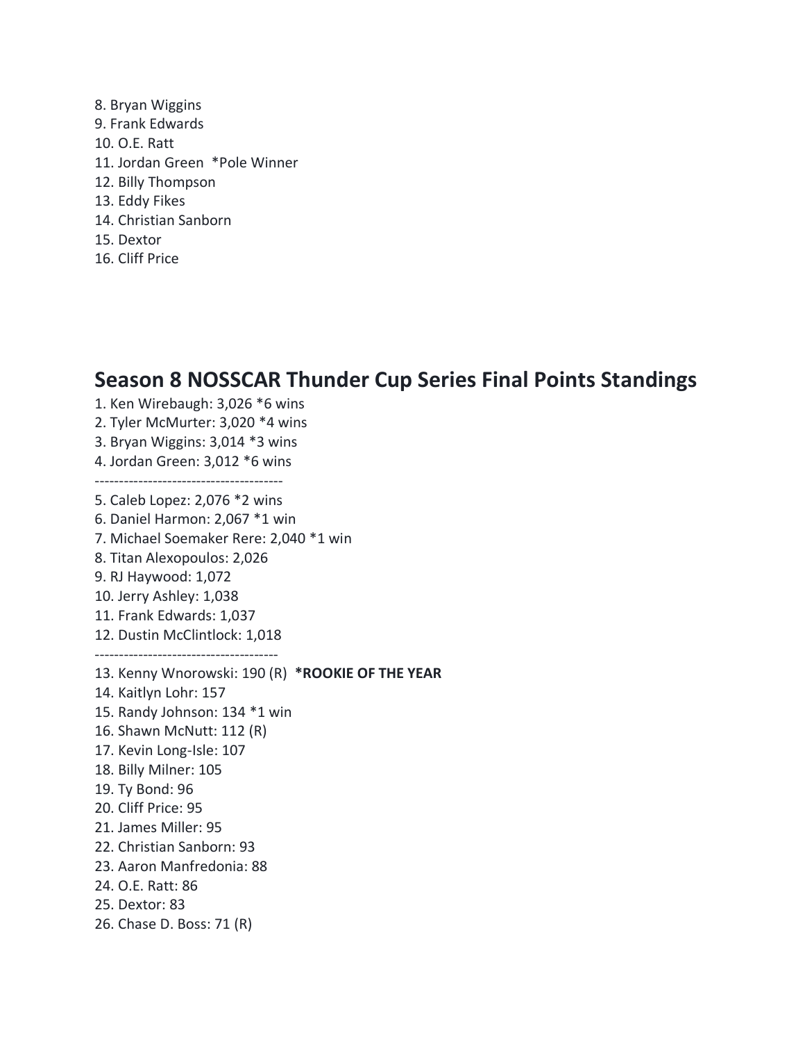8. Bryan Wiggins
9. Frank Edwards
10. O.E. Ratt
11. Jordan Green *Pole Winner
12. Billy Thompson
13. Eddy Fikes
14. Christian Sanborn
15. Dextor
16. Cliff Price

## Season 8 NOSSCAR Thunder Cup Series Final Points Standings

1. Ken Wirebaugh: 3,026 *6 wins
2. Tyler McMurter: 3,020 *4 wins
3. Bryan Wiggins: 3,014 *3 wins
4. Jordan Green: 3,012 *6 wins

---------------------------------------

5. Caleb Lopez: 2,076 *2 wins
6. Daniel Harmon: 2,067 *1 win
7. Michael Soemaker Rere: 2,040 *1 win
8. Titan Alexopoulos: 2,026
9. RJ Haywood: 1,072
10. Jerry Ashley: 1,038
11. Frank Edwards: 1,037
12. Dustin McClintlock: 1,018

--------------------------------------

13. Kenny Wnorowski: 190 (R) **\*ROOKIE OF THE YEAR**
14. Kaitlyn Lohr: 157
15. Randy Johnson: 134 *1 win
16. Shawn McNutt: 112 (R)
17. Kevin Long-Isle: 107
18. Billy Milner: 105
19. Ty Bond: 96
20. Cliff Price: 95
21. James Miller: 95
22. Christian Sanborn: 93
23. Aaron Manfredonia: 88
24. O.E. Ratt: 86
25. Dextor: 83
26. Chase D. Boss: 71 (R)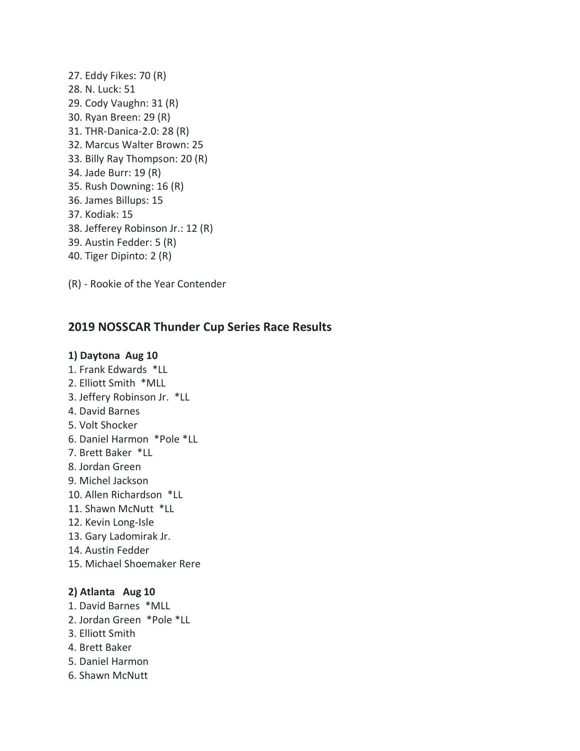27. Eddy Fikes: 70 (R)
28. N. Luck: 51
29. Cody Vaughn: 31 (R)
30. Ryan Breen: 29 (R)
31. THR-Danica-2.0: 28 (R)
32. Marcus Walter Brown: 25
33. Billy Ray Thompson: 20 (R)
34. Jade Burr: 19 (R)
35. Rush Downing: 16 (R)
36. James Billups: 15
37. Kodiak: 15
38. Jefferey Robinson Jr.: 12 (R)
39. Austin Fedder: 5 (R)
40. Tiger Dipinto: 2 (R)

(R) - Rookie of the Year Contender

## 2019 NOSSCAR Thunder Cup Series Race Results

### 1) Daytona Aug 10

1. Frank Edwards *LL
2. Elliott Smith *MLL
3. Jeffery Robinson Jr. *LL
4. David Barnes
5. Volt Shocker
6. Daniel Harmon *Pole *LL
7. Brett Baker *LL
8. Jordan Green
9. Michel Jackson
10. Allen Richardson *LL
11. Shawn McNutt *LL
12. Kevin Long-Isle
13. Gary Ladomirak Jr.
14. Austin Fedder
15. Michael Shoemaker Rere

### 2) Atlanta Aug 10

1. David Barnes *MLL
2. Jordan Green *Pole *LL
3. Elliott Smith
4. Brett Baker
5. Daniel Harmon
6. Shawn McNutt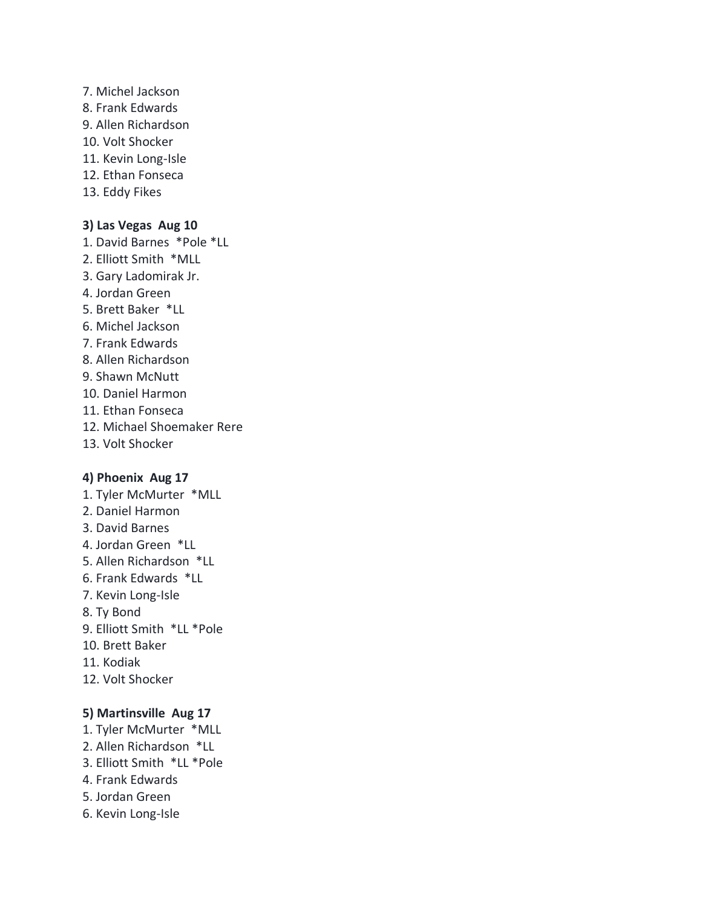7. Michel Jackson
8. Frank Edwards
9. Allen Richardson
10. Volt Shocker
11. Kevin Long-Isle
12. Ethan Fonseca
13. Eddy Fikes

**3) Las Vegas  Aug 10**

1. David Barnes  *Pole *LL
2. Elliott Smith  *MLL
3. Gary Ladomirak Jr.
4. Jordan Green
5. Brett Baker  *LL
6. Michel Jackson
7. Frank Edwards
8. Allen Richardson
9. Shawn McNutt
10. Daniel Harmon
11. Ethan Fonseca
12. Michael Shoemaker Rere
13. Volt Shocker

**4) Phoenix  Aug 17**

1. Tyler McMurter  *MLL
2. Daniel Harmon
3. David Barnes
4. Jordan Green  *LL
5. Allen Richardson  *LL
6. Frank Edwards  *LL
7. Kevin Long-Isle
8. Ty Bond
9. Elliott Smith  *LL *Pole
10. Brett Baker
11. Kodiak
12. Volt Shocker

**5) Martinsville  Aug 17**

1. Tyler McMurter  *MLL
2. Allen Richardson  *LL
3. Elliott Smith  *LL *Pole
4. Frank Edwards
5. Jordan Green
6. Kevin Long-Isle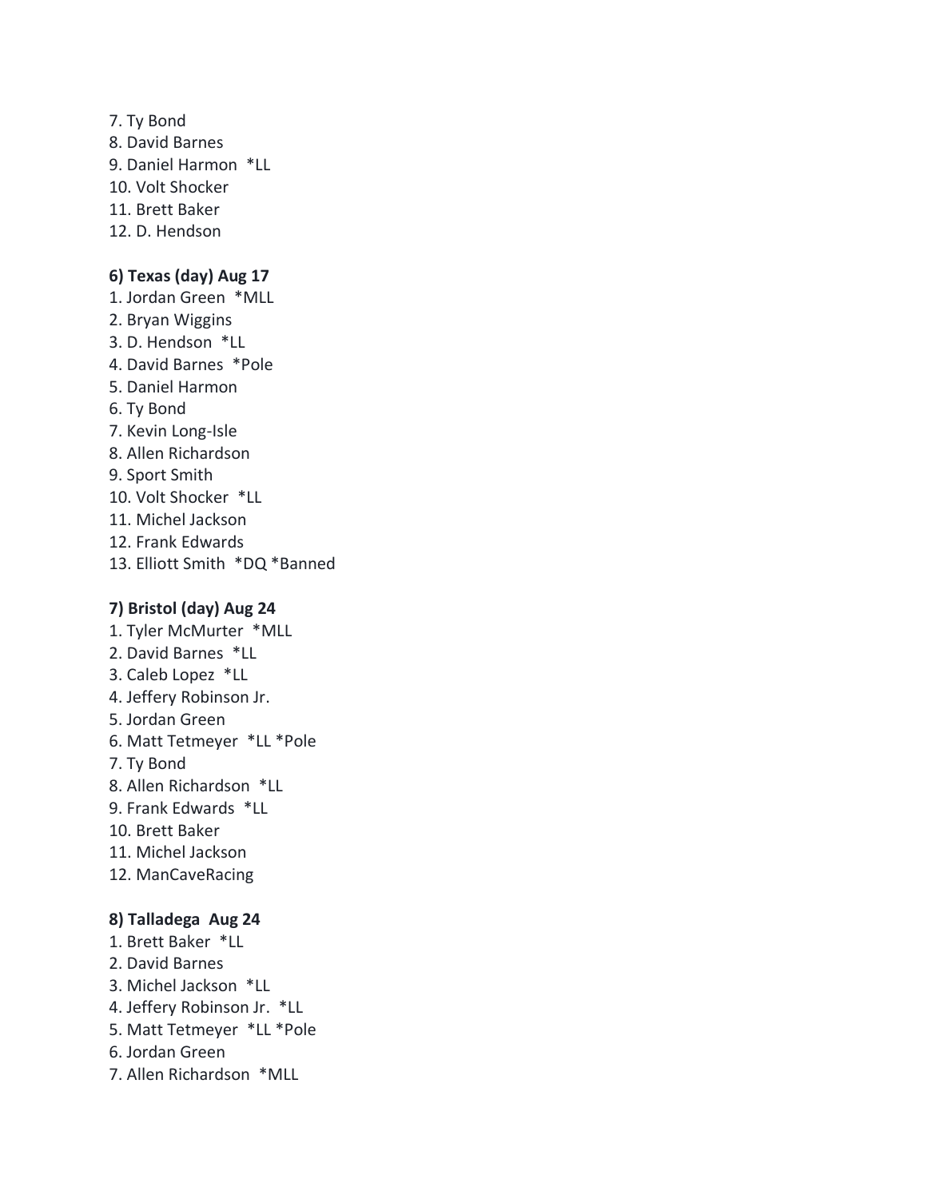7. Ty Bond
8. David Barnes
9. Daniel Harmon *LL
10. Volt Shocker
11. Brett Baker
12. D. Hendson

**6) Texas (day) Aug 17**

1. Jordan Green *MLL
2. Bryan Wiggins
3. D. Hendson *LL
4. David Barnes *Pole
5. Daniel Harmon
6. Ty Bond
7. Kevin Long-Isle
8. Allen Richardson
9. Sport Smith
10. Volt Shocker *LL
11. Michel Jackson
12. Frank Edwards
13. Elliott Smith *DQ *Banned

**7) Bristol (day) Aug 24**

1. Tyler McMurter *MLL
2. David Barnes *LL
3. Caleb Lopez *LL
4. Jeffery Robinson Jr.
5. Jordan Green
6. Matt Tetmeyer *LL *Pole
7. Ty Bond
8. Allen Richardson *LL
9. Frank Edwards *LL
10. Brett Baker
11. Michel Jackson
12. ManCaveRacing

**8) Talladega Aug 24**

1. Brett Baker *LL
2. David Barnes
3. Michel Jackson *LL
4. Jeffery Robinson Jr. *LL
5. Matt Tetmeyer *LL *Pole
6. Jordan Green
7. Allen Richardson *MLL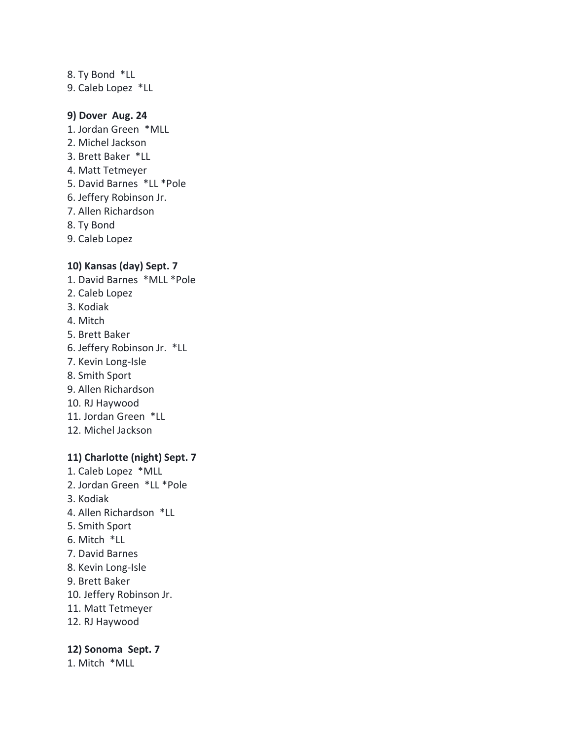8. Ty Bond  *LL
9. Caleb Lopez  *LL

**9) Dover  Aug. 24**

1. Jordan Green  *MLL
2. Michel Jackson
3. Brett Baker  *LL
4. Matt Tetmeyer
5. David Barnes  *LL *Pole
6. Jeffery Robinson Jr.
7. Allen Richardson
8. Ty Bond
9. Caleb Lopez

**10) Kansas (day) Sept. 7**

1. David Barnes  *MLL *Pole
2. Caleb Lopez
3. Kodiak
4. Mitch
5. Brett Baker
6. Jeffery Robinson Jr.  *LL
7. Kevin Long-Isle
8. Smith Sport
9. Allen Richardson
10. RJ Haywood
11. Jordan Green  *LL
12. Michel Jackson

**11) Charlotte (night) Sept. 7**

1. Caleb Lopez  *MLL
2. Jordan Green  *LL *Pole
3. Kodiak
4. Allen Richardson  *LL
5. Smith Sport
6. Mitch  *LL
7. David Barnes
8. Kevin Long-Isle
9. Brett Baker
10. Jeffery Robinson Jr.
11. Matt Tetmeyer
12. RJ Haywood

**12) Sonoma  Sept. 7**

1. Mitch  *MLL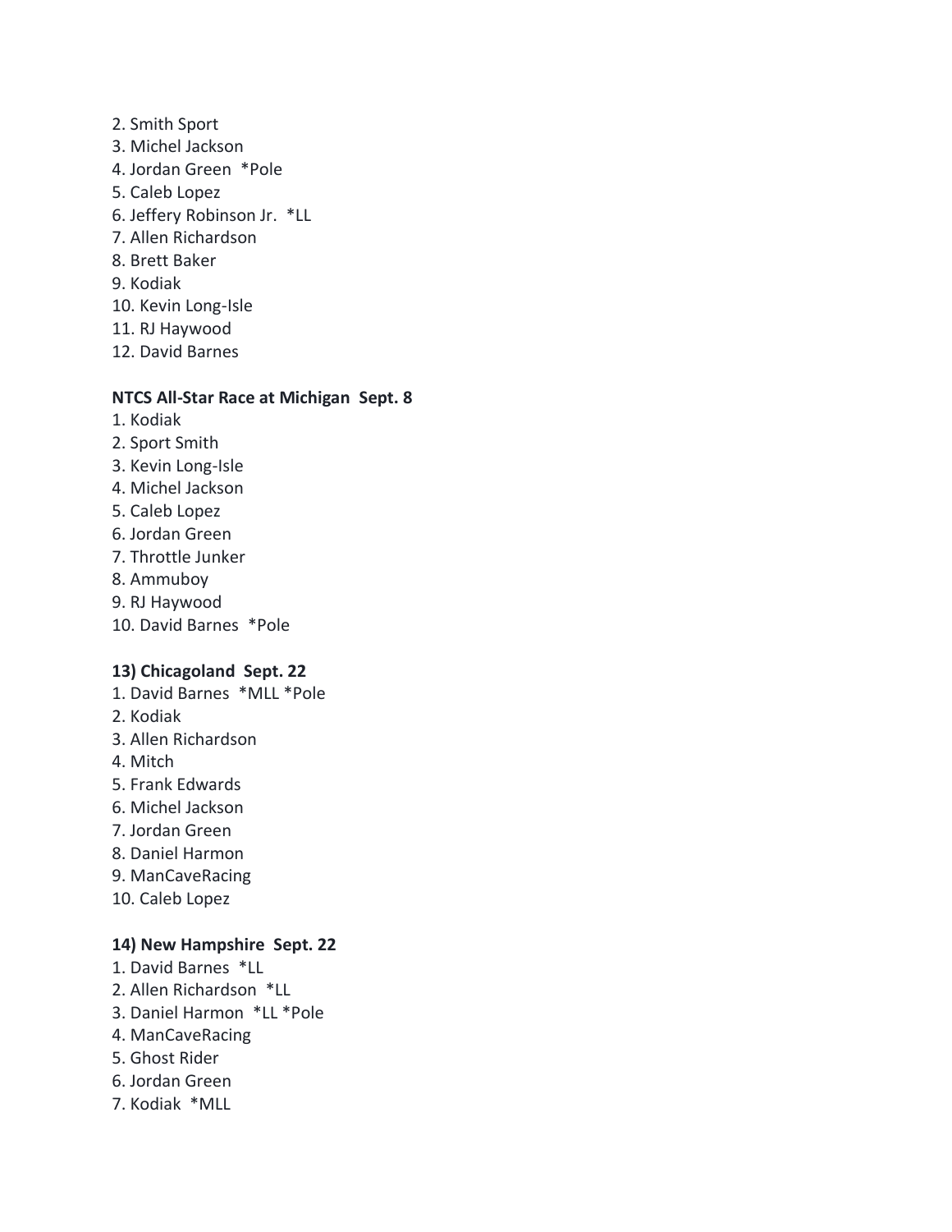2. Smith Sport
3. Michel Jackson
4. Jordan Green  *Pole
5. Caleb Lopez
6. Jeffery Robinson Jr.  *LL
7. Allen Richardson
8. Brett Baker
9. Kodiak
10. Kevin Long-Isle
11. RJ Haywood
12. David Barnes

**NTCS All-Star Race at Michigan  Sept. 8**

1. Kodiak
2. Sport Smith
3. Kevin Long-Isle
4. Michel Jackson
5. Caleb Lopez
6. Jordan Green
7. Throttle Junker
8. Ammuboy
9. RJ Haywood
10. David Barnes  *Pole

**13) Chicagoland  Sept. 22**

1. David Barnes  *MLL *Pole
2. Kodiak
3. Allen Richardson
4. Mitch
5. Frank Edwards
6. Michel Jackson
7. Jordan Green
8. Daniel Harmon
9. ManCaveRacing
10. Caleb Lopez

**14) New Hampshire  Sept. 22**

1. David Barnes  *LL
2. Allen Richardson  *LL
3. Daniel Harmon  *LL *Pole
4. ManCaveRacing
5. Ghost Rider
6. Jordan Green
7. Kodiak  *MLL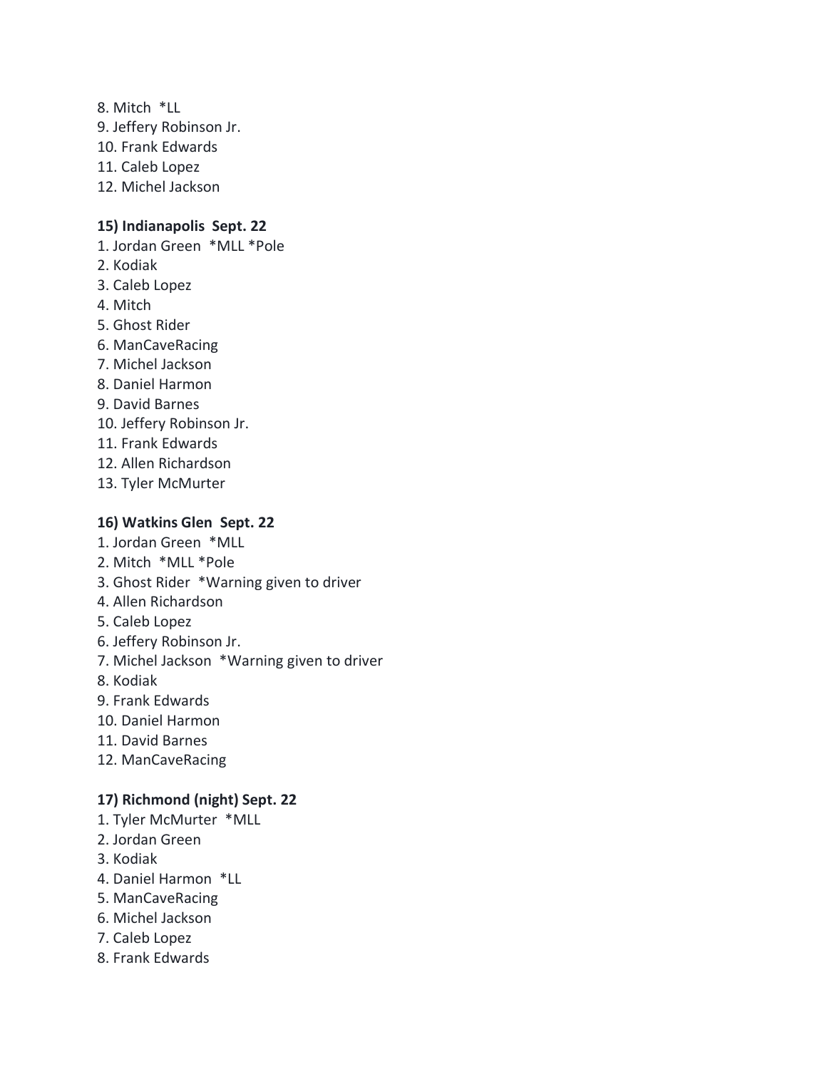8. Mitch  *LL
9. Jeffery Robinson Jr.
10. Frank Edwards
11. Caleb Lopez
12. Michel Jackson

**15) Indianapolis  Sept. 22**

1. Jordan Green  *MLL *Pole
2. Kodiak
3. Caleb Lopez
4. Mitch
5. Ghost Rider
6. ManCaveRacing
7. Michel Jackson
8. Daniel Harmon
9. David Barnes
10. Jeffery Robinson Jr.
11. Frank Edwards
12. Allen Richardson
13. Tyler McMurter

**16) Watkins Glen  Sept. 22**

1. Jordan Green  *MLL
2. Mitch  *MLL *Pole
3. Ghost Rider  *Warning given to driver
4. Allen Richardson
5. Caleb Lopez
6. Jeffery Robinson Jr.
7. Michel Jackson  *Warning given to driver
8. Kodiak
9. Frank Edwards
10. Daniel Harmon
11. David Barnes
12. ManCaveRacing

**17) Richmond (night) Sept. 22**

1. Tyler McMurter  *MLL
2. Jordan Green
3. Kodiak
4. Daniel Harmon  *LL
5. ManCaveRacing
6. Michel Jackson
7. Caleb Lopez
8. Frank Edwards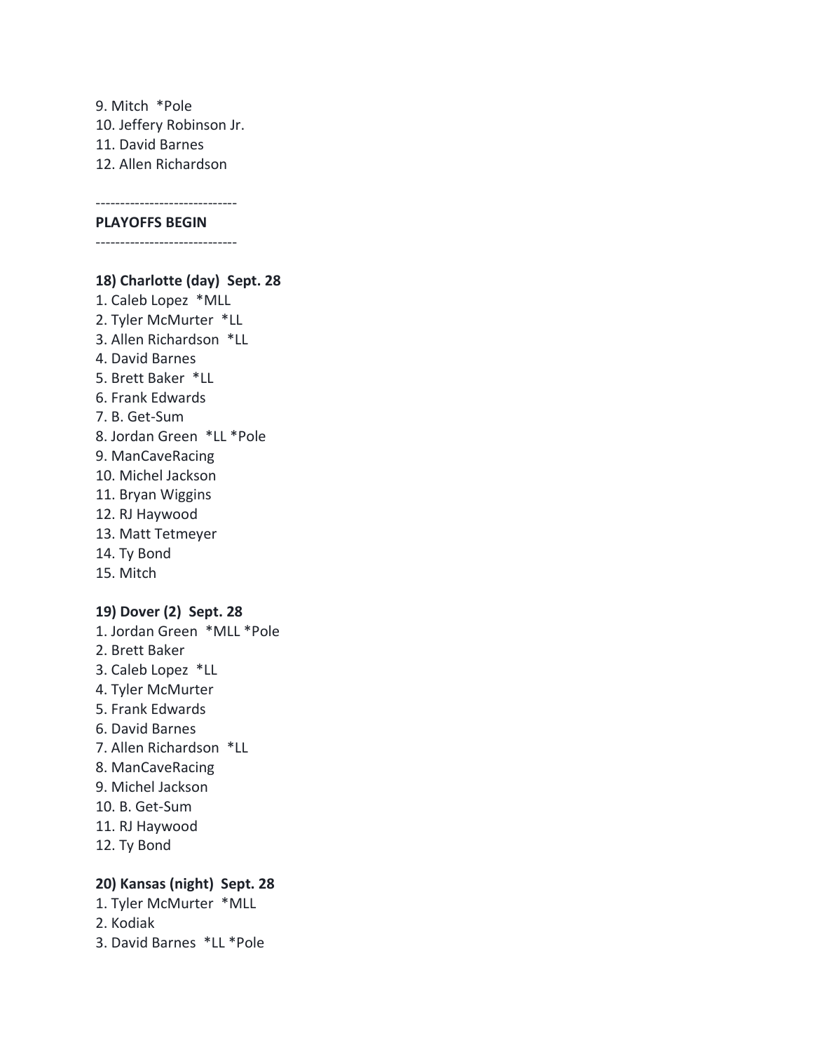9. Mitch *Pole
10. Jeffery Robinson Jr.
11. David Barnes
12. Allen Richardson

-----------------------------

**PLAYOFFS BEGIN**

-----------------------------

**18) Charlotte (day) Sept. 28**

1. Caleb Lopez *MLL
2. Tyler McMurter *LL
3. Allen Richardson *LL
4. David Barnes
5. Brett Baker *LL
6. Frank Edwards
7. B. Get-Sum
8. Jordan Green *LL *Pole
9. ManCaveRacing
10. Michel Jackson
11. Bryan Wiggins
12. RJ Haywood
13. Matt Tetmeyer
14. Ty Bond
15. Mitch

**19) Dover (2) Sept. 28**

1. Jordan Green *MLL *Pole
2. Brett Baker
3. Caleb Lopez *LL
4. Tyler McMurter
5. Frank Edwards
6. David Barnes
7. Allen Richardson *LL
8. ManCaveRacing
9. Michel Jackson
10. B. Get-Sum
11. RJ Haywood
12. Ty Bond

**20) Kansas (night) Sept. 28**

1. Tyler McMurter *MLL
2. Kodiak
3. David Barnes *LL *Pole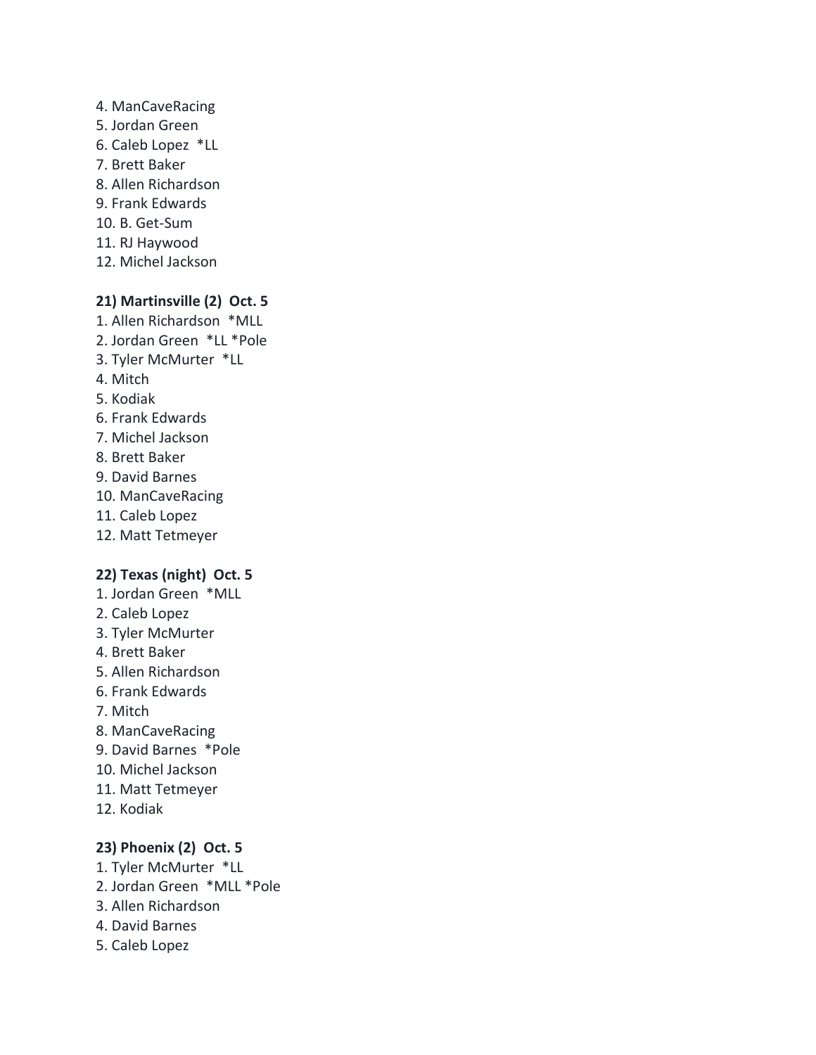4. ManCaveRacing
5. Jordan Green
6. Caleb Lopez *LL
7. Brett Baker
8. Allen Richardson
9. Frank Edwards
10. B. Get-Sum
11. RJ Haywood
12. Michel Jackson

**21) Martinsville (2) Oct. 5**

1. Allen Richardson *MLL
2. Jordan Green *LL *Pole
3. Tyler McMurter *LL
4. Mitch
5. Kodiak
6. Frank Edwards
7. Michel Jackson
8. Brett Baker
9. David Barnes
10. ManCaveRacing
11. Caleb Lopez
12. Matt Tetmeyer

**22) Texas (night) Oct. 5**

1. Jordan Green *MLL
2. Caleb Lopez
3. Tyler McMurter
4. Brett Baker
5. Allen Richardson
6. Frank Edwards
7. Mitch
8. ManCaveRacing
9. David Barnes *Pole
10. Michel Jackson
11. Matt Tetmeyer
12. Kodiak

**23) Phoenix (2) Oct. 5**

1. Tyler McMurter *LL
2. Jordan Green *MLL *Pole
3. Allen Richardson
4. David Barnes
5. Caleb Lopez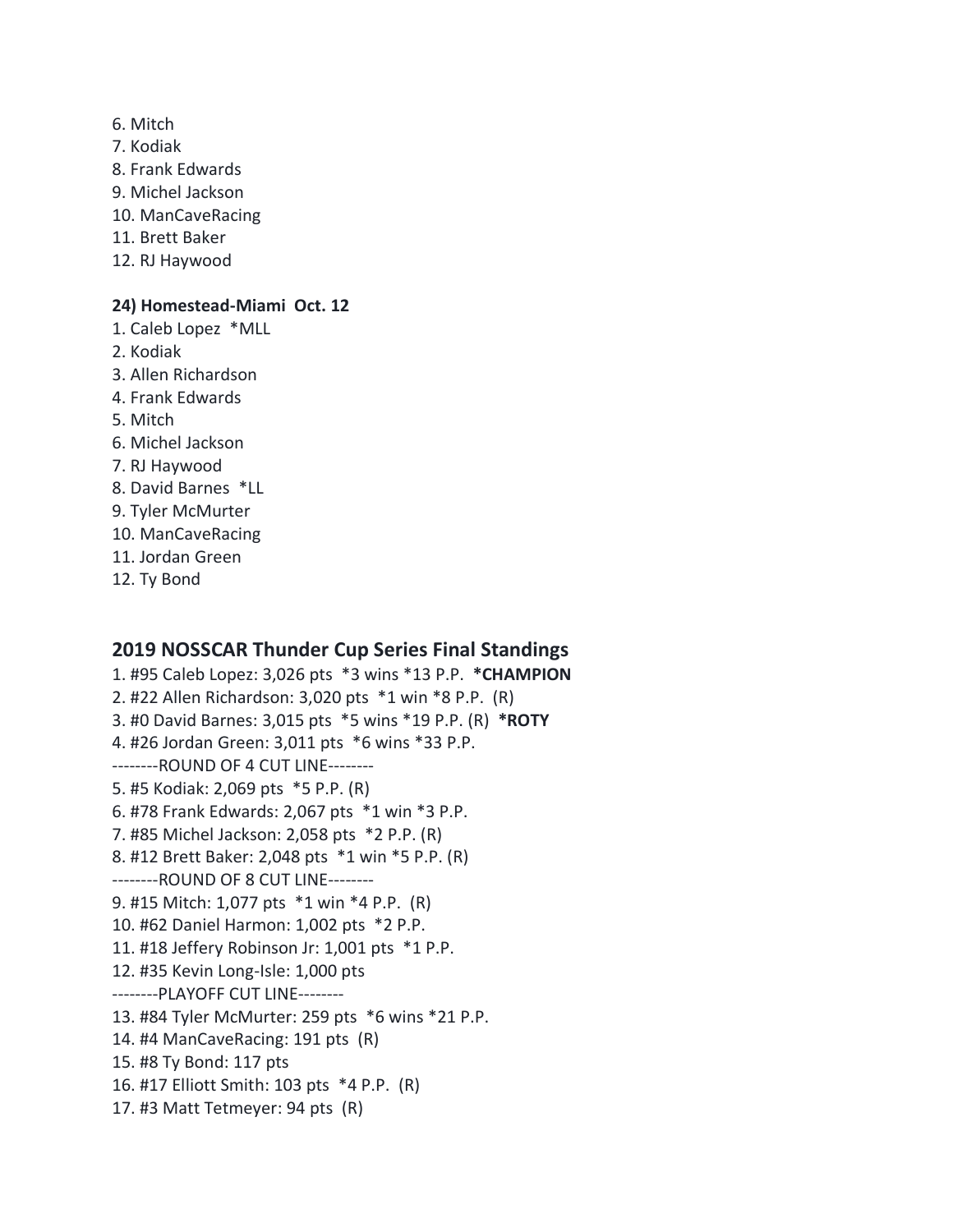6. Mitch
7. Kodiak
8. Frank Edwards
9. Michel Jackson
10. ManCaveRacing
11. Brett Baker
12. RJ Haywood

**24) Homestead-Miami Oct. 12**

1. Caleb Lopez *MLL
2. Kodiak
3. Allen Richardson
4. Frank Edwards
5. Mitch
6. Michel Jackson
7. RJ Haywood
8. David Barnes *LL
9. Tyler McMurter
10. ManCaveRacing
11. Jordan Green
12. Ty Bond

## 2019 NOSSCAR Thunder Cup Series Final Standings

1. #95 Caleb Lopez: 3,026 pts *3 wins *13 P.P. ***CHAMPION**
2. #22 Allen Richardson: 3,020 pts *1 win *8 P.P. (R)
3. #0 David Barnes: 3,015 pts *5 wins *19 P.P. (R) ***ROTY**
4. #26 Jordan Green: 3,011 pts *6 wins *33 P.P.

--------ROUND OF 4 CUT LINE--------

5. #5 Kodiak: 2,069 pts *5 P.P. (R)
6. #78 Frank Edwards: 2,067 pts *1 win *3 P.P.
7. #85 Michel Jackson: 2,058 pts *2 P.P. (R)
8. #12 Brett Baker: 2,048 pts *1 win *5 P.P. (R)

--------ROUND OF 8 CUT LINE--------

9. #15 Mitch: 1,077 pts *1 win *4 P.P. (R)
10. #62 Daniel Harmon: 1,002 pts *2 P.P.
11. #18 Jeffery Robinson Jr: 1,001 pts *1 P.P.
12. #35 Kevin Long-Isle: 1,000 pts

--------PLAYOFF CUT LINE--------

13. #84 Tyler McMurter: 259 pts *6 wins *21 P.P.
14. #4 ManCaveRacing: 191 pts (R)
15. #8 Ty Bond: 117 pts
16. #17 Elliott Smith: 103 pts *4 P.P. (R)
17. #3 Matt Tetmeyer: 94 pts (R)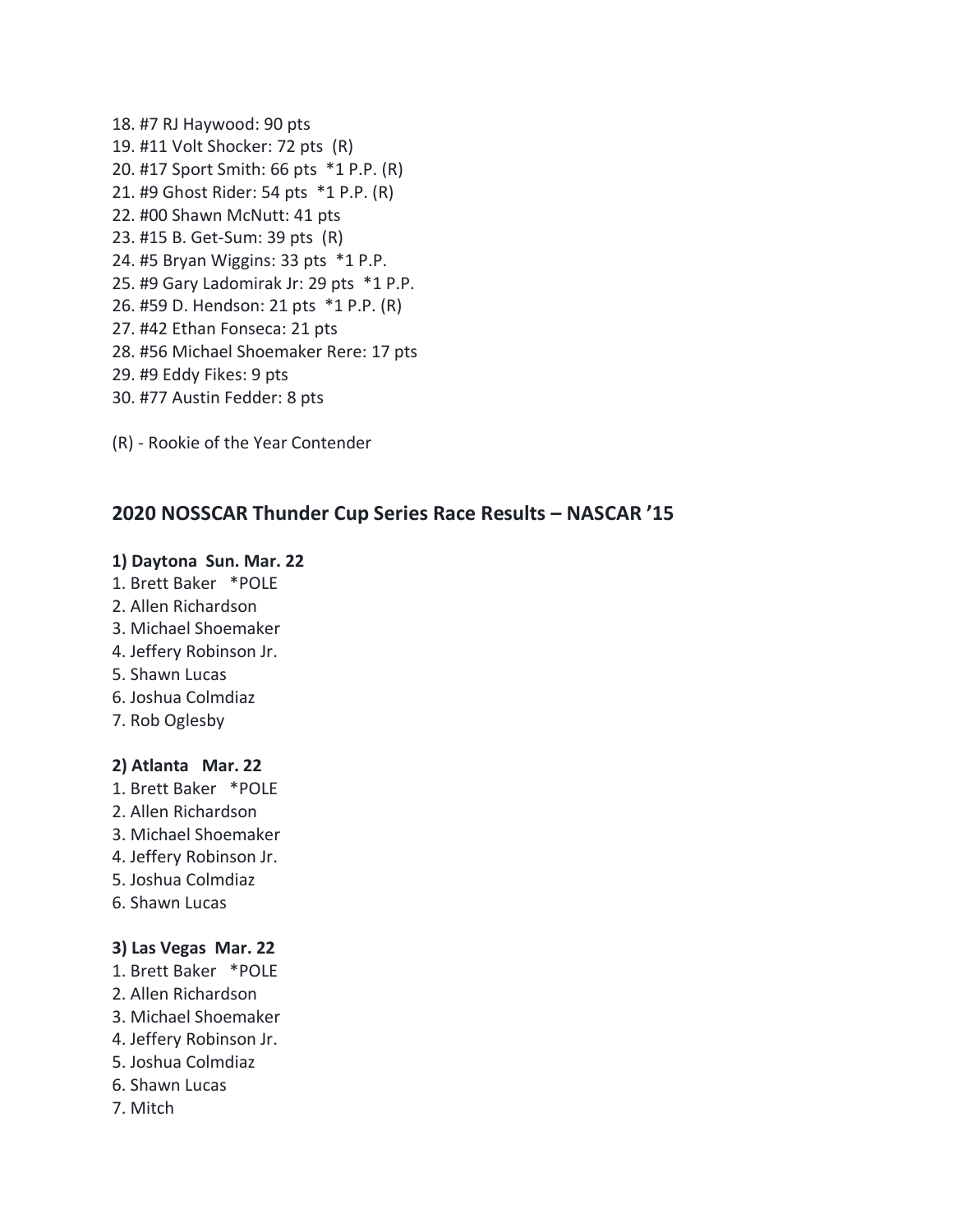18. #7 RJ Haywood: 90 pts
19. #11 Volt Shocker: 72 pts (R)
20. #17 Sport Smith: 66 pts *1 P.P. (R)
21. #9 Ghost Rider: 54 pts *1 P.P. (R)
22. #00 Shawn McNutt: 41 pts
23. #15 B. Get-Sum: 39 pts (R)
24. #5 Bryan Wiggins: 33 pts *1 P.P.
25. #9 Gary Ladomirak Jr: 29 pts *1 P.P.
26. #59 D. Hendson: 21 pts *1 P.P. (R)
27. #42 Ethan Fonseca: 21 pts
28. #56 Michael Shoemaker Rere: 17 pts
29. #9 Eddy Fikes: 9 pts
30. #77 Austin Fedder: 8 pts

(R) - Rookie of the Year Contender

## 2020 NOSSCAR Thunder Cup Series Race Results – NASCAR ’15

**1) Daytona Sun. Mar. 22**

1. Brett Baker *POLE
2. Allen Richardson
3. Michael Shoemaker
4. Jeffery Robinson Jr.
5. Shawn Lucas
6. Joshua Colmdiaz
7. Rob Oglesby

**2) Atlanta Mar. 22**

1. Brett Baker *POLE
2. Allen Richardson
3. Michael Shoemaker
4. Jeffery Robinson Jr.
5. Joshua Colmdiaz
6. Shawn Lucas

**3) Las Vegas Mar. 22**

1. Brett Baker *POLE
2. Allen Richardson
3. Michael Shoemaker
4. Jeffery Robinson Jr.
5. Joshua Colmdiaz
6. Shawn Lucas
7. Mitch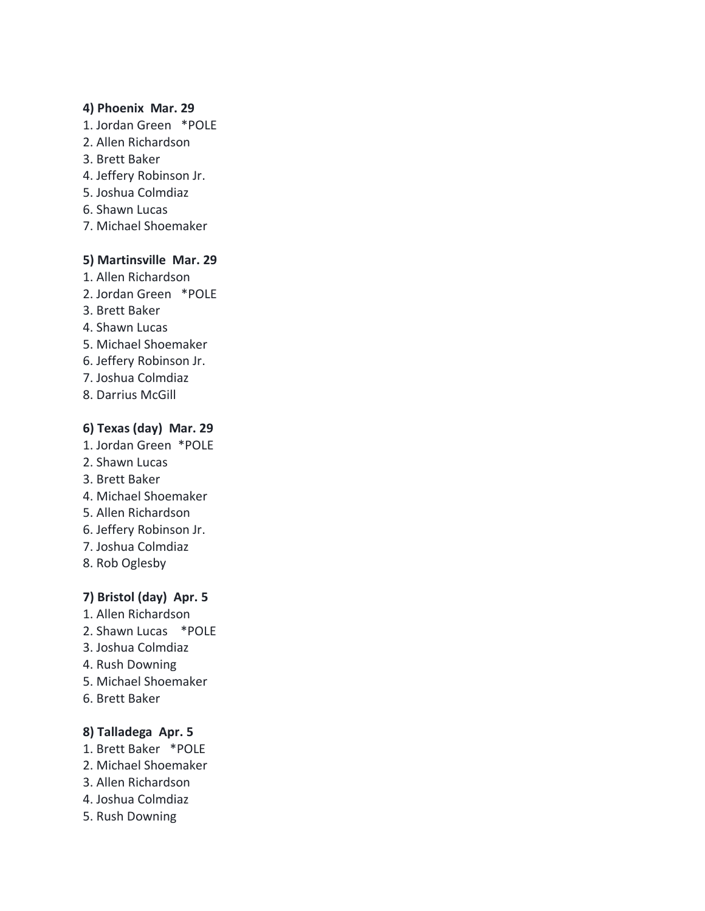**4) Phoenix Mar. 29**

1. Jordan Green *POLE
2. Allen Richardson
3. Brett Baker
4. Jeffery Robinson Jr.
5. Joshua Colmdiaz
6. Shawn Lucas
7. Michael Shoemaker

**5) Martinsville Mar. 29**

1. Allen Richardson
2. Jordan Green *POLE
3. Brett Baker
4. Shawn Lucas
5. Michael Shoemaker
6. Jeffery Robinson Jr.
7. Joshua Colmdiaz
8. Darrius McGill

**6) Texas (day) Mar. 29**

1. Jordan Green *POLE
2. Shawn Lucas
3. Brett Baker
4. Michael Shoemaker
5. Allen Richardson
6. Jeffery Robinson Jr.
7. Joshua Colmdiaz
8. Rob Oglesby

**7) Bristol (day) Apr. 5**

1. Allen Richardson
2. Shawn Lucas *POLE
3. Joshua Colmdiaz
4. Rush Downing
5. Michael Shoemaker
6. Brett Baker

**8) Talladega Apr. 5**

1. Brett Baker *POLE
2. Michael Shoemaker
3. Allen Richardson
4. Joshua Colmdiaz
5. Rush Downing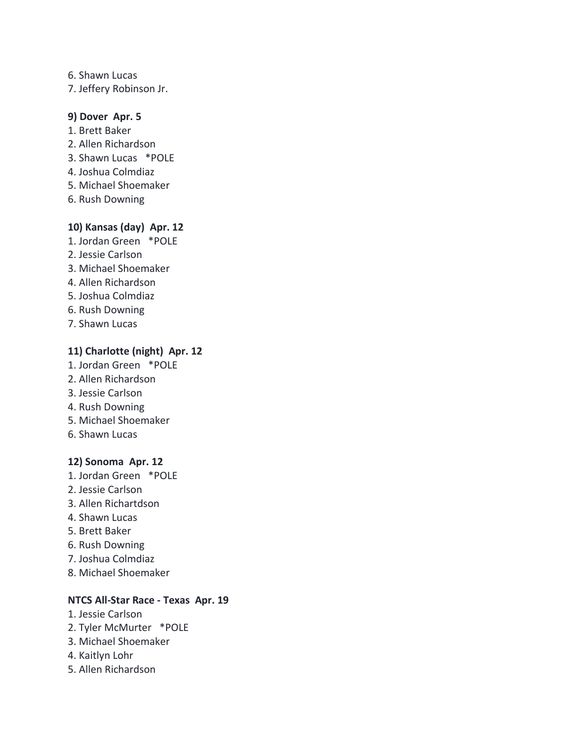6. Shawn Lucas
7. Jeffery Robinson Jr.

**9) Dover Apr. 5**

1. Brett Baker
2. Allen Richardson
3. Shawn Lucas *POLE
4. Joshua Colmdiaz
5. Michael Shoemaker
6. Rush Downing

**10) Kansas (day) Apr. 12**

1. Jordan Green *POLE
2. Jessie Carlson
3. Michael Shoemaker
4. Allen Richardson
5. Joshua Colmdiaz
6. Rush Downing
7. Shawn Lucas

**11) Charlotte (night) Apr. 12**

1. Jordan Green *POLE
2. Allen Richardson
3. Jessie Carlson
4. Rush Downing
5. Michael Shoemaker
6. Shawn Lucas

**12) Sonoma Apr. 12**

1. Jordan Green *POLE
2. Jessie Carlson
3. Allen Richartdson
4. Shawn Lucas
5. Brett Baker
6. Rush Downing
7. Joshua Colmdiaz
8. Michael Shoemaker

**NTCS All-Star Race - Texas Apr. 19**

1. Jessie Carlson
2. Tyler McMurter *POLE
3. Michael Shoemaker
4. Kaitlyn Lohr
5. Allen Richardson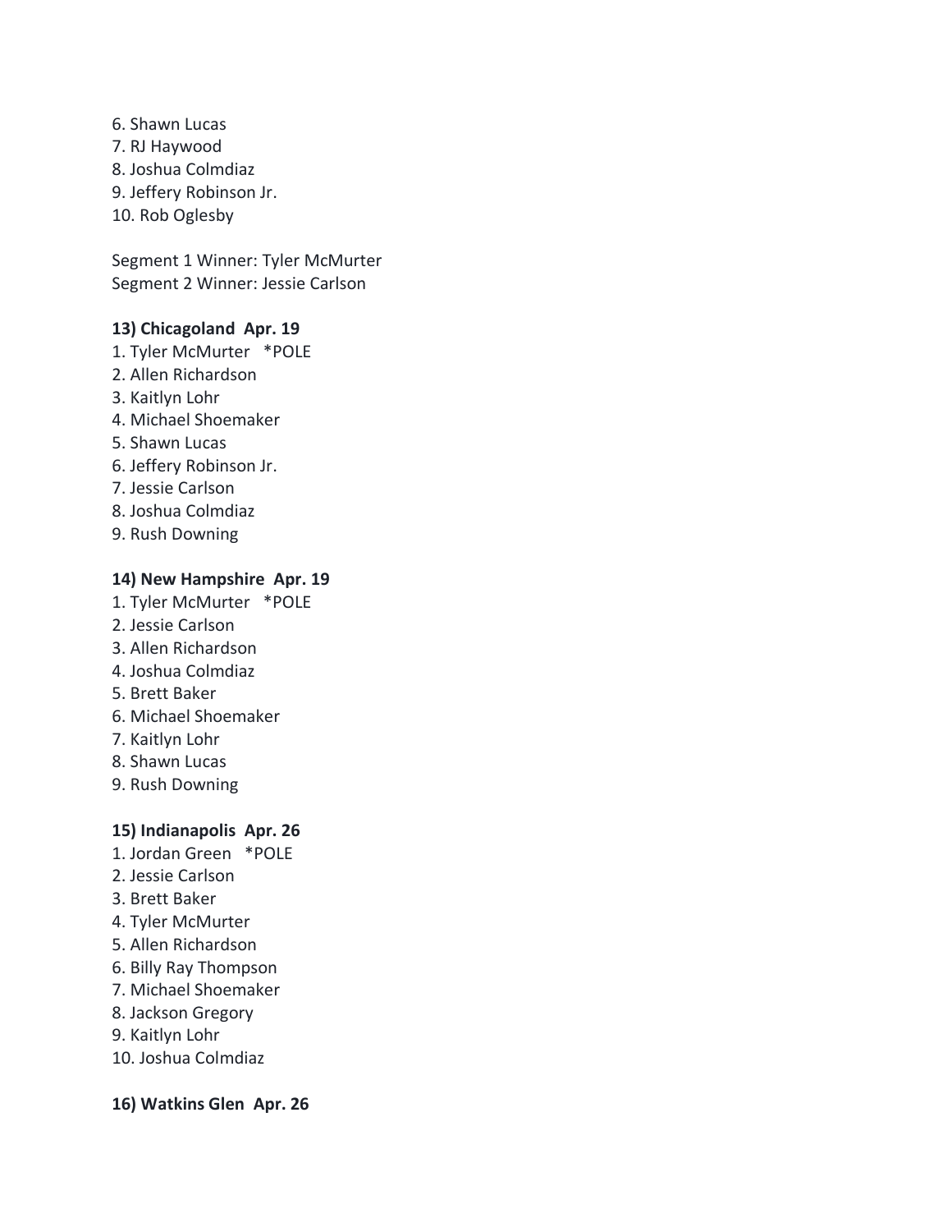6. Shawn Lucas
7. RJ Haywood
8. Joshua Colmdiaz
9. Jeffery Robinson Jr.
10. Rob Oglesby

Segment 1 Winner: Tyler McMurter
Segment 2 Winner: Jessie Carlson

**13) Chicagoland Apr. 19**

1. Tyler McMurter *POLE
2. Allen Richardson
3. Kaitlyn Lohr
4. Michael Shoemaker
5. Shawn Lucas
6. Jeffery Robinson Jr.
7. Jessie Carlson
8. Joshua Colmdiaz
9. Rush Downing

**14) New Hampshire Apr. 19**

1. Tyler McMurter *POLE
2. Jessie Carlson
3. Allen Richardson
4. Joshua Colmdiaz
5. Brett Baker
6. Michael Shoemaker
7. Kaitlyn Lohr
8. Shawn Lucas
9. Rush Downing

**15) Indianapolis Apr. 26**

1. Jordan Green *POLE
2. Jessie Carlson
3. Brett Baker
4. Tyler McMurter
5. Allen Richardson
6. Billy Ray Thompson
7. Michael Shoemaker
8. Jackson Gregory
9. Kaitlyn Lohr
10. Joshua Colmdiaz

**16) Watkins Glen Apr. 26**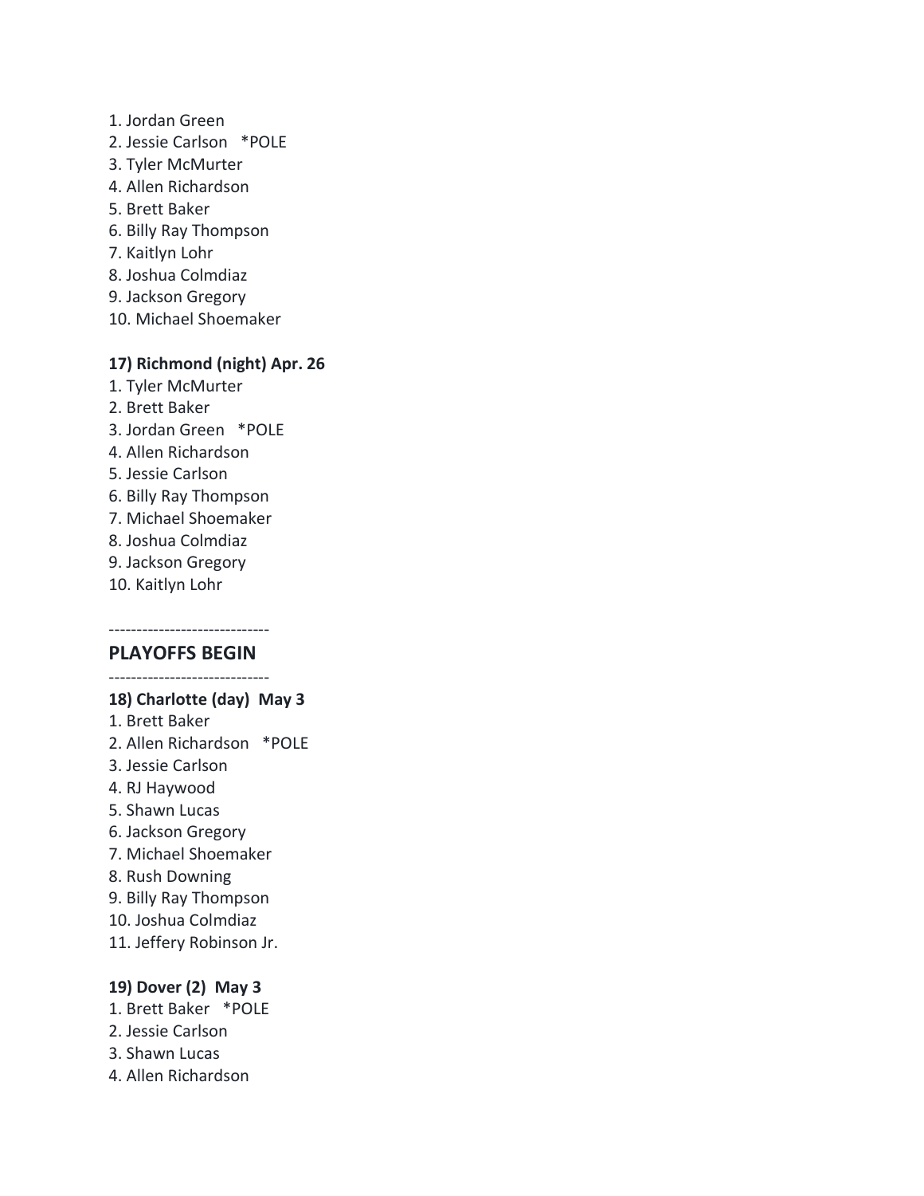1. Jordan Green
2. Jessie Carlson *POLE
3. Tyler McMurter
4. Allen Richardson
5. Brett Baker
6. Billy Ray Thompson
7. Kaitlyn Lohr
8. Joshua Colmdiaz
9. Jackson Gregory
10. Michael Shoemaker

**17) Richmond (night) Apr. 26**

1. Tyler McMurter
2. Brett Baker
3. Jordan Green *POLE
4. Allen Richardson
5. Jessie Carlson
6. Billy Ray Thompson
7. Michael Shoemaker
8. Joshua Colmdiaz
9. Jackson Gregory
10. Kaitlyn Lohr

-----------------------------

## PLAYOFFS BEGIN

-----------------------------

**18) Charlotte (day) May 3**

1. Brett Baker
2. Allen Richardson *POLE
3. Jessie Carlson
4. RJ Haywood
5. Shawn Lucas
6. Jackson Gregory
7. Michael Shoemaker
8. Rush Downing
9. Billy Ray Thompson
10. Joshua Colmdiaz
11. Jeffery Robinson Jr.

**19) Dover (2) May 3**

1. Brett Baker *POLE
2. Jessie Carlson
3. Shawn Lucas
4. Allen Richardson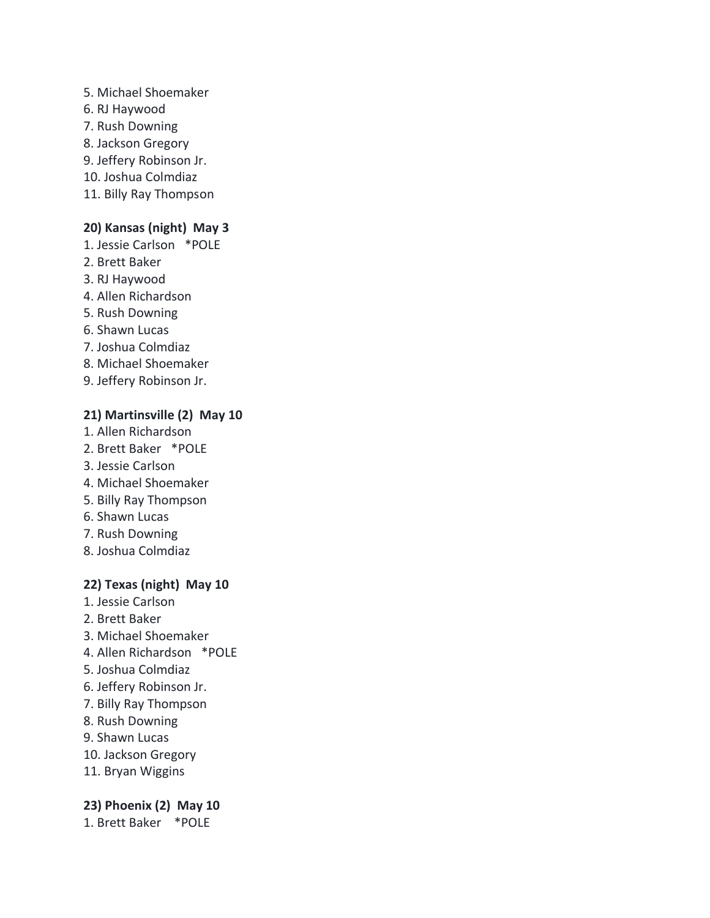5. Michael Shoemaker
6. RJ Haywood
7. Rush Downing
8. Jackson Gregory
9. Jeffery Robinson Jr.
10. Joshua Colmdiaz
11. Billy Ray Thompson

**20) Kansas (night)  May 3**

1. Jessie Carlson   *POLE
2. Brett Baker
3. RJ Haywood
4. Allen Richardson
5. Rush Downing
6. Shawn Lucas
7. Joshua Colmdiaz
8. Michael Shoemaker
9. Jeffery Robinson Jr.

**21) Martinsville (2)  May 10**

1. Allen Richardson
2. Brett Baker   *POLE
3. Jessie Carlson
4. Michael Shoemaker
5. Billy Ray Thompson
6. Shawn Lucas
7. Rush Downing
8. Joshua Colmdiaz

**22) Texas (night)  May 10**

1. Jessie Carlson
2. Brett Baker
3. Michael Shoemaker
4. Allen Richardson   *POLE
5. Joshua Colmdiaz
6. Jeffery Robinson Jr.
7. Billy Ray Thompson
8. Rush Downing
9. Shawn Lucas
10. Jackson Gregory
11. Bryan Wiggins

**23) Phoenix (2)  May 10**

1. Brett Baker   *POLE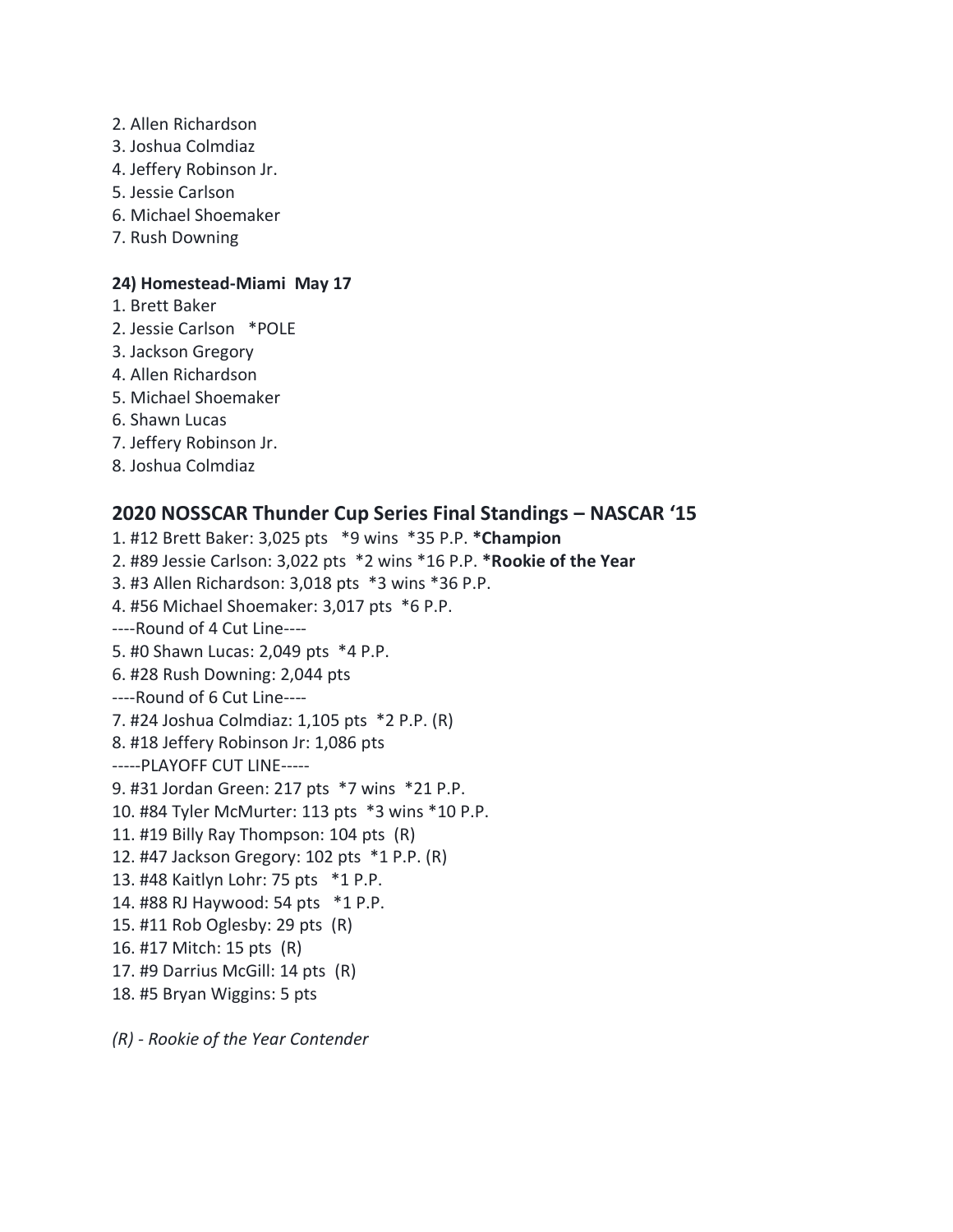2. Allen Richardson
3. Joshua Colmdiaz
4. Jeffery Robinson Jr.
5. Jessie Carlson
6. Michael Shoemaker
7. Rush Downing

**24) Homestead-Miami May 17**

1. Brett Baker
2. Jessie Carlson *POLE
3. Jackson Gregory
4. Allen Richardson
5. Michael Shoemaker
6. Shawn Lucas
7. Jeffery Robinson Jr.
8. Joshua Colmdiaz

## 2020 NOSSCAR Thunder Cup Series Final Standings – NASCAR '15

1. #12 Brett Baker: 3,025 pts *9 wins *35 P.P. ***Champion**
2. #89 Jessie Carlson: 3,022 pts *2 wins *16 P.P. ***Rookie of the Year**
3. #3 Allen Richardson: 3,018 pts *3 wins *36 P.P.
4. #56 Michael Shoemaker: 3,017 pts *6 P.P.

----Round of 4 Cut Line----

5. #0 Shawn Lucas: 2,049 pts *4 P.P.
6. #28 Rush Downing: 2,044 pts

----Round of 6 Cut Line----

7. #24 Joshua Colmdiaz: 1,105 pts *2 P.P. (R)
8. #18 Jeffery Robinson Jr: 1,086 pts

-----PLAYOFF CUT LINE-----

9. #31 Jordan Green: 217 pts *7 wins *21 P.P.
10. #84 Tyler McMurter: 113 pts *3 wins *10 P.P.
11. #19 Billy Ray Thompson: 104 pts (R)
12. #47 Jackson Gregory: 102 pts *1 P.P. (R)
13. #48 Kaitlyn Lohr: 75 pts *1 P.P.
14. #88 RJ Haywood: 54 pts *1 P.P.
15. #11 Rob Oglesby: 29 pts (R)
16. #17 Mitch: 15 pts (R)
17. #9 Darrius McGill: 14 pts (R)
18. #5 Bryan Wiggins: 5 pts

*(R) - Rookie of the Year Contender*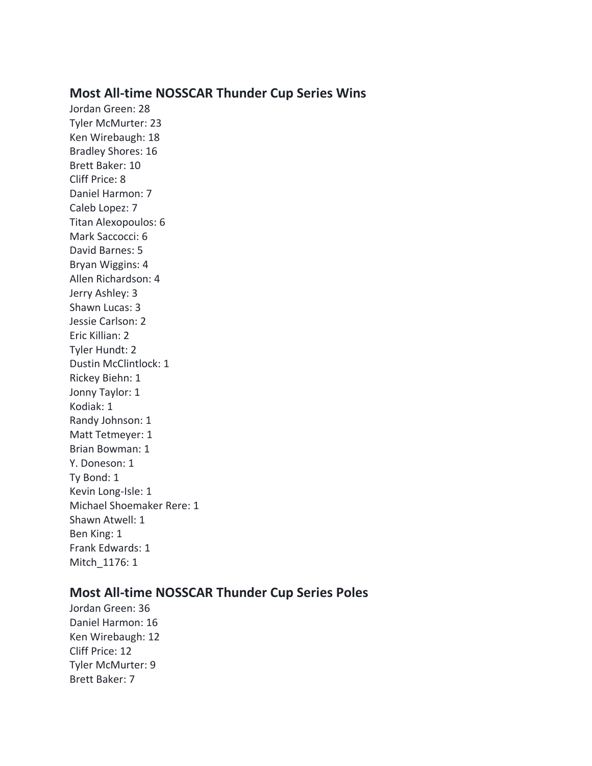## Most All-time NOSSCAR Thunder Cup Series Wins

Jordan Green: 28
Tyler McMurter: 23
Ken Wirebaugh: 18
Bradley Shores: 16
Brett Baker: 10
Cliff Price: 8
Daniel Harmon: 7
Caleb Lopez: 7
Titan Alexopoulos: 6
Mark Saccocci: 6
David Barnes: 5
Bryan Wiggins: 4
Allen Richardson: 4
Jerry Ashley: 3
Shawn Lucas: 3
Jessie Carlson: 2
Eric Killian: 2
Tyler Hundt: 2
Dustin McClintlock: 1
Rickey Biehn: 1
Jonny Taylor: 1
Kodiak: 1
Randy Johnson: 1
Matt Tetmeyer: 1
Brian Bowman: 1
Y. Doneson: 1
Ty Bond: 1
Kevin Long-Isle: 1
Michael Shoemaker Rere: 1
Shawn Atwell: 1
Ben King: 1
Frank Edwards: 1
Mitch_1176: 1

## Most All-time NOSSCAR Thunder Cup Series Poles

Jordan Green: 36
Daniel Harmon: 16
Ken Wirebaugh: 12
Cliff Price: 12
Tyler McMurter: 9
Brett Baker: 7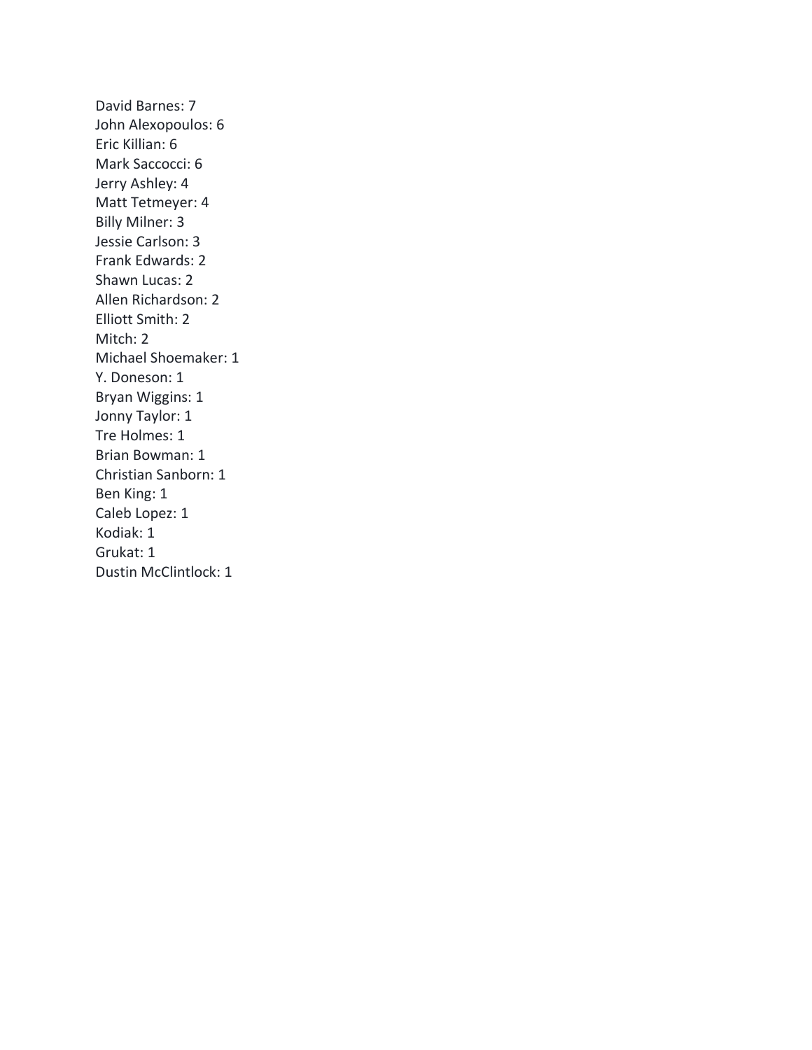David Barnes: 7
John Alexopoulos: 6
Eric Killian: 6
Mark Saccocci: 6
Jerry Ashley: 4
Matt Tetmeyer: 4
Billy Milner: 3
Jessie Carlson: 3
Frank Edwards: 2
Shawn Lucas: 2
Allen Richardson: 2
Elliott Smith: 2
Mitch: 2
Michael Shoemaker: 1
Y. Doneson: 1
Bryan Wiggins: 1
Jonny Taylor: 1
Tre Holmes: 1
Brian Bowman: 1
Christian Sanborn: 1
Ben King: 1
Caleb Lopez: 1
Kodiak: 1
Grukat: 1
Dustin McClintlock: 1